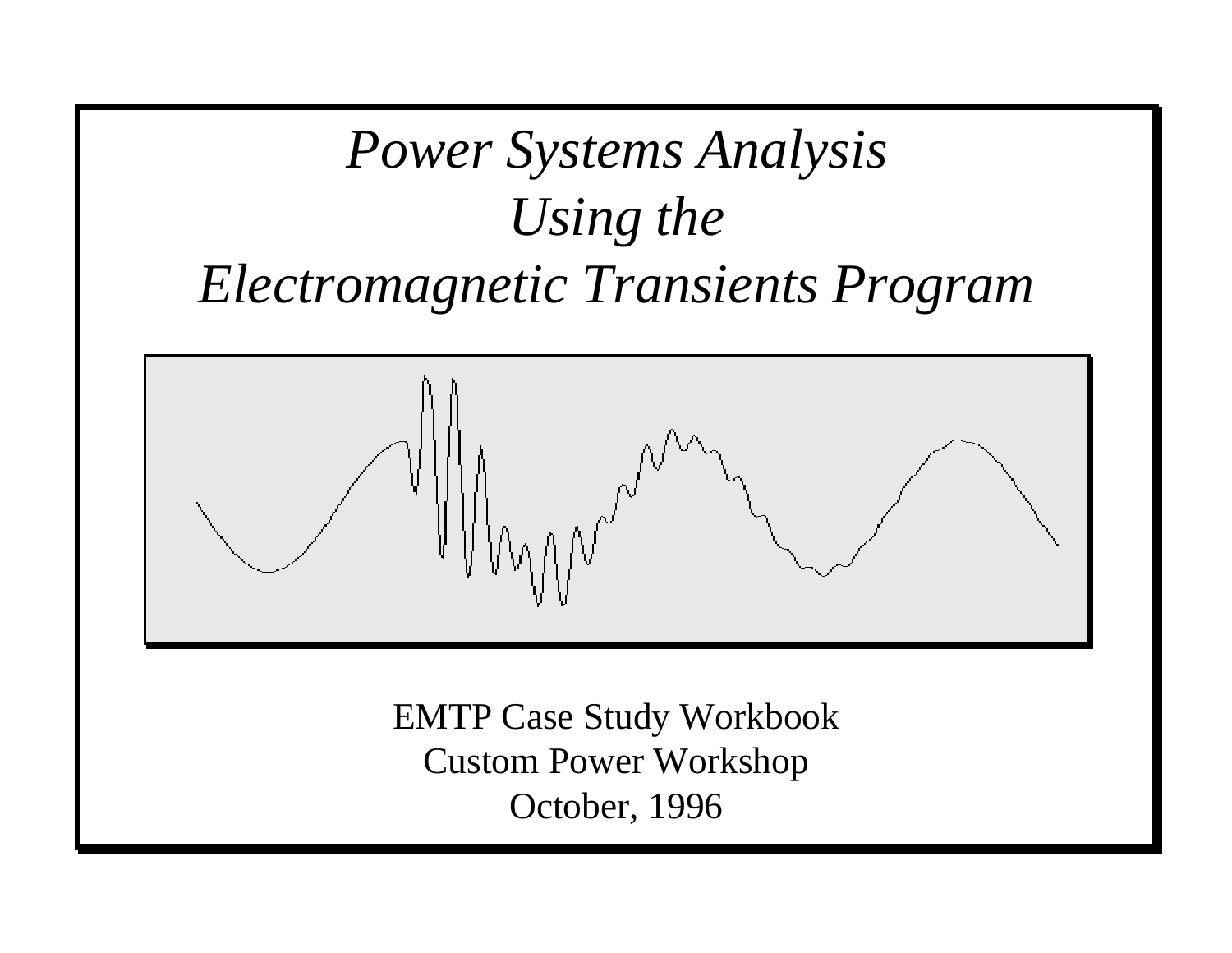# *Power Systems Analysis Using the Electromagnetic Transients Program*

EMTP Case Study Workbook
Custom Power Workshop
October, 1996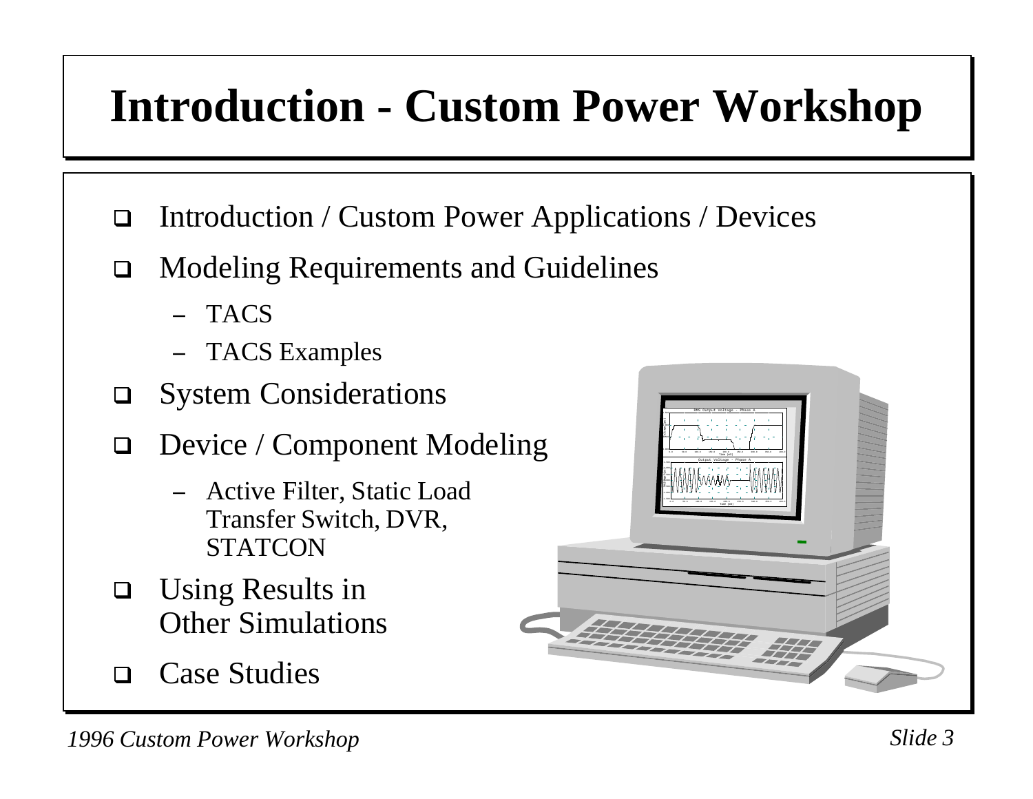# Introduction - Custom Power Workshop

- Introduction / Custom Power Applications / Devices
- Modeling Requirements and Guidelines
  - TACS
  - TACS Examples
- System Considerations
- Device / Component Modeling
  - Active Filter, Static Load Transfer Switch, DVR, STATCON
- Using Results in Other Simulations
- Case Studies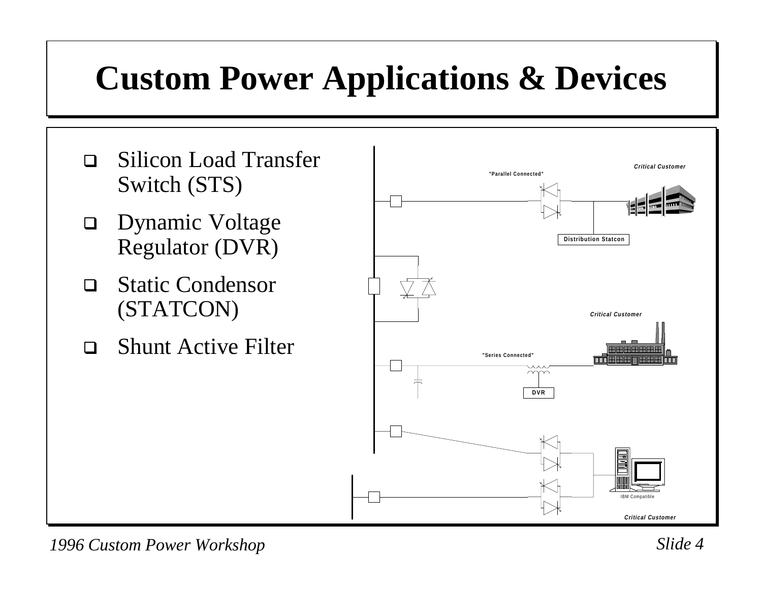# Custom Power Applications & Devices

- Silicon Load Transfer Switch (STS)
- Dynamic Voltage Regulator (DVR)
- Static Condensor (STATCON)
- Shunt Active Filter

"Parallel Connected"

Critical Customer

Distribution Statcon

Critical Customer

"Series Connected"

DVR

IBM Compatible

Critical Customer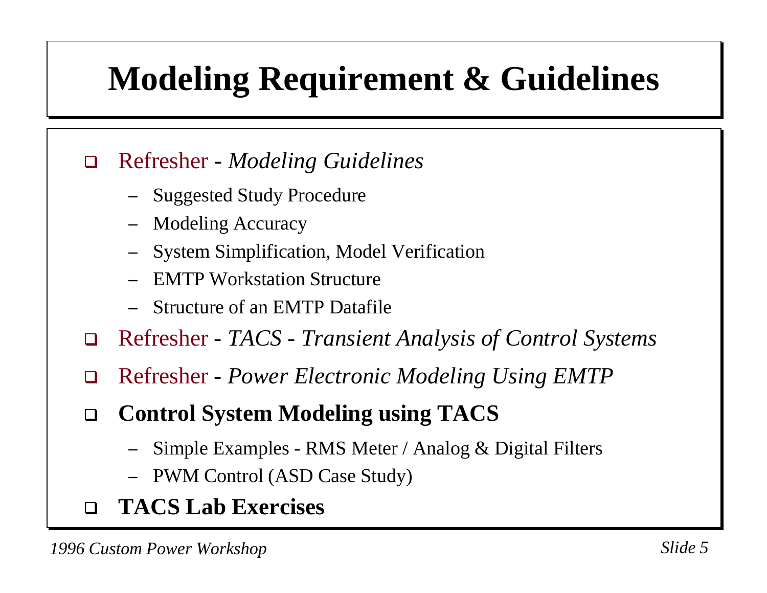# Modeling Requirement & Guidelines

- Refresher - *Modeling Guidelines*
  - Suggested Study Procedure
  - Modeling Accuracy
  - System Simplification, Model Verification
  - EMTP Workstation Structure
  - Structure of an EMTP Datafile
- Refresher - *TACS - Transient Analysis of Control Systems*
- Refresher - *Power Electronic Modeling Using EMTP*
- **Control System Modeling using TACS**
  - Simple Examples - RMS Meter / Analog & Digital Filters
  - PWM Control (ASD Case Study)
- **TACS Lab Exercises**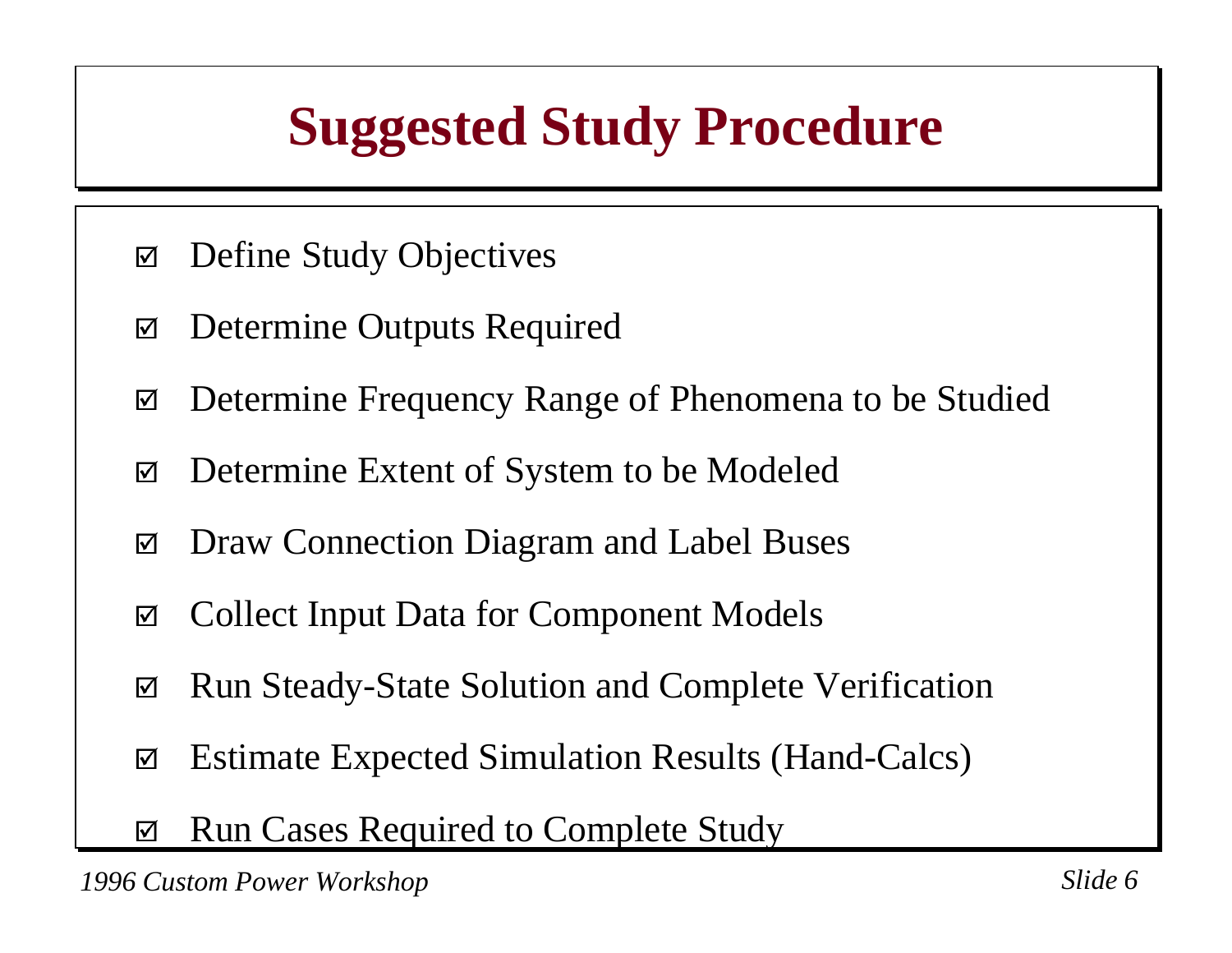# Suggested Study Procedure

- ☑ Define Study Objectives
- ☑ Determine Outputs Required
- ☑ Determine Frequency Range of Phenomena to be Studied
- ☑ Determine Extent of System to be Modeled
- ☑ Draw Connection Diagram and Label Buses
- ☑ Collect Input Data for Component Models
- ☑ Run Steady-State Solution and Complete Verification
- ☑ Estimate Expected Simulation Results (Hand-Calcs)
- ☑ Run Cases Required to Complete Study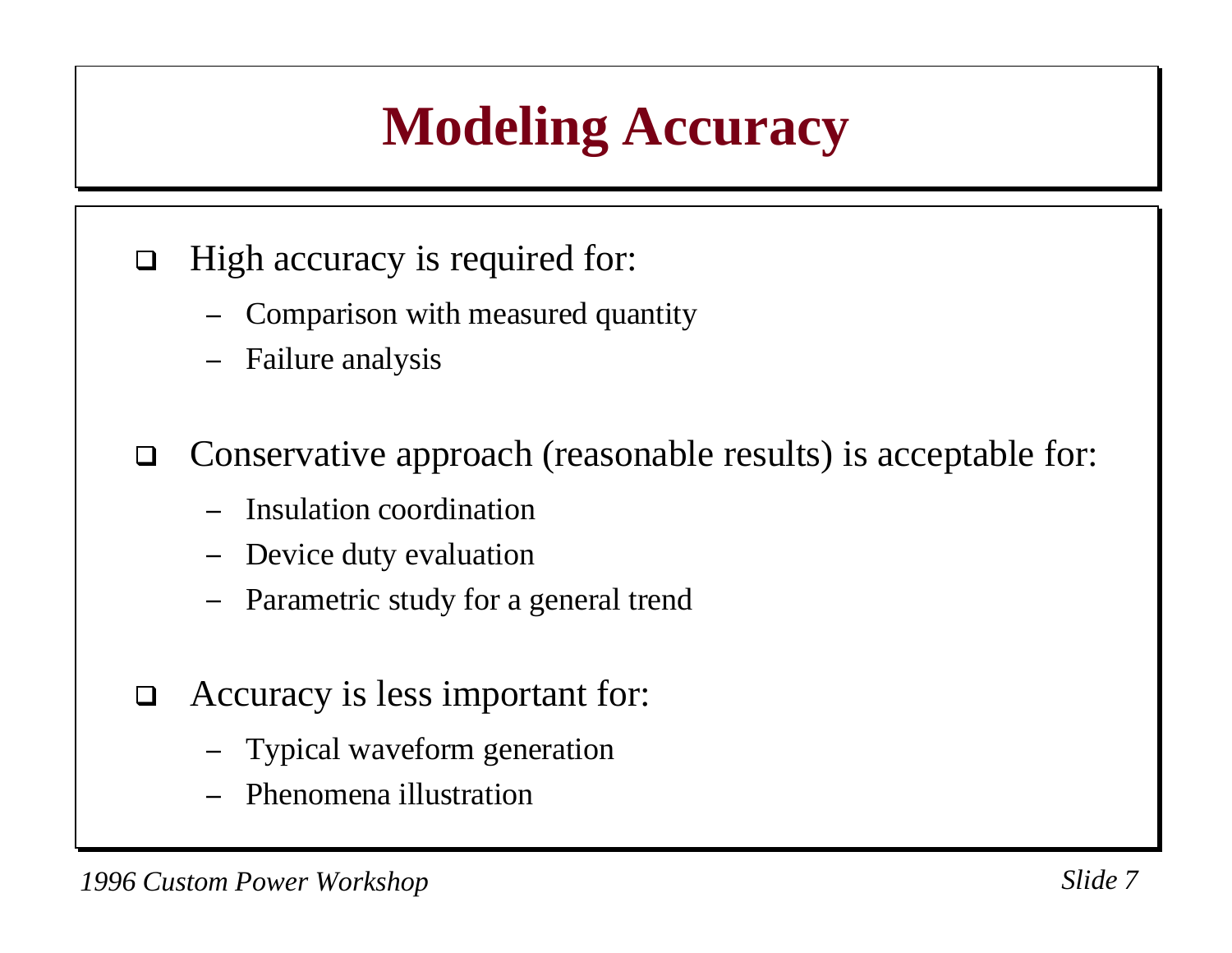# Modeling Accuracy

- High accuracy is required for:
  - Comparison with measured quantity
  - Failure analysis
- Conservative approach (reasonable results) is acceptable for:
  - Insulation coordination
  - Device duty evaluation
  - Parametric study for a general trend
- Accuracy is less important for:
  - Typical waveform generation
  - Phenomena illustration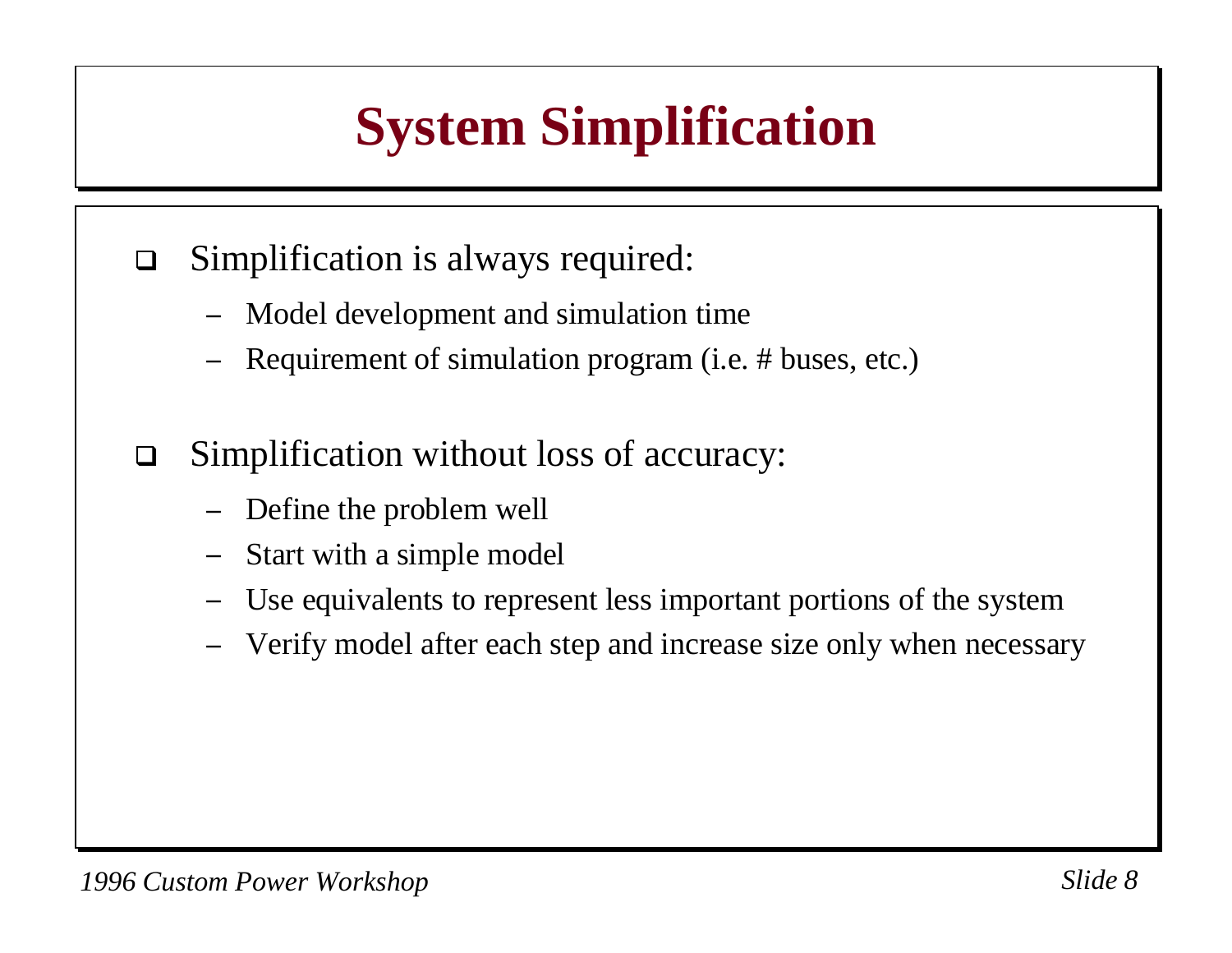# System Simplification

- Simplification is always required:
  - Model development and simulation time
  - Requirement of simulation program (i.e. # buses, etc.)

- Simplification without loss of accuracy:
  - Define the problem well
  - Start with a simple model
  - Use equivalents to represent less important portions of the system
  - Verify model after each step and increase size only when necessary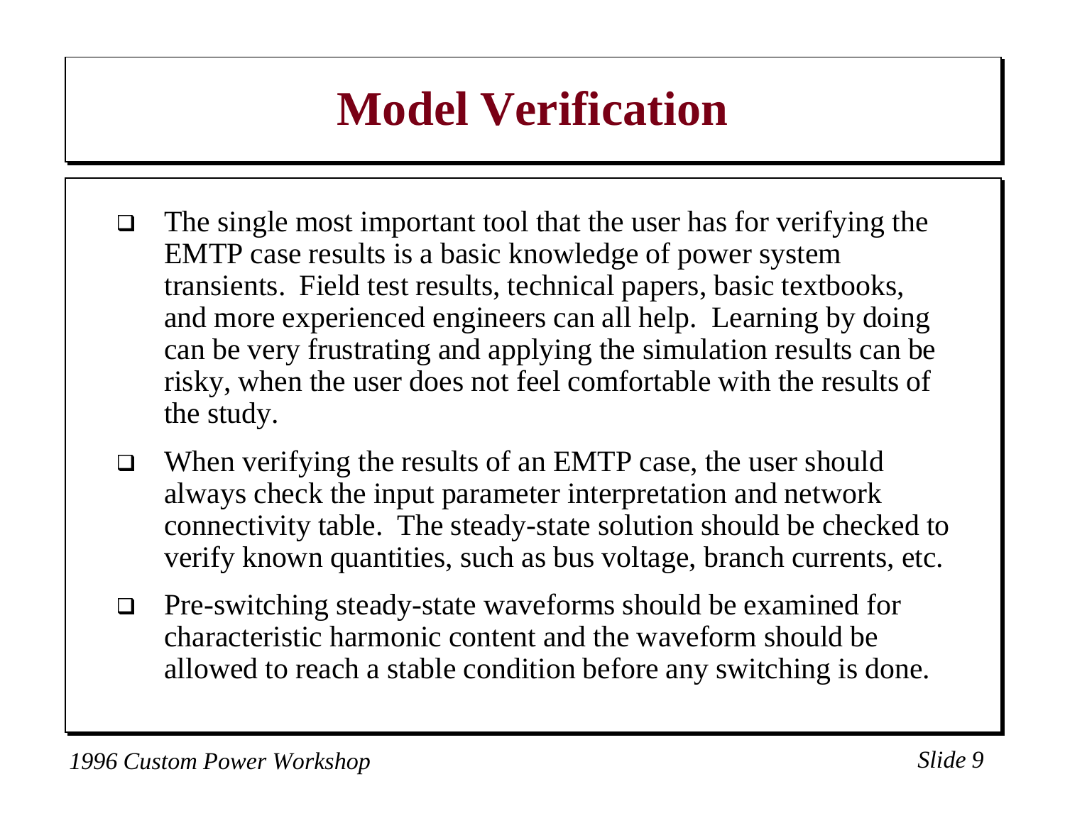# Model Verification

- The single most important tool that the user has for verifying the EMTP case results is a basic knowledge of power system transients. Field test results, technical papers, basic textbooks, and more experienced engineers can all help. Learning by doing can be very frustrating and applying the simulation results can be risky, when the user does not feel comfortable with the results of the study.
- When verifying the results of an EMTP case, the user should always check the input parameter interpretation and network connectivity table. The steady-state solution should be checked to verify known quantities, such as bus voltage, branch currents, etc.
- Pre-switching steady-state waveforms should be examined for characteristic harmonic content and the waveform should be allowed to reach a stable condition before any switching is done.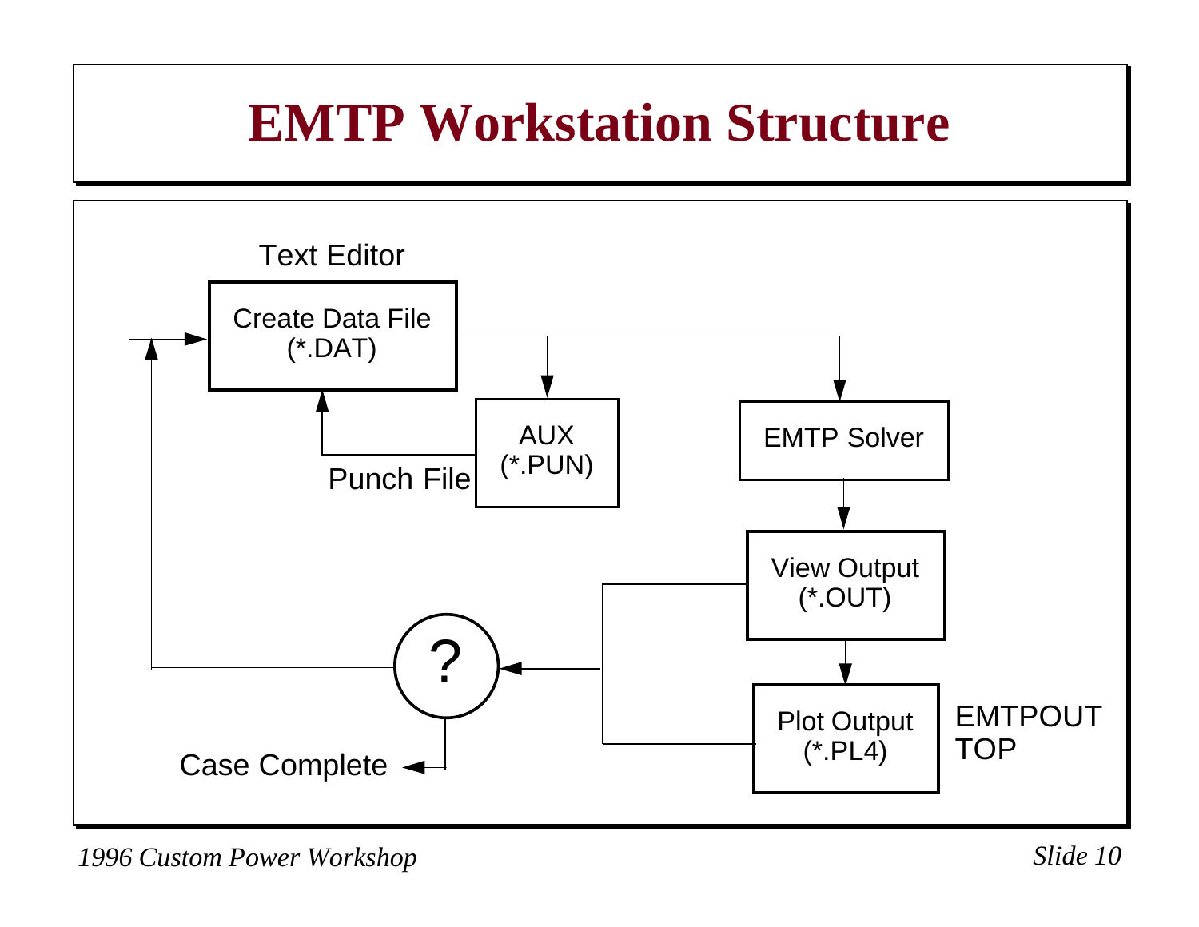# EMTP Workstation Structure

Text Editor

Create Data File (*.DAT)

AUX (*.PUN)

Punch File

EMTP Solver

View Output (*.OUT)

Plot Output (*.PL4)

EMTPOUT TOP

?

Case Complete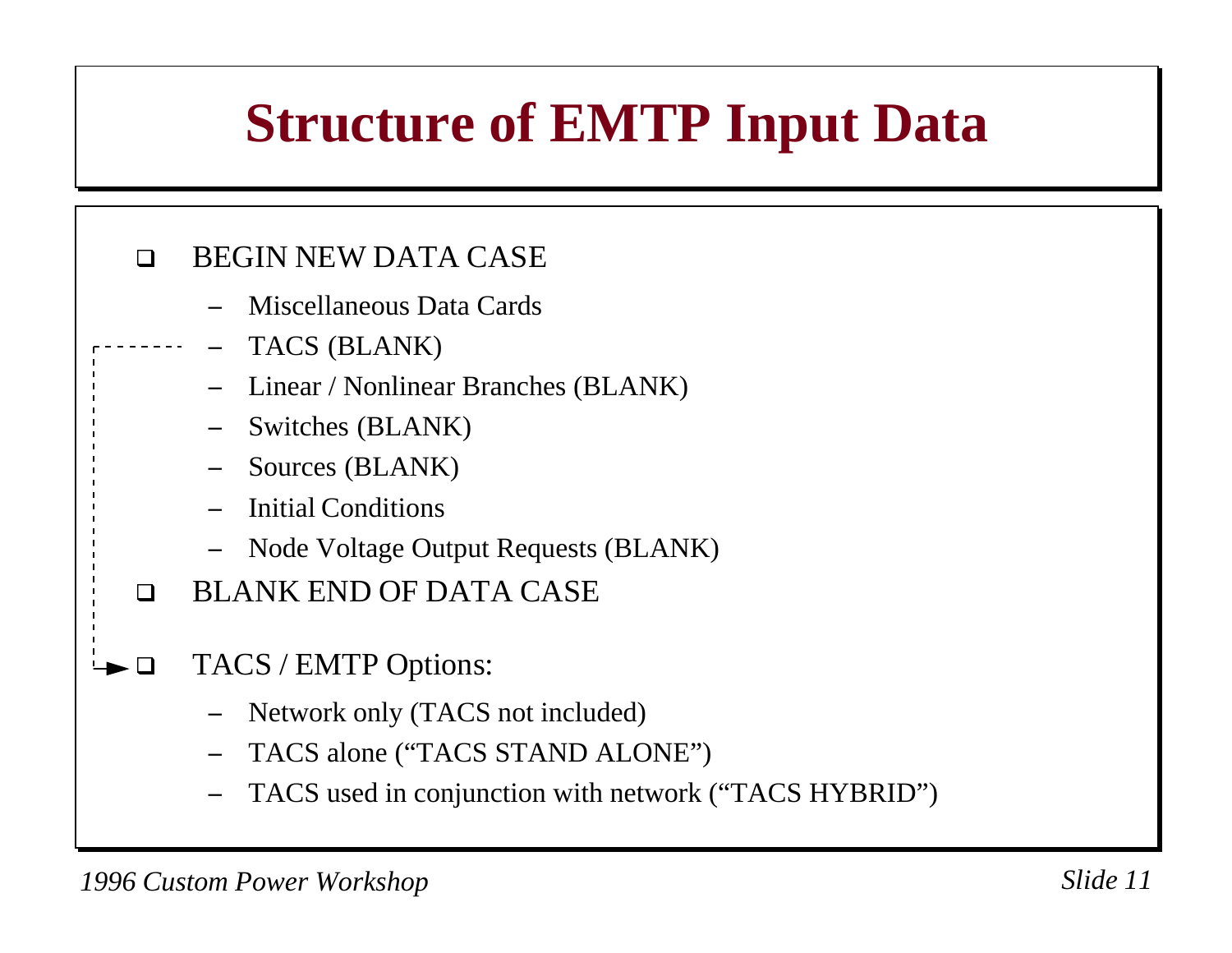# Structure of EMTP Input Data

- BEGIN NEW DATA CASE
  - Miscellaneous Data Cards
  - TACS (BLANK)
  - Linear / Nonlinear Branches (BLANK)
  - Switches (BLANK)
  - Sources (BLANK)
  - Initial Conditions
  - Node Voltage Output Requests (BLANK)
- BLANK END OF DATA CASE
- TACS / EMTP Options:
  - Network only (TACS not included)
  - TACS alone ("TACS STAND ALONE")
  - TACS used in conjunction with network ("TACS HYBRID")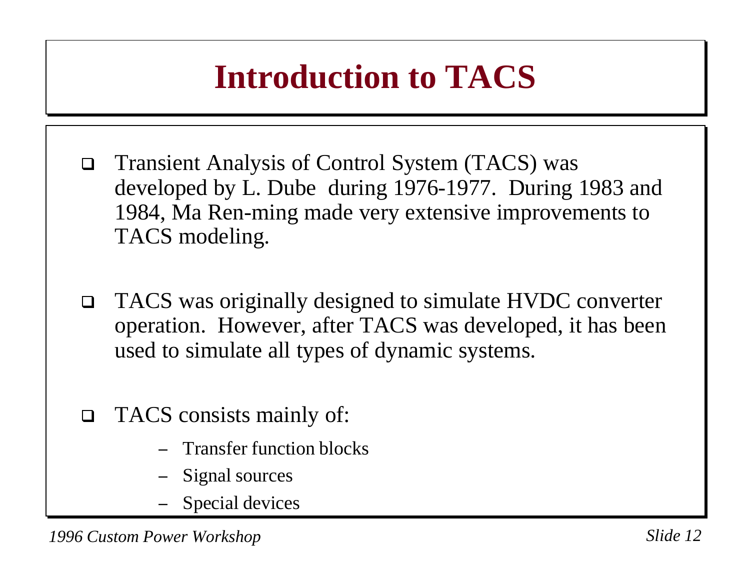# Introduction to TACS

- Transient Analysis of Control System (TACS) was developed by L. Dube during 1976-1977. During 1983 and 1984, Ma Ren-ming made very extensive improvements to TACS modeling.

- TACS was originally designed to simulate HVDC converter operation. However, after TACS was developed, it has been used to simulate all types of dynamic systems.

- TACS consists mainly of:
  - Transfer function blocks
  - Signal sources
  - Special devices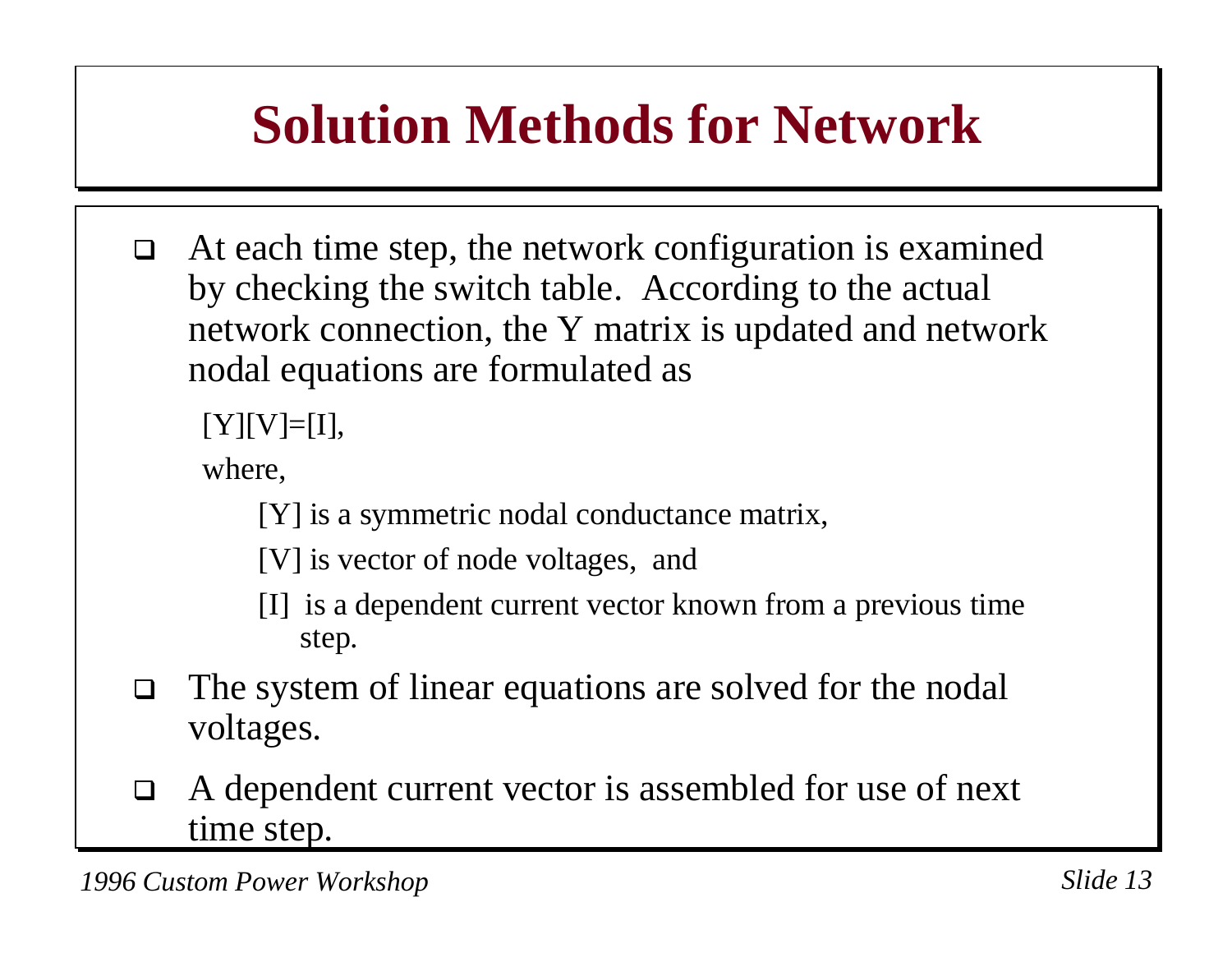# Solution Methods for Network

- At each time step, the network configuration is examined by checking the switch table. According to the actual network connection, the Y matrix is updated and network nodal equations are formulated as

  [Y][V]=[I],

  where,

  - [Y] is a symmetric nodal conductance matrix,
  - [V] is vector of node voltages, and
  - [I] is a dependent current vector known from a previous time step.

- The system of linear equations are solved for the nodal voltages.
- A dependent current vector is assembled for use of next time step.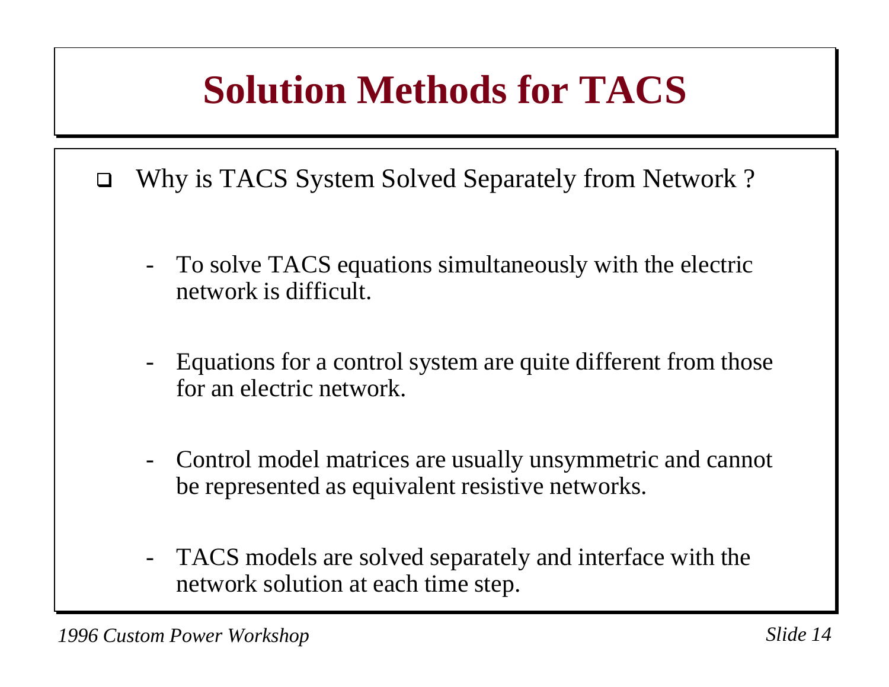# Solution Methods for TACS

- Why is TACS System Solved Separately from Network ?

  - To solve TACS equations simultaneously with the electric network is difficult.

  - Equations for a control system are quite different from those for an electric network.

  - Control model matrices are usually unsymmetric and cannot be represented as equivalent resistive networks.

  - TACS models are solved separately and interface with the network solution at each time step.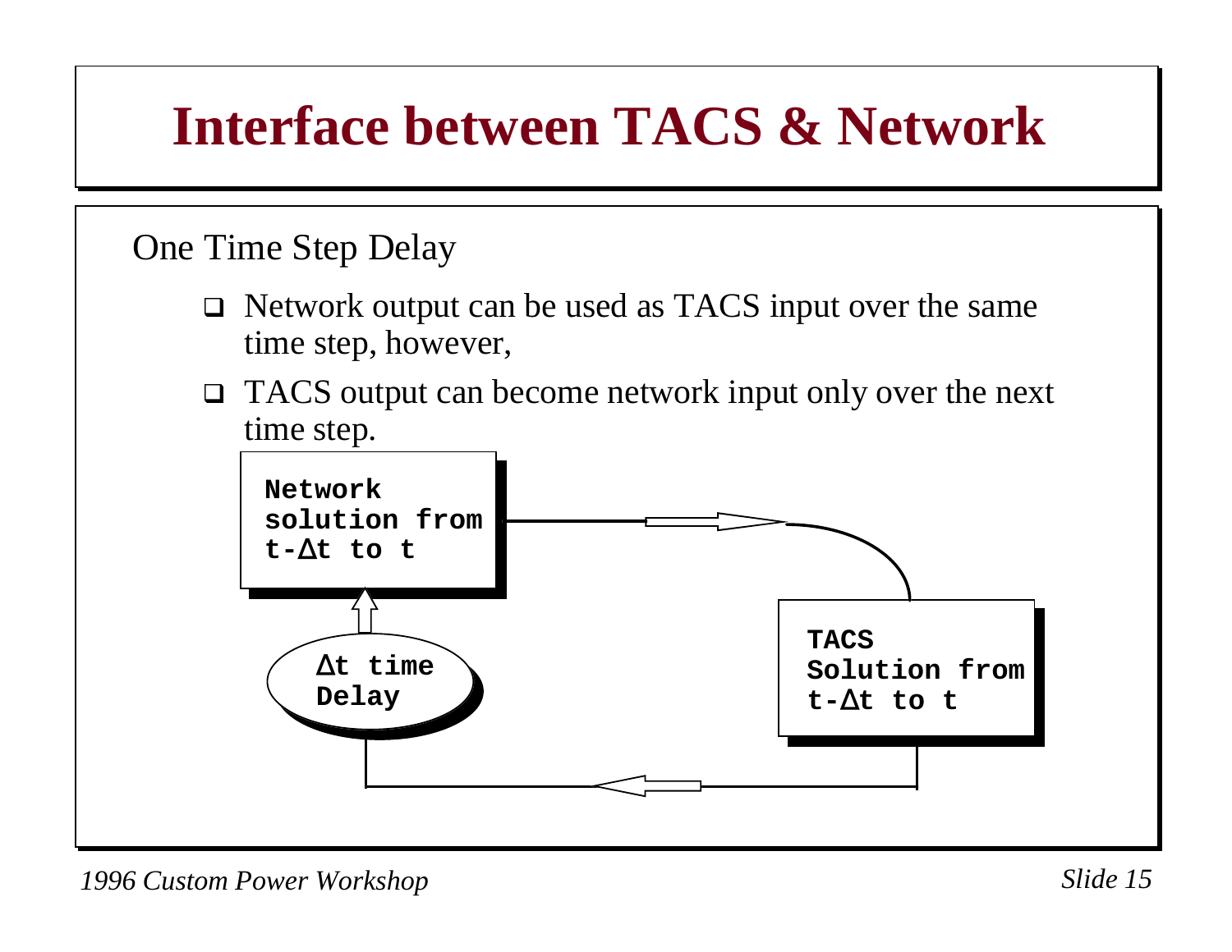# Interface between TACS & Network

One Time Step Delay

- Network output can be used as TACS input over the same time step, however,
- TACS output can become network input only over the next time step.

**Network solution from t-Δt to t**

**TACS Solution from t-Δt to t**

**Δt time Delay**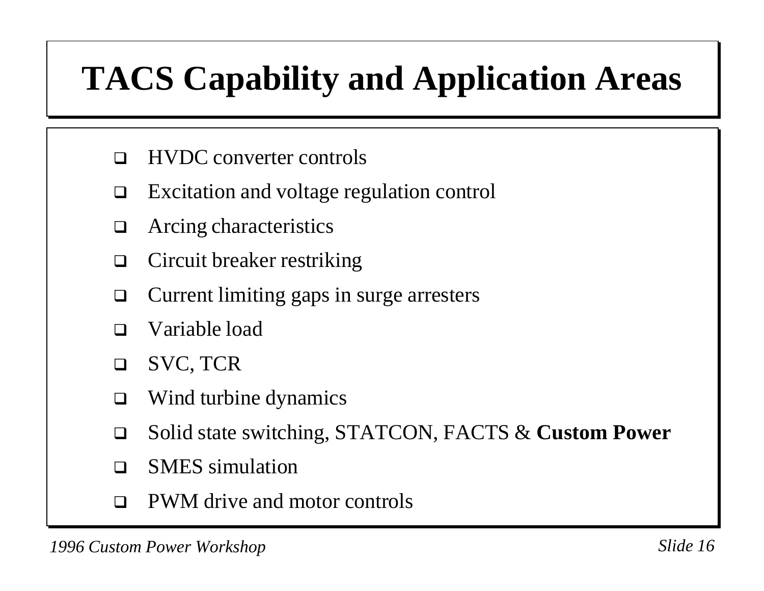# TACS Capability and Application Areas

- HVDC converter controls
- Excitation and voltage regulation control
- Arcing characteristics
- Circuit breaker restriking
- Current limiting gaps in surge arresters
- Variable load
- SVC, TCR
- Wind turbine dynamics
- Solid state switching, STATCON, FACTS & **Custom Power**
- SMES simulation
- PWM drive and motor controls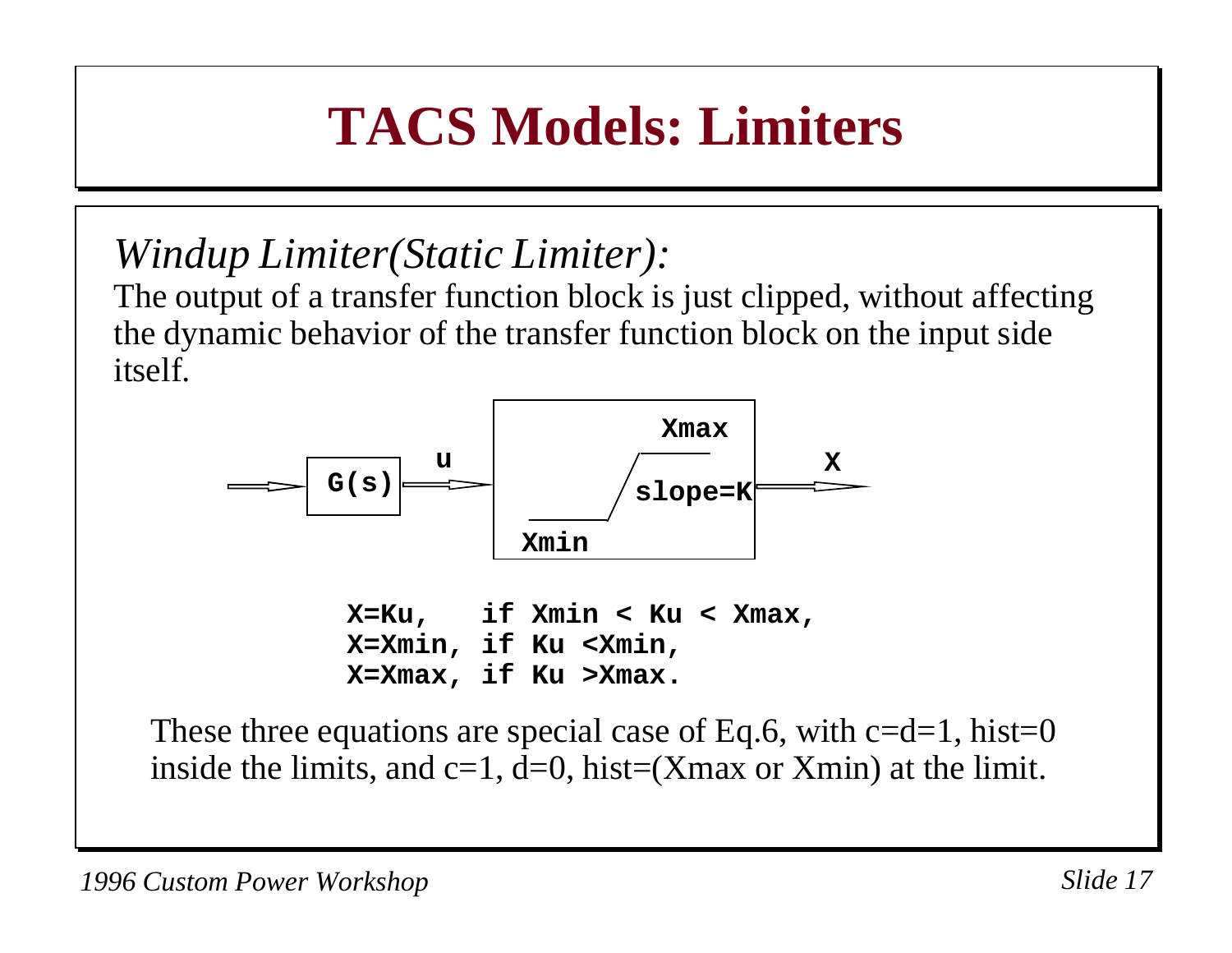# TACS Models: Limiters

*Windup Limiter(Static Limiter):*

The output of a transfer function block is just clipped, without affecting the dynamic behavior of the transfer function block on the input side itself.

```
X=Ku,   if Xmin < Ku < Xmax,
X=Xmin, if Ku <Xmin,
X=Xmax, if Ku >Xmax.
```

These three equations are special case of Eq.6, with c=d=1, hist=0 inside the limits, and c=1, d=0, hist=(Xmax or Xmin) at the limit.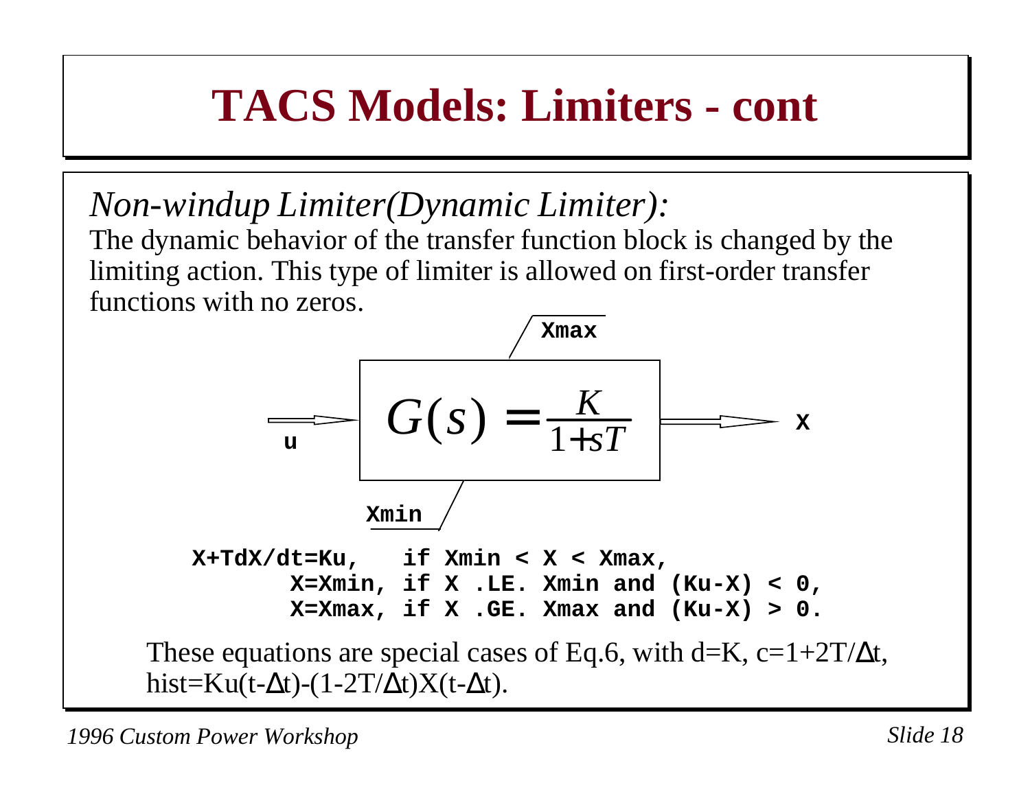# TACS Models: Limiters - cont

*Non-windup Limiter(Dynamic Limiter):*

The dynamic behavior of the transfer function block is changed by the limiting action. This type of limiter is allowed on first-order transfer functions with no zeros.

Xmax

u → $G(s) = \frac{K}{1+sT}$ → X

Xmin

```
X+TdX/dt=Ku,    if Xmin < X < Xmax,
       X=Xmin, if X .LE. Xmin and (Ku-X) < 0,
       X=Xmax, if X .GE. Xmax and (Ku-X) > 0.
```

These equations are special cases of Eq.6, with d=K, c=1+2T/$\Delta$t, hist=Ku(t-$\Delta$t)-(1-2T/$\Delta$t)X(t-$\Delta$t).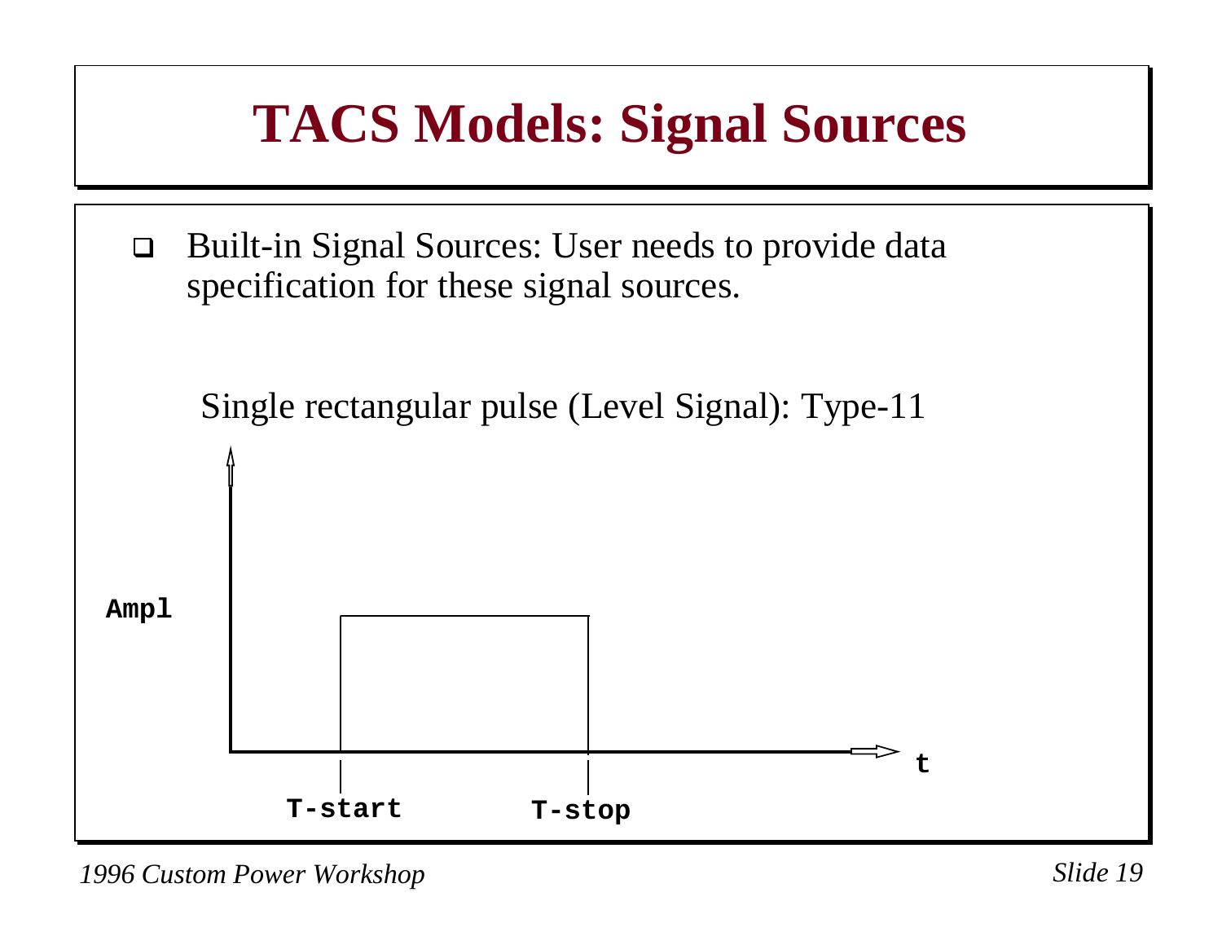# TACS Models: Signal Sources

- Built-in Signal Sources: User needs to provide data specification for these signal sources.

Single rectangular pulse (Level Signal): Type-11

Ampl

t

T-start

T-stop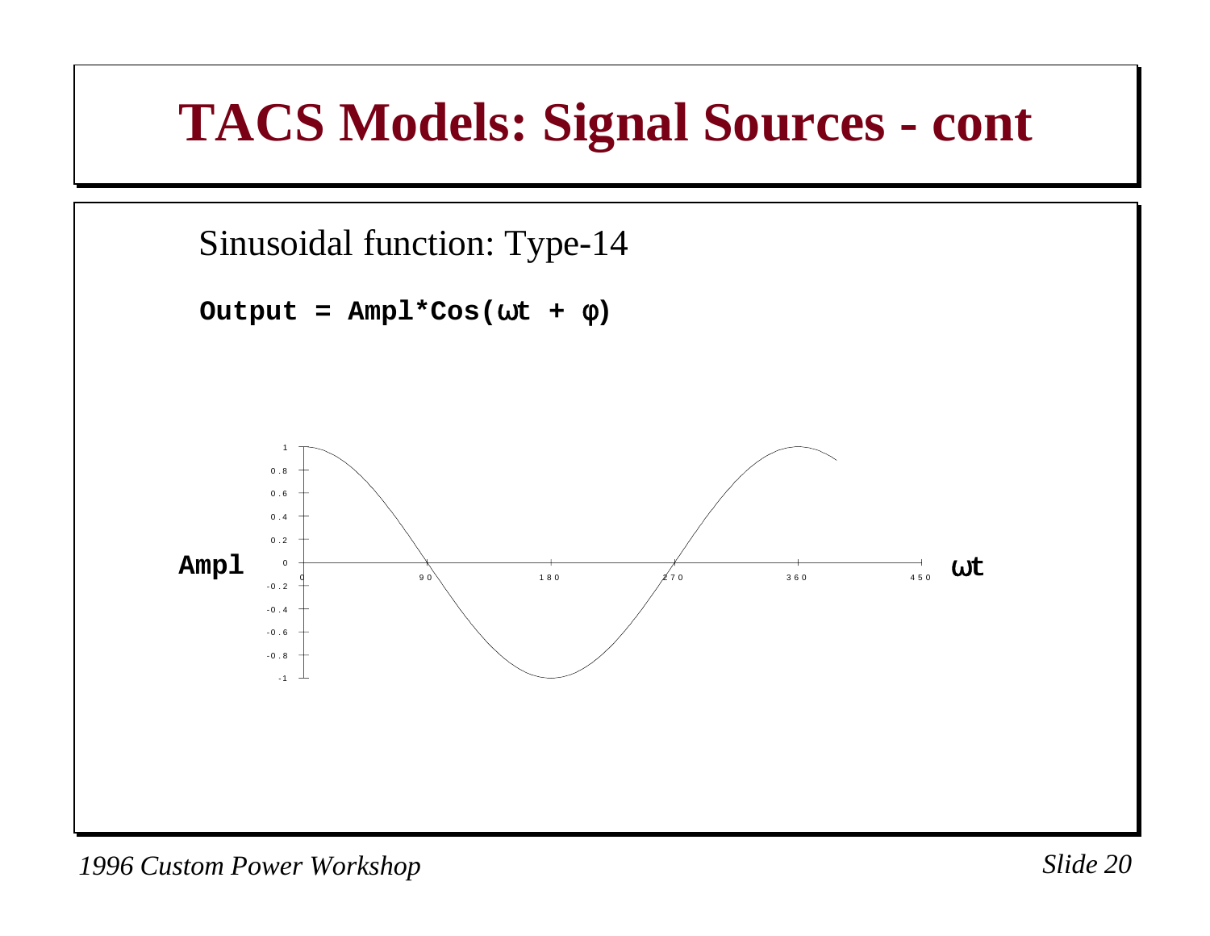# TACS Models: Signal Sources - cont

Sinusoidal function: Type-14

**Output = Ampl*Cos($\omega$t + $\varphi$)**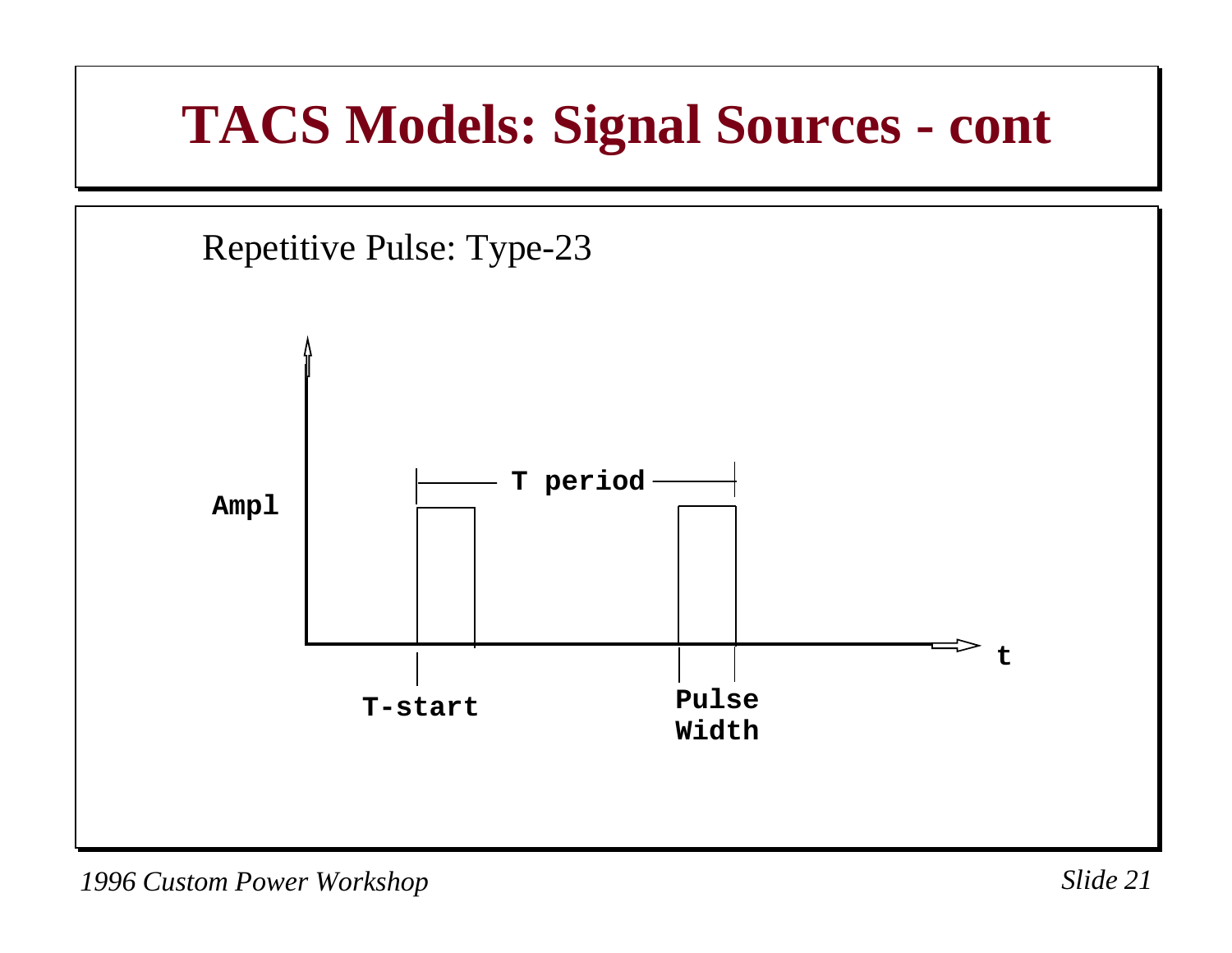# TACS Models: Signal Sources - cont

Repetitive Pulse: Type-23

Ampl

T period

t

T-start

Pulse Width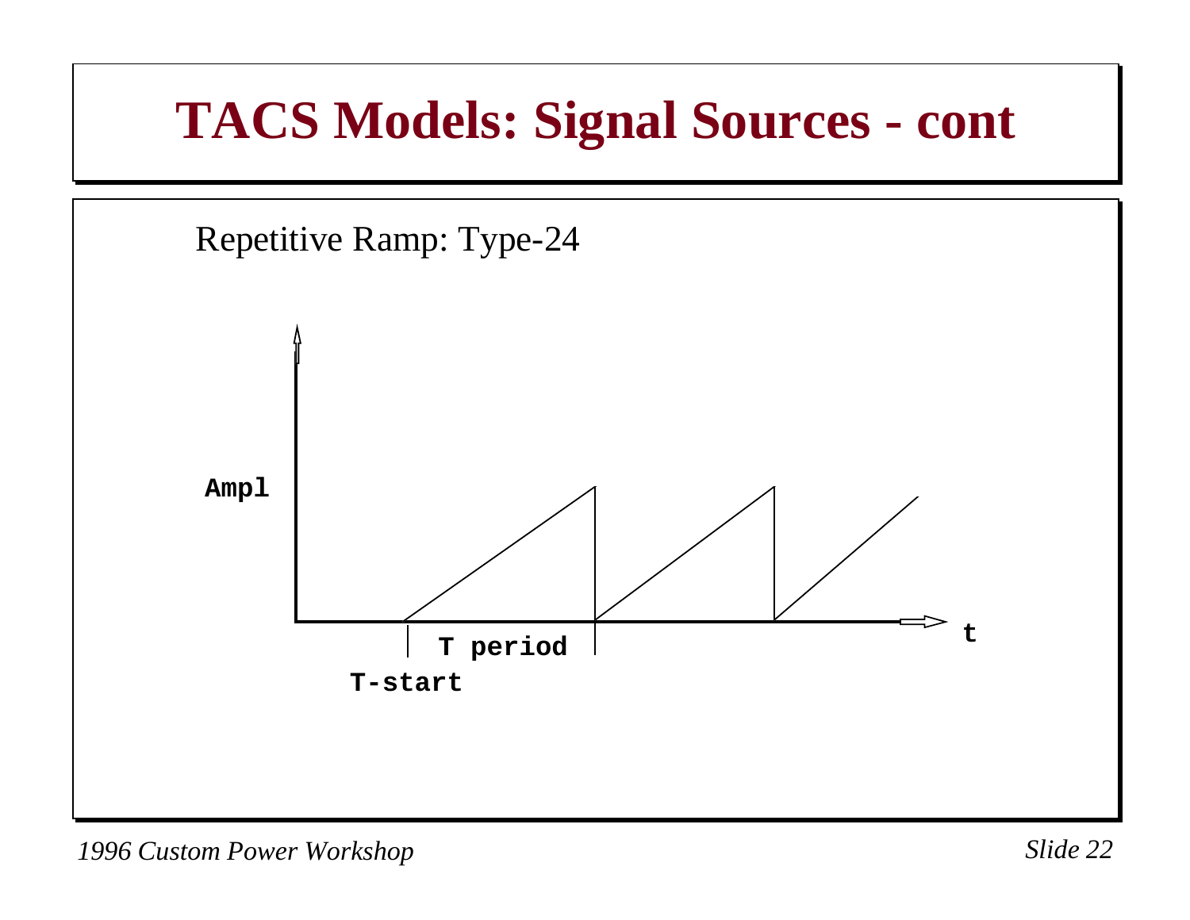# TACS Models: Signal Sources - cont

Repetitive Ramp: Type-24

Ampl

T period

T-start

t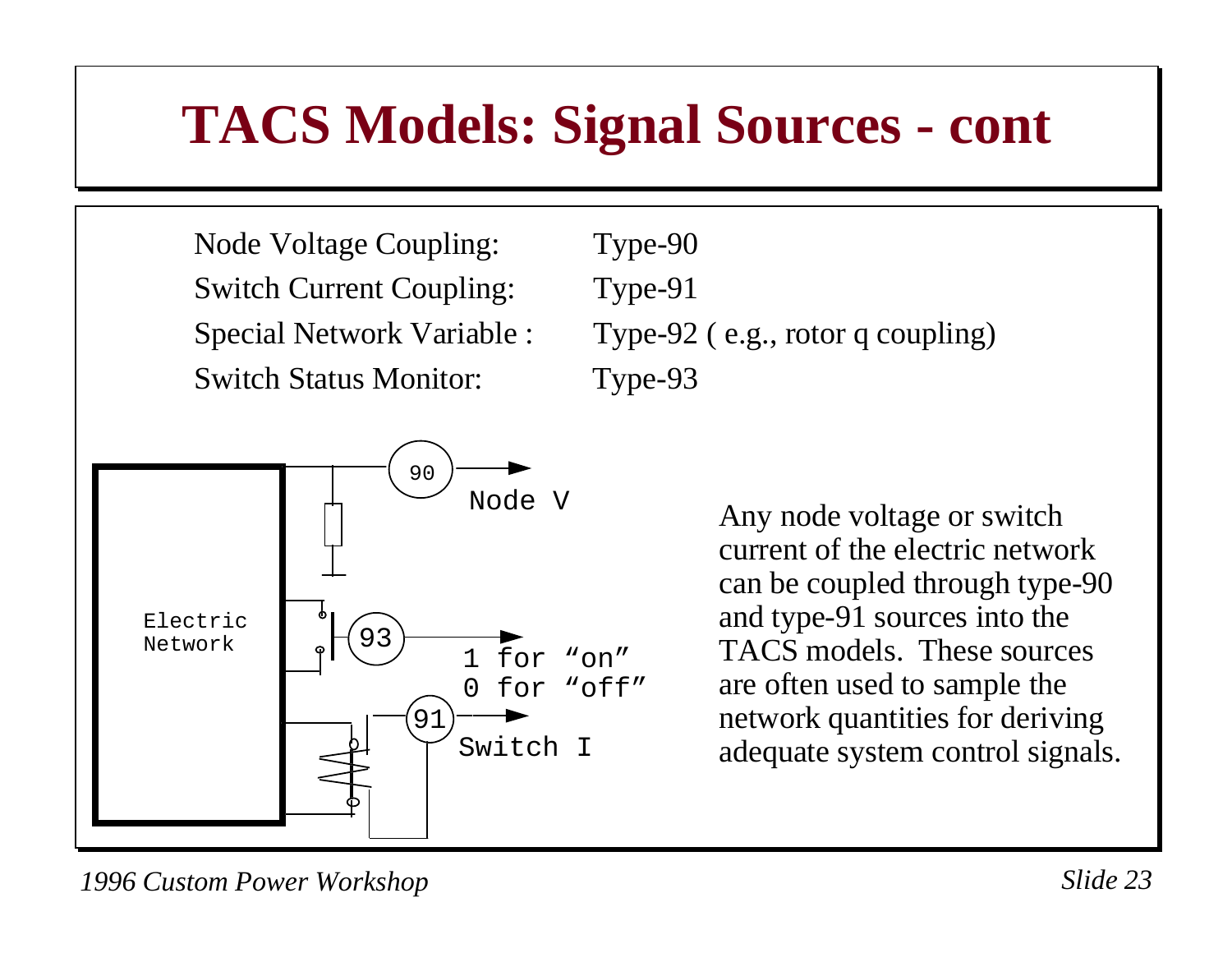# TACS Models: Signal Sources - cont

| | |
|---|---|
| Node Voltage Coupling: | Type-90 |
| Switch Current Coupling: | Type-91 |
| Special Network Variable : | Type-92 ( e.g., rotor q coupling) |
| Switch Status Monitor: | Type-93 |

Electric Network

90 — Node V

93 — 1 for "on" / 0 for "off"

91 — Switch I

Any node voltage or switch current of the electric network can be coupled through type-90 and type-91 sources into the TACS models. These sources are often used to sample the network quantities for deriving adequate system control signals.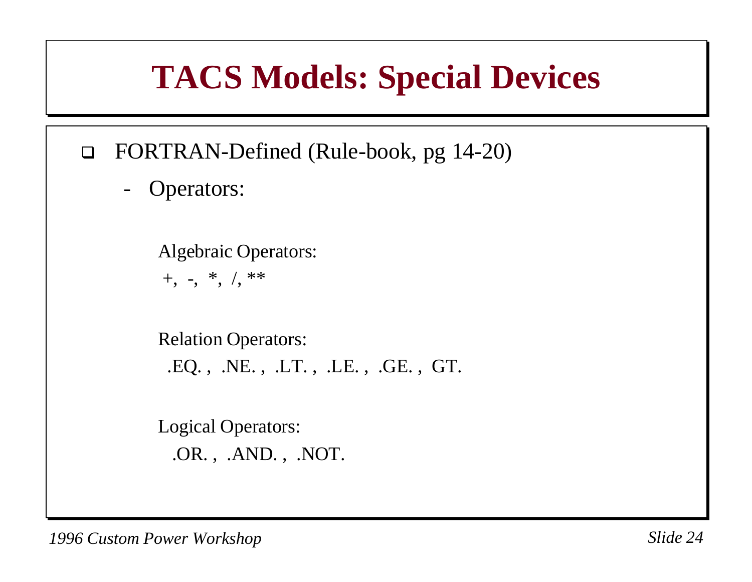# TACS Models: Special Devices

- FORTRAN-Defined (Rule-book, pg 14-20)
  - Operators:

    Algebraic Operators:
    +, -, *, /, **

    Relation Operators:
    .EQ. , .NE. , .LT. , .LE. , .GE. , GT.

    Logical Operators:
    .OR. , .AND. , .NOT.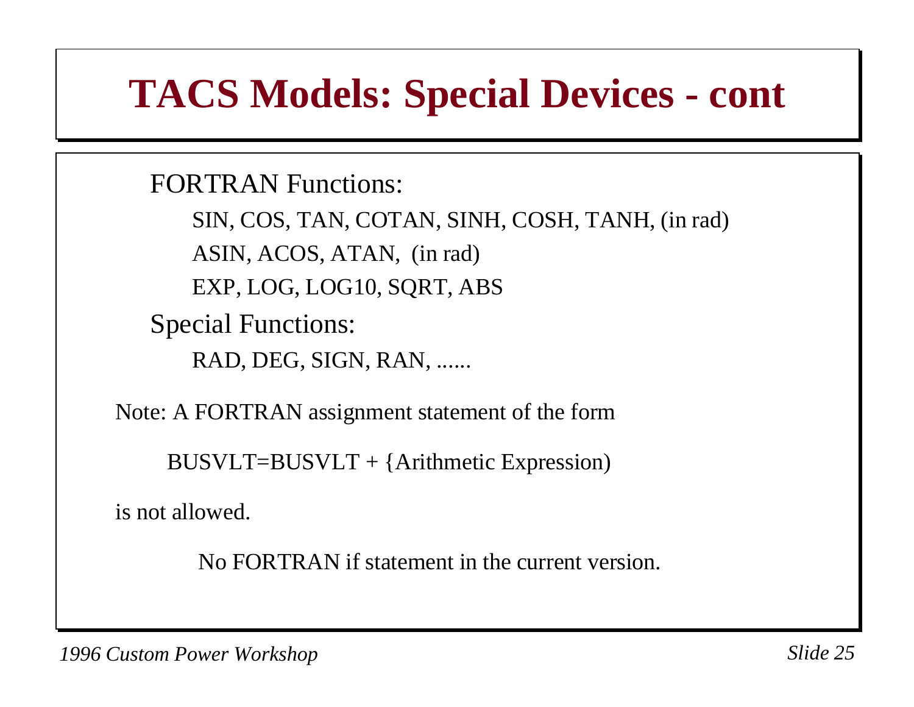# TACS Models: Special Devices - cont

FORTRAN Functions:

- SIN, COS, TAN, COTAN, SINH, COSH, TANH, (in rad)
- ASIN, ACOS, ATAN, (in rad)
- EXP, LOG, LOG10, SQRT, ABS

Special Functions:

- RAD, DEG, SIGN, RAN, ......

Note: A FORTRAN assignment statement of the form

```
BUSVLT=BUSVLT + {Arithmetic Expression)
```

is not allowed.

No FORTRAN if statement in the current version.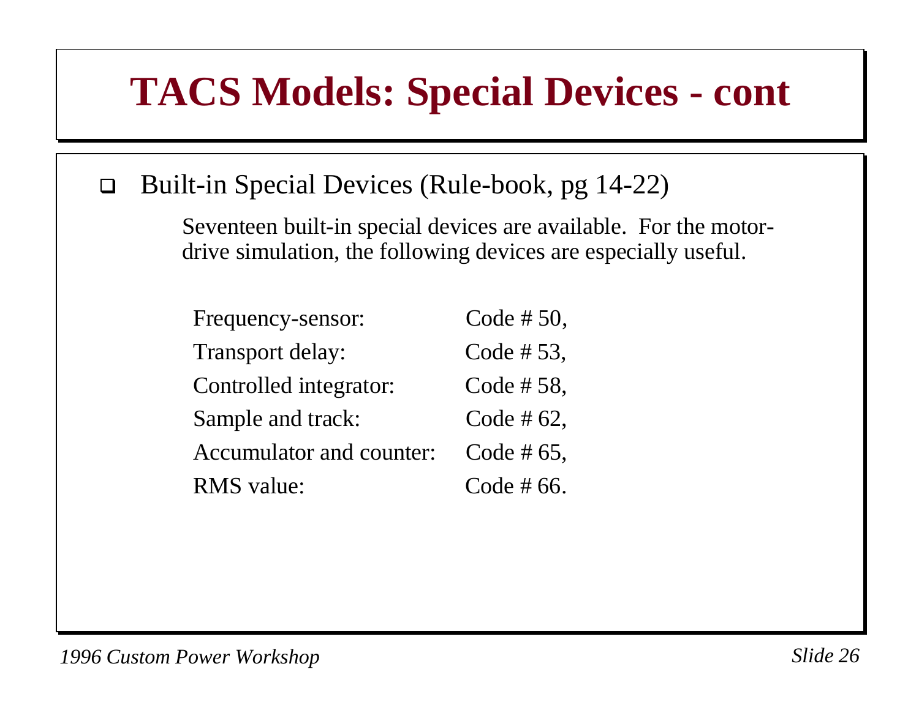# TACS Models: Special Devices - cont

- Built-in Special Devices (Rule-book, pg 14-22)

  Seventeen built-in special devices are available. For the motor-drive simulation, the following devices are especially useful.

| | |
|---|---|
| Frequency-sensor: | Code # 50, |
| Transport delay: | Code # 53, |
| Controlled integrator: | Code # 58, |
| Sample and track: | Code # 62, |
| Accumulator and counter: | Code # 65, |
| RMS value: | Code # 66. |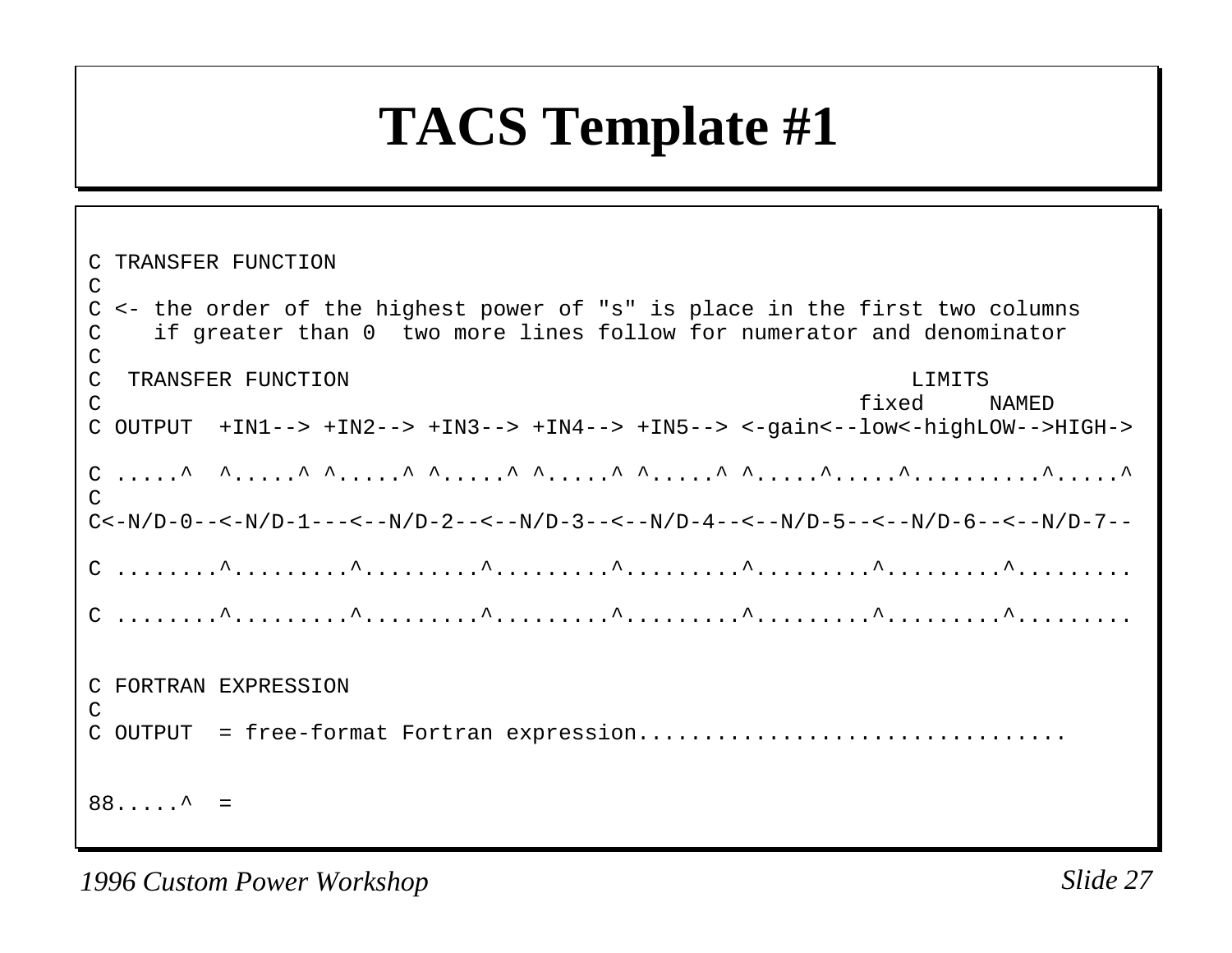# TACS Template #1

```
C TRANSFER FUNCTION
C
C <- the order of the highest power of "s" is place in the first two columns
C    if greater than 0  two more lines follow for numerator and denominator
C
C  TRANSFER FUNCTION                                                    LIMITS
C                                                                   fixed     NAMED
C OUTPUT  +IN1--> +IN2--> +IN3--> +IN4--> +IN5--> <-gain<--low<-highLOW-->HIGH->

C .....^  ^.....^ ^.....^ ^.....^ ^.....^ ^.....^ ^.....^.....^.........^.....^
C
C<-N/D-0--<-N/D-1---<--N/D-2--<--N/D-3--<--N/D-4--<--N/D-5--<--N/D-6--<--N/D-7--

C ........^.........^.........^.........^.........^.........^.........^.........

C ........^.........^.........^.........^.........^.........^.........^.........


C FORTRAN EXPRESSION
C
C OUTPUT  = free-format Fortran expression................................


88.....^  =
```

*1996 Custom Power Workshop*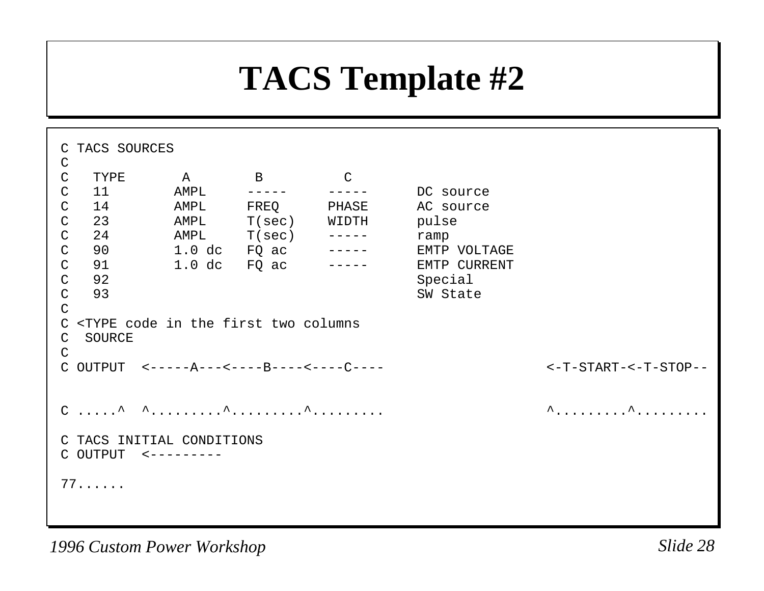# TACS Template #2

```
C TACS SOURCES
C
C   TYPE       A        B          C
C   11        AMPL     -----     -----      DC source
C   14        AMPL     FREQ      PHASE      AC source
C   23        AMPL     T(sec)    WIDTH      pulse
C   24        AMPL     T(sec)    -----      ramp
C   90        1.0 dc   FQ ac     -----      EMTP VOLTAGE
C   91        1.0 dc   FQ ac     -----      EMTP CURRENT
C   92                                      Special
C   93                                      SW State
C
C <TYPE code in the first two columns
C  SOURCE
C
C OUTPUT  <-----A---<----B----<----C----                    <-T-START-<-T-STOP--


C .....^  ^.........^.........^.........                    ^.........^.........

C TACS INITIAL CONDITIONS
C OUTPUT  <---------

77......
```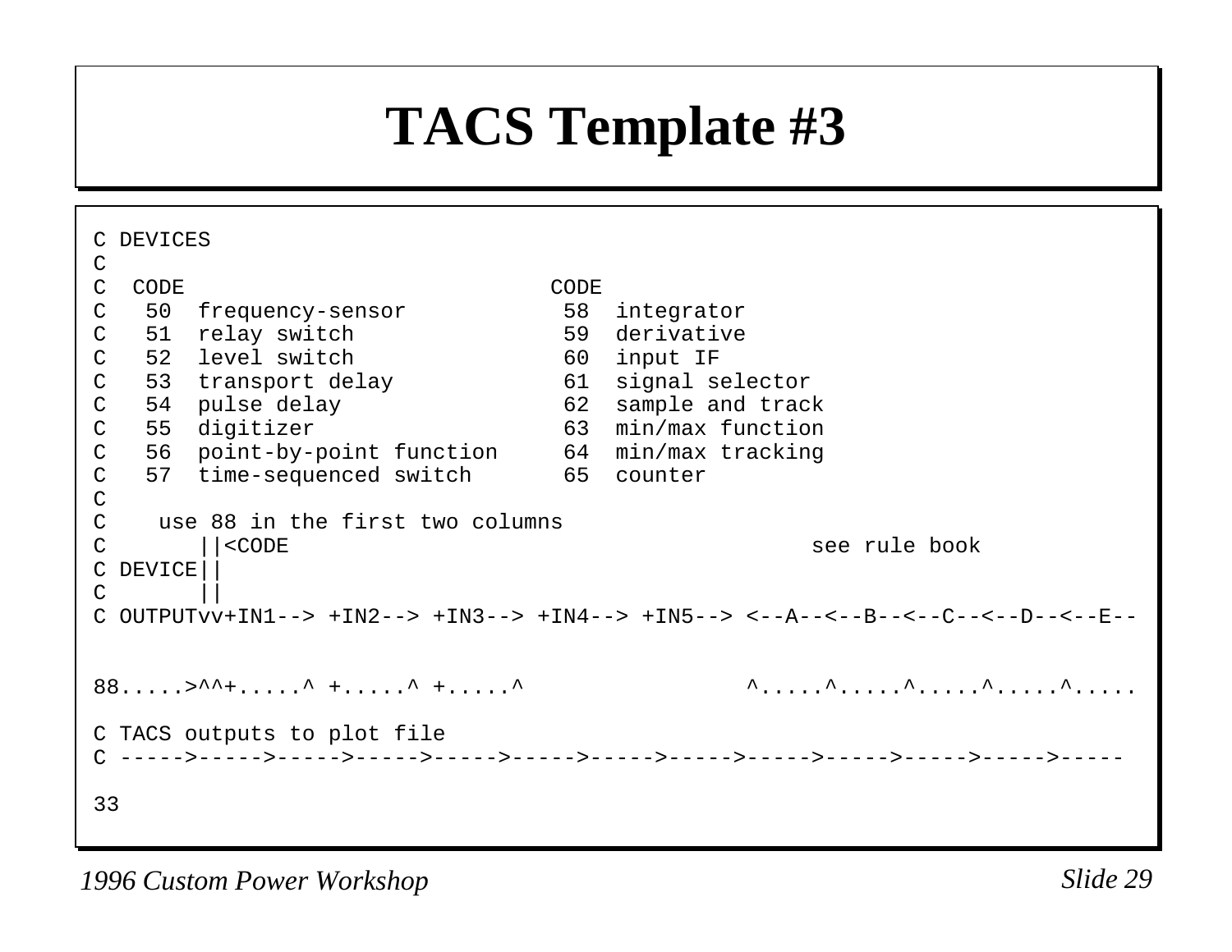# TACS Template #3

```
C DEVICES
C
C  CODE                         CODE
C   50  frequency-sensor          58  integrator
C   51  relay switch              59  derivative
C   52  level switch              60  input IF
C   53  transport delay           61  signal selector
C   54  pulse delay               62  sample and track
C   55  digitizer                 63  min/max function
C   56  point-by-point function   64  min/max tracking
C   57  time-sequenced switch     65  counter
C
C    use 88 in the first two columns
C       ||<CODE                                         see rule book
C DEVICE||
C       ||
C OUTPUTvv+IN1--> +IN2--> +IN3--> +IN4--> +IN5--> <--A--<--B--<--C--<--D--<--E--


88.....>^^+.....^ +.....^ +.....^                ^.....^.....^.....^.....^.....

C TACS outputs to plot file
C ----->----->----->----->----->----->----->----->----->----->----->----->-----

33
```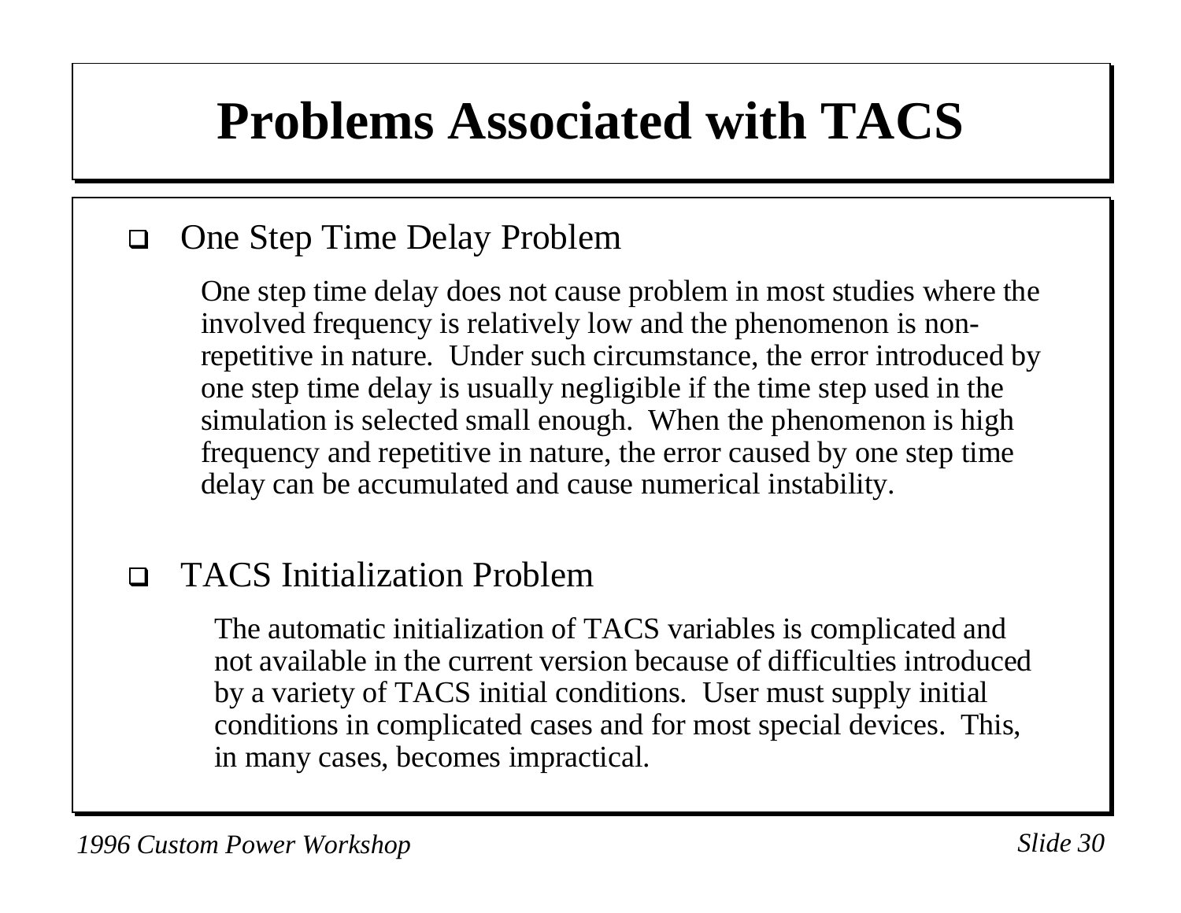# Problems Associated with TACS

- One Step Time Delay Problem

  One step time delay does not cause problem in most studies where the involved frequency is relatively low and the phenomenon is non-repetitive in nature. Under such circumstance, the error introduced by one step time delay is usually negligible if the time step used in the simulation is selected small enough. When the phenomenon is high frequency and repetitive in nature, the error caused by one step time delay can be accumulated and cause numerical instability.

- TACS Initialization Problem

  The automatic initialization of TACS variables is complicated and not available in the current version because of difficulties introduced by a variety of TACS initial conditions. User must supply initial conditions in complicated cases and for most special devices. This, in many cases, becomes impractical.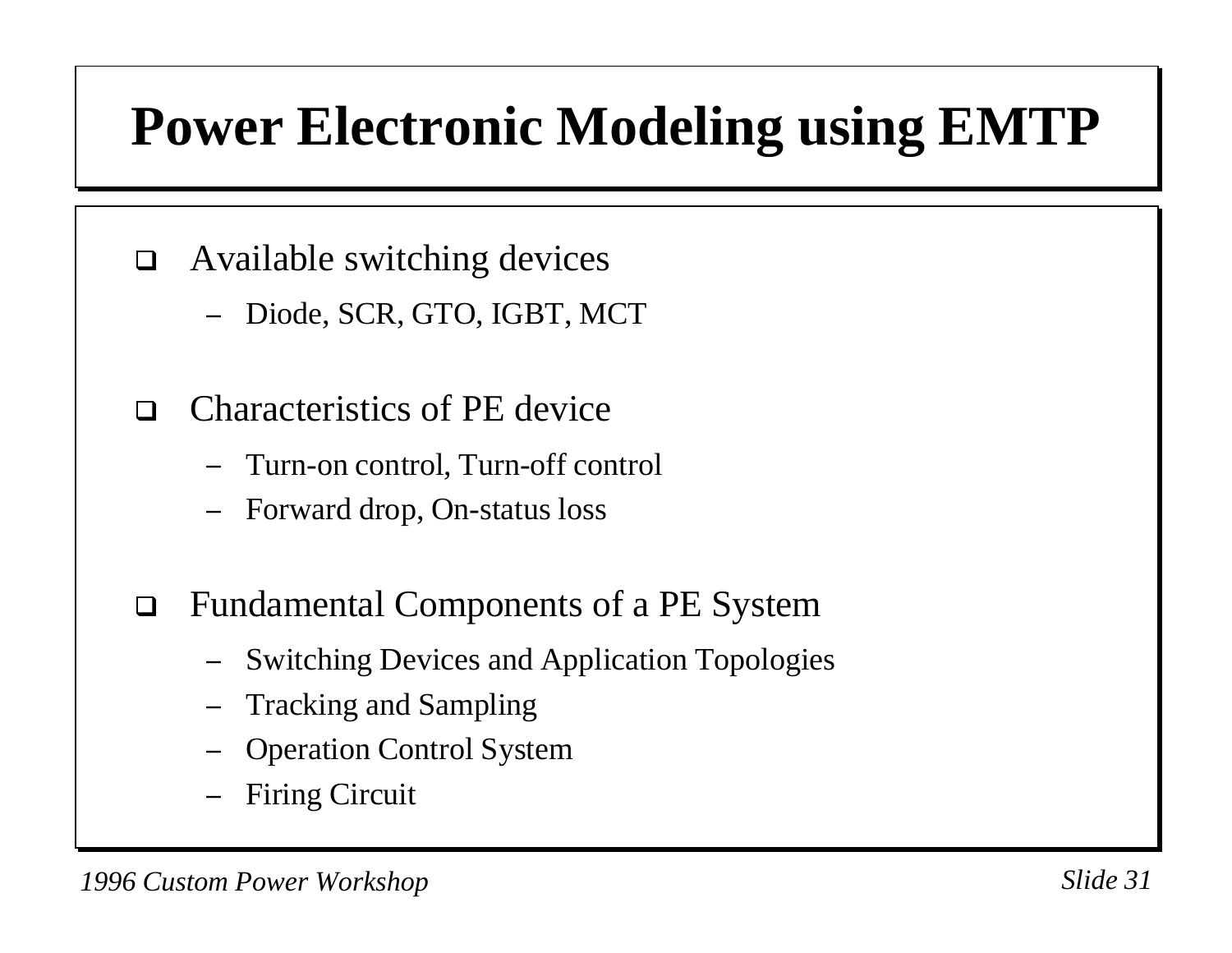# Power Electronic Modeling using EMTP

- Available switching devices
  - Diode, SCR, GTO, IGBT, MCT
- Characteristics of PE device
  - Turn-on control, Turn-off control
  - Forward drop, On-status loss
- Fundamental Components of a PE System
  - Switching Devices and Application Topologies
  - Tracking and Sampling
  - Operation Control System
  - Firing Circuit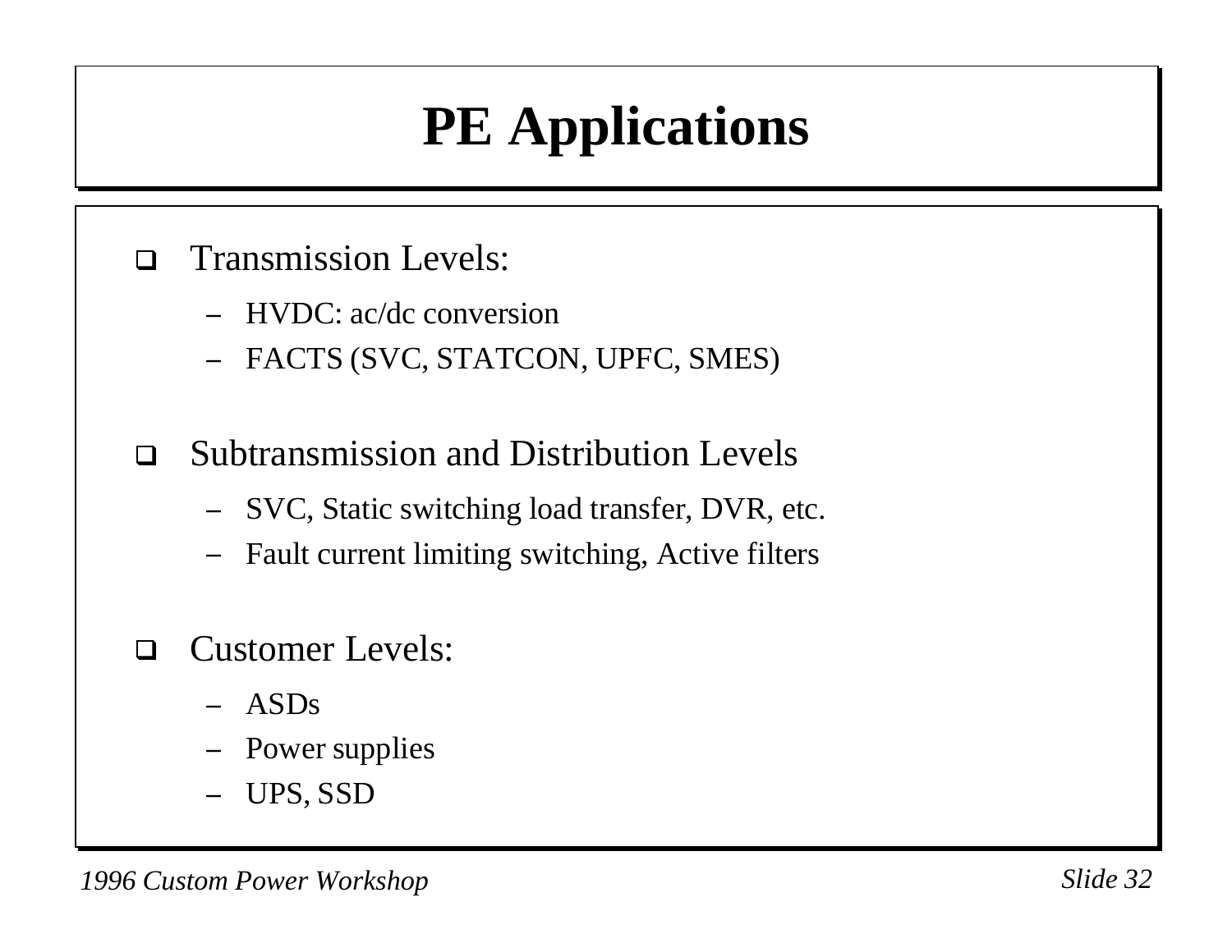# PE Applications

- Transmission Levels:
  - HVDC: ac/dc conversion
  - FACTS (SVC, STATCON, UPFC, SMES)

- Subtransmission and Distribution Levels
  - SVC, Static switching load transfer, DVR, etc.
  - Fault current limiting switching, Active filters

- Customer Levels:
  - ASDs
  - Power supplies
  - UPS, SSD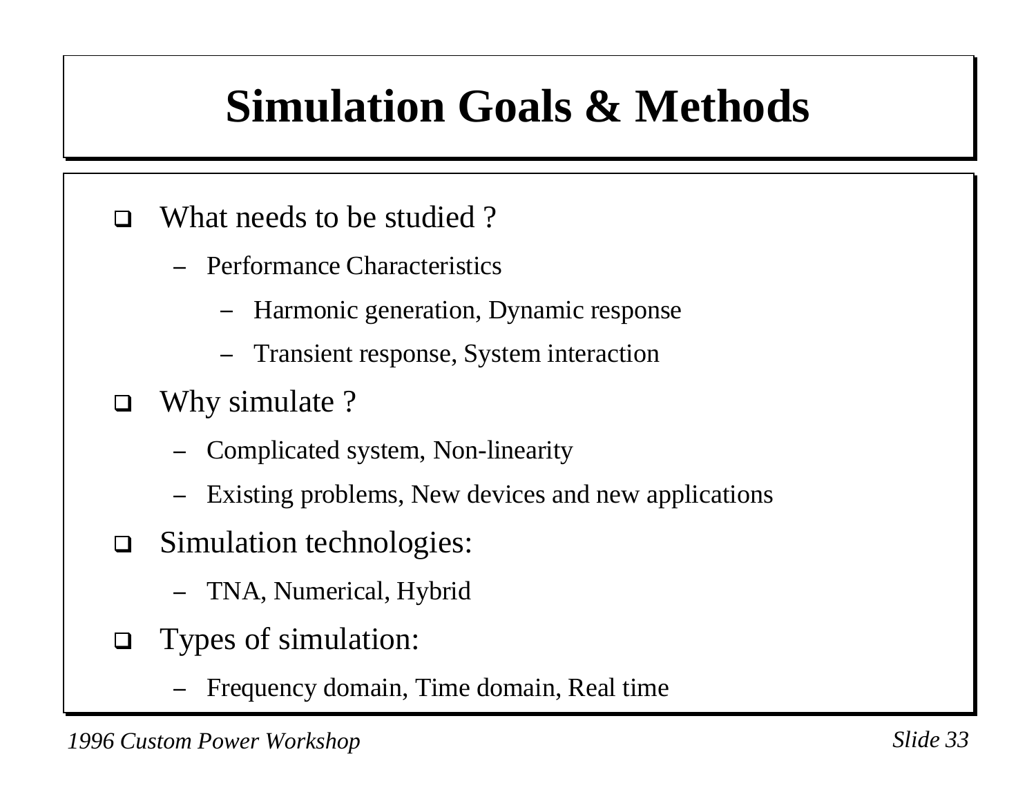# Simulation Goals & Methods

- What needs to be studied ?
  - Performance Characteristics
    - Harmonic generation, Dynamic response
    - Transient response, System interaction
- Why simulate ?
  - Complicated system, Non-linearity
  - Existing problems, New devices and new applications
- Simulation technologies:
  - TNA, Numerical, Hybrid
- Types of simulation:
  - Frequency domain, Time domain, Real time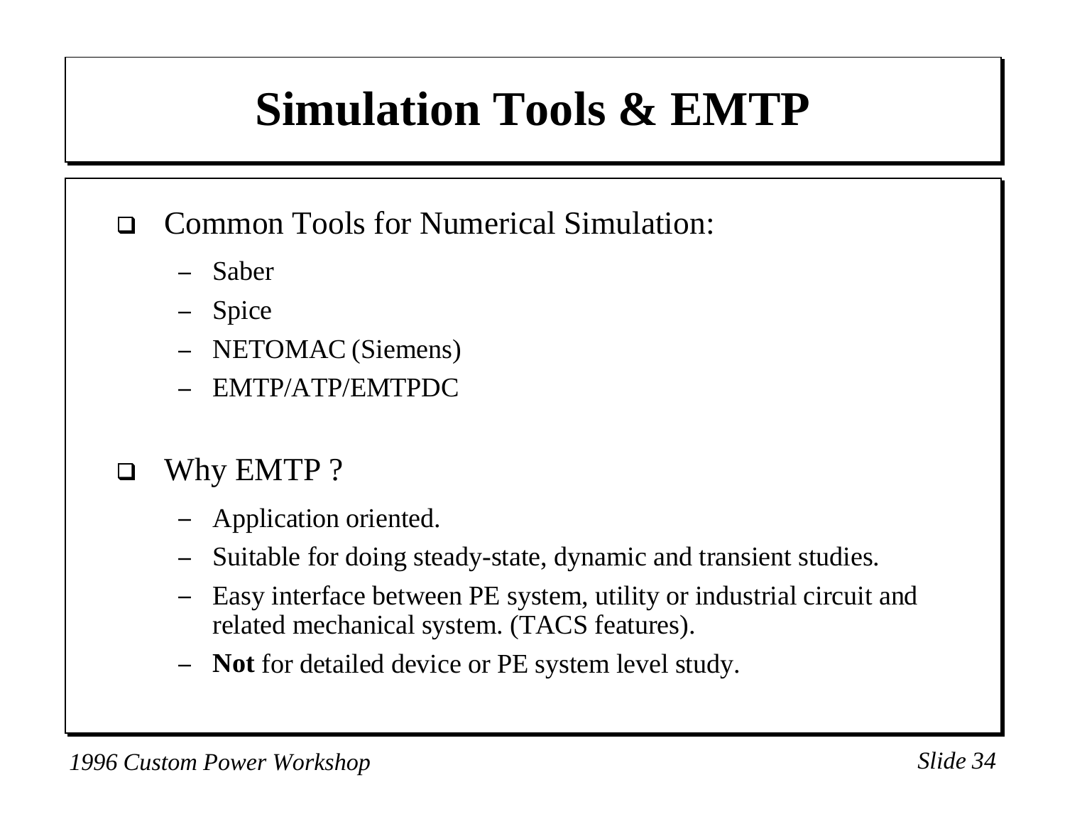# Simulation Tools & EMTP

- Common Tools for Numerical Simulation:
  - Saber
  - Spice
  - NETOMAC (Siemens)
  - EMTP/ATP/EMTPDC

- Why EMTP ?
  - Application oriented.
  - Suitable for doing steady-state, dynamic and transient studies.
  - Easy interface between PE system, utility or industrial circuit and related mechanical system. (TACS features).
  - **Not** for detailed device or PE system level study.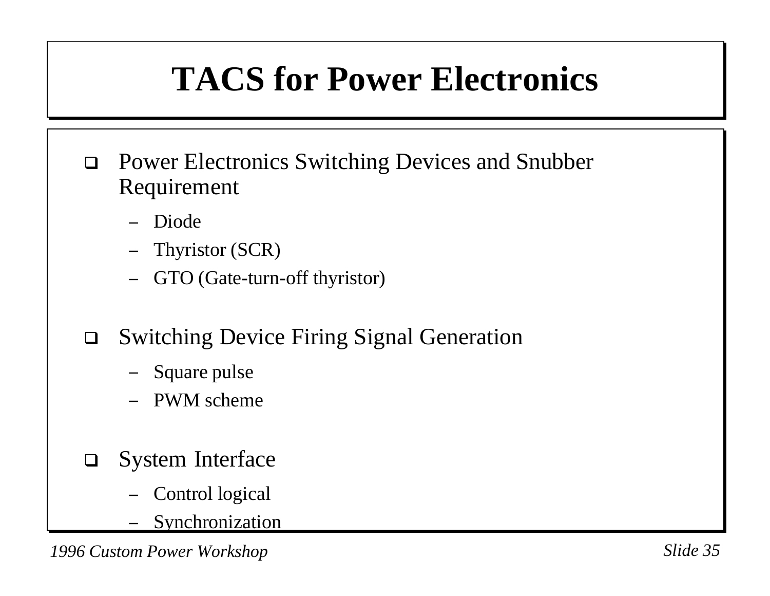# TACS for Power Electronics

- Power Electronics Switching Devices and Snubber Requirement
  - Diode
  - Thyristor (SCR)
  - GTO (Gate-turn-off thyristor)
- Switching Device Firing Signal Generation
  - Square pulse
  - PWM scheme
- System Interface
  - Control logical
  - Synchronization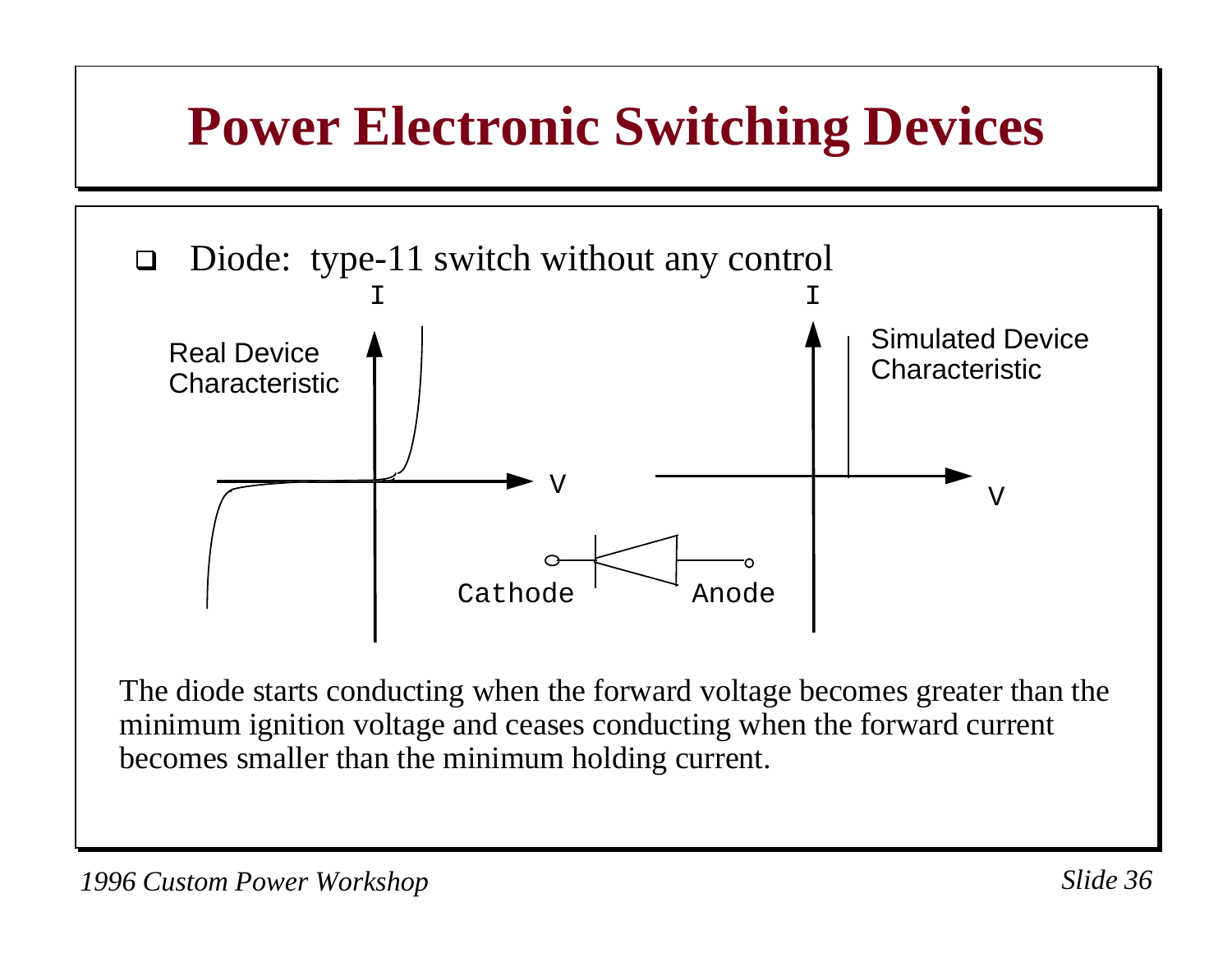# Power Electronic Switching Devices

- Diode: type-11 switch without any control

Real Device Characteristic

Simulated Device Characteristic

I

V

Cathode

Anode

The diode starts conducting when the forward voltage becomes greater than the minimum ignition voltage and ceases conducting when the forward current becomes smaller than the minimum holding current.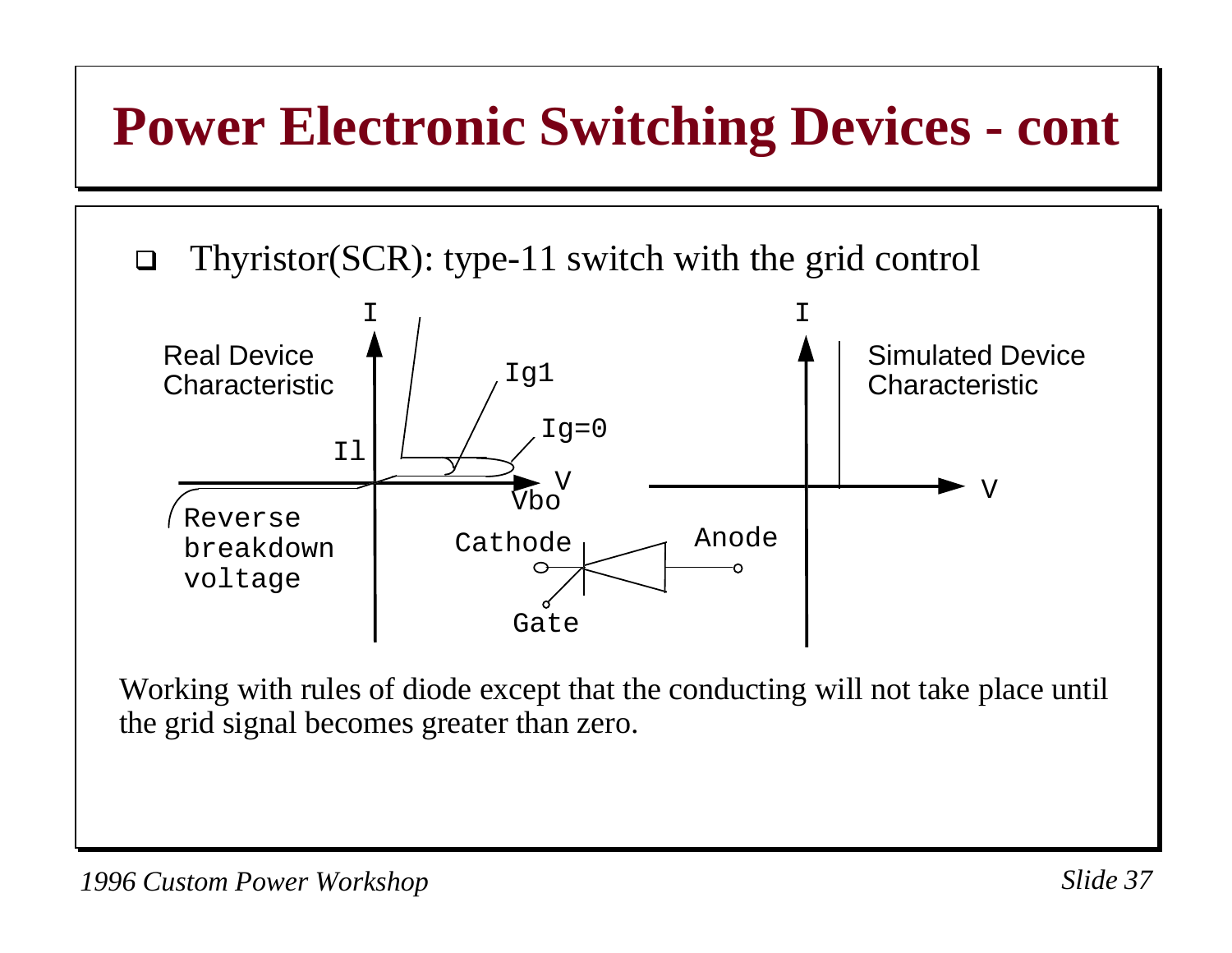# Power Electronic Switching Devices - cont

- Thyristor(SCR): type-11 switch with the grid control

Real Device Characteristic

I

Ig1

Ig=0

Il

V

Vbo

Reverse breakdown voltage

Cathode

Anode

Gate

I

Simulated Device Characteristic

V

Working with rules of diode except that the conducting will not take place until the grid signal becomes greater than zero.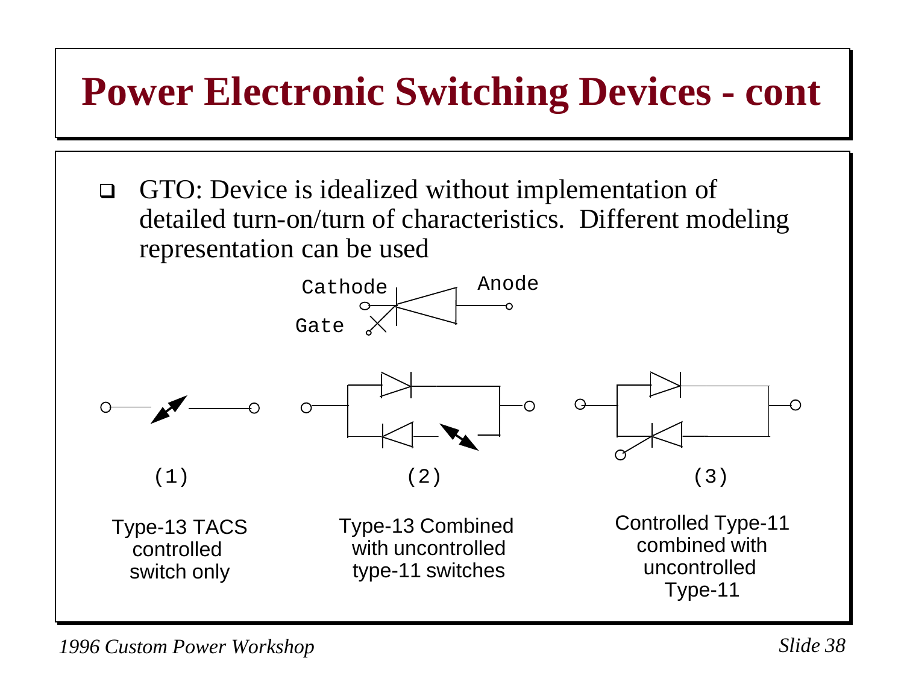# Power Electronic Switching Devices - cont

- GTO: Device is idealized without implementation of detailed turn-on/turn of characteristics. Different modeling representation can be used

Cathode
Anode
Gate

(1)

Type-13 TACS controlled switch only

(2)

Type-13 Combined with uncontrolled type-11 switches

(3)

Controlled Type-11 combined with uncontrolled Type-11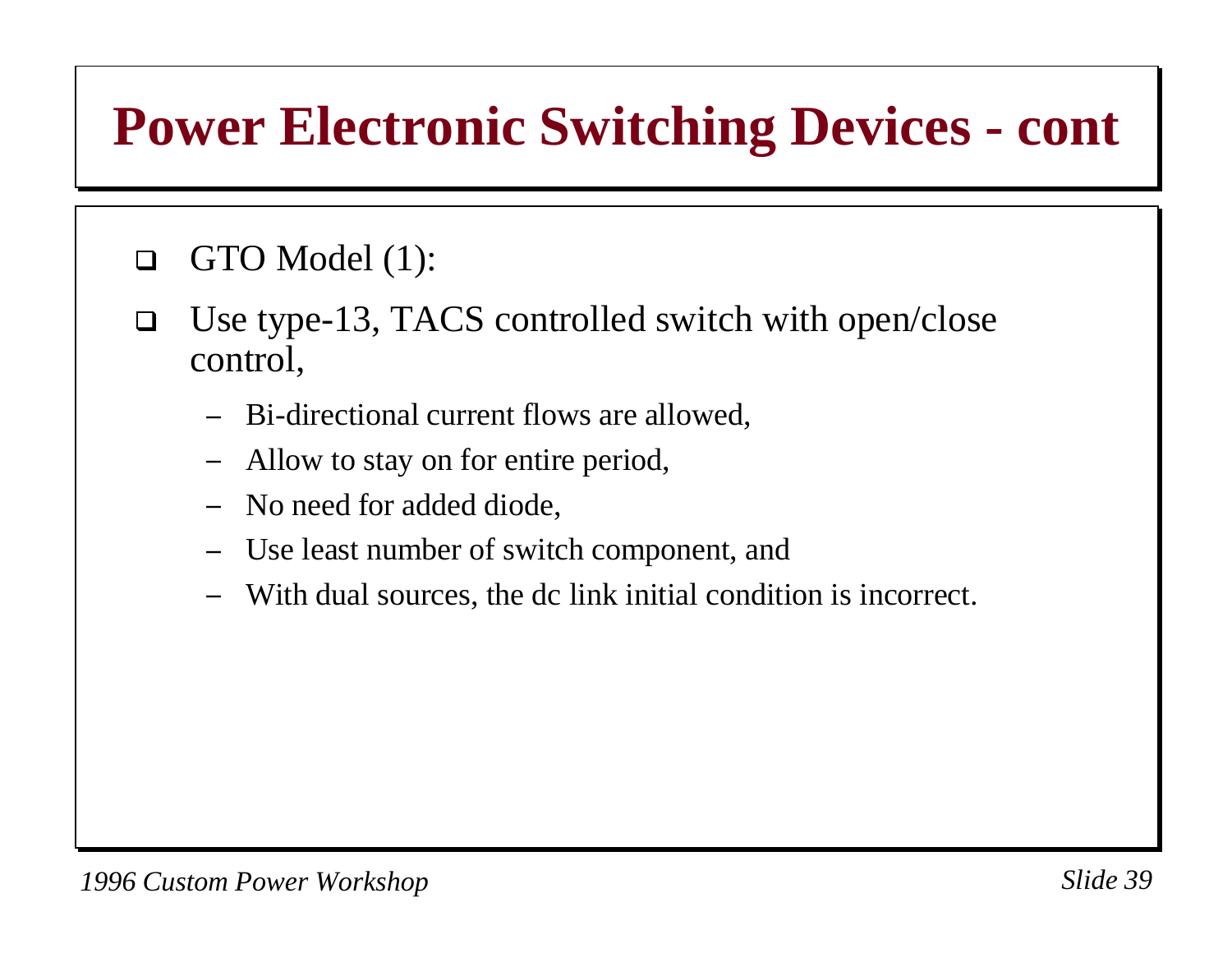# Power Electronic Switching Devices - cont

- GTO Model (1):
- Use type-13, TACS controlled switch with open/close control,
  - Bi-directional current flows are allowed,
  - Allow to stay on for entire period,
  - No need for added diode,
  - Use least number of switch component, and
  - With dual sources, the dc link initial condition is incorrect.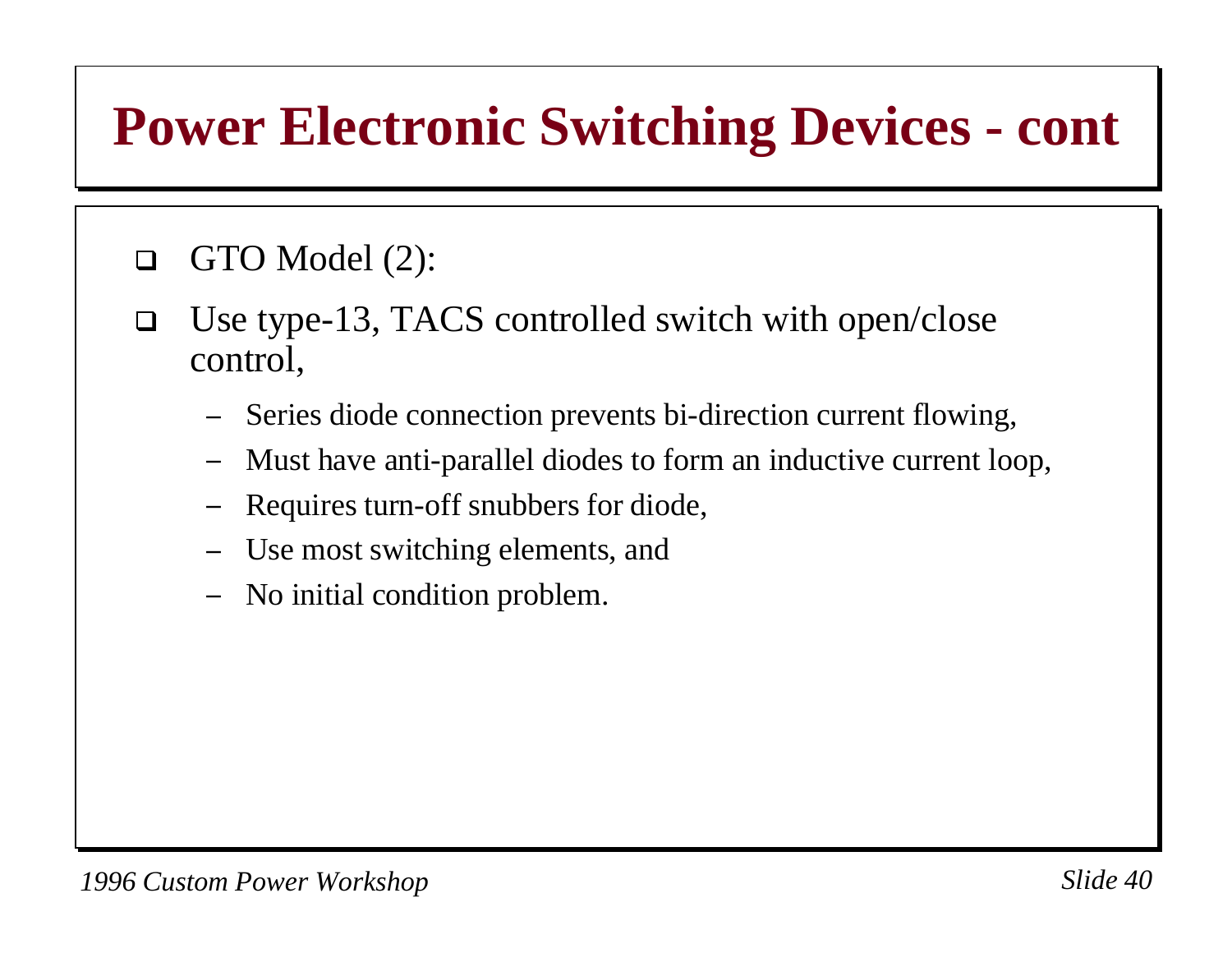# Power Electronic Switching Devices - cont

- GTO Model (2):
- Use type-13, TACS controlled switch with open/close control,
  - Series diode connection prevents bi-direction current flowing,
  - Must have anti-parallel diodes to form an inductive current loop,
  - Requires turn-off snubbers for diode,
  - Use most switching elements, and
  - No initial condition problem.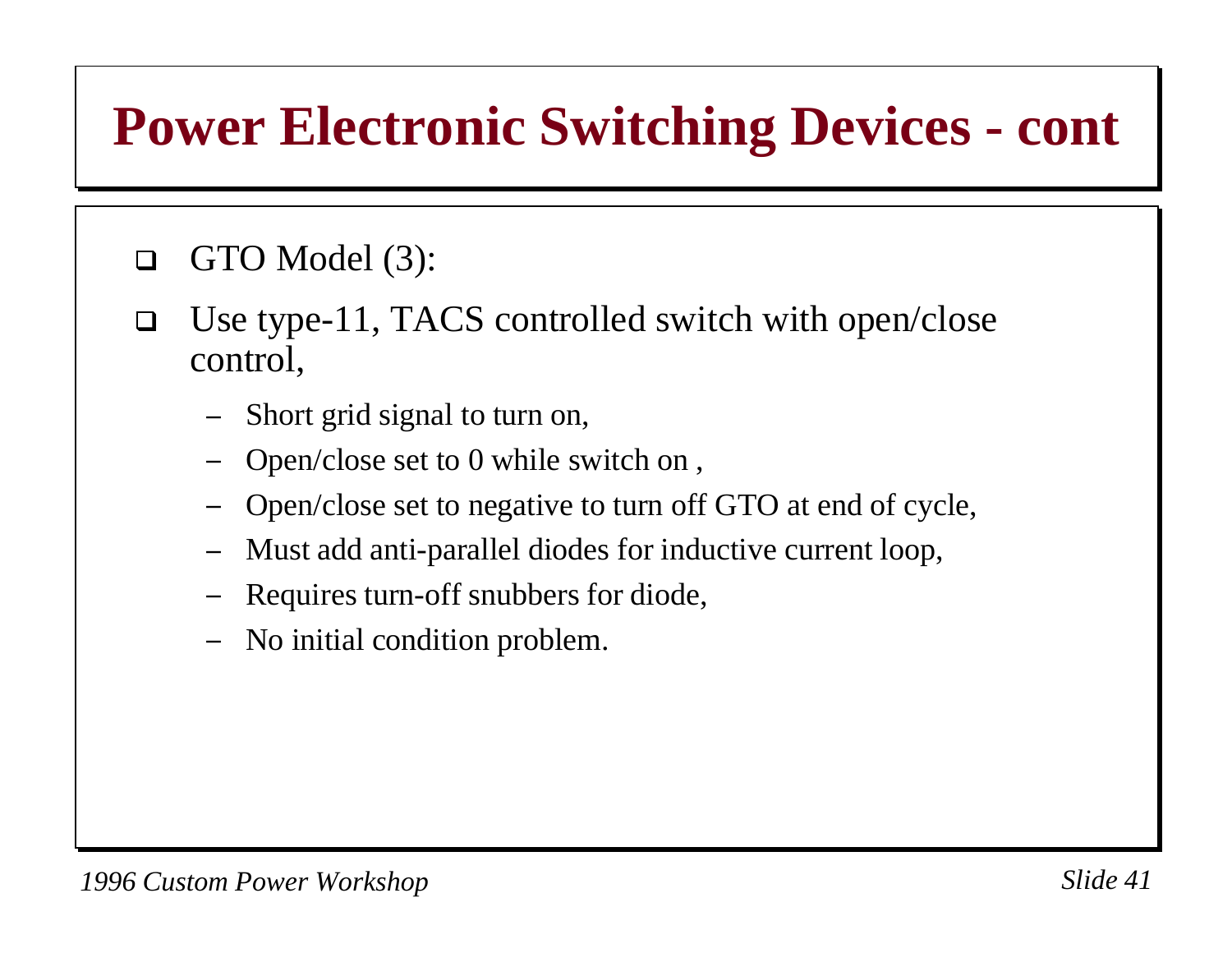# Power Electronic Switching Devices - cont

- GTO Model (3):
- Use type-11, TACS controlled switch with open/close control,
  - Short grid signal to turn on,
  - Open/close set to 0 while switch on ,
  - Open/close set to negative to turn off GTO at end of cycle,
  - Must add anti-parallel diodes for inductive current loop,
  - Requires turn-off snubbers for diode,
  - No initial condition problem.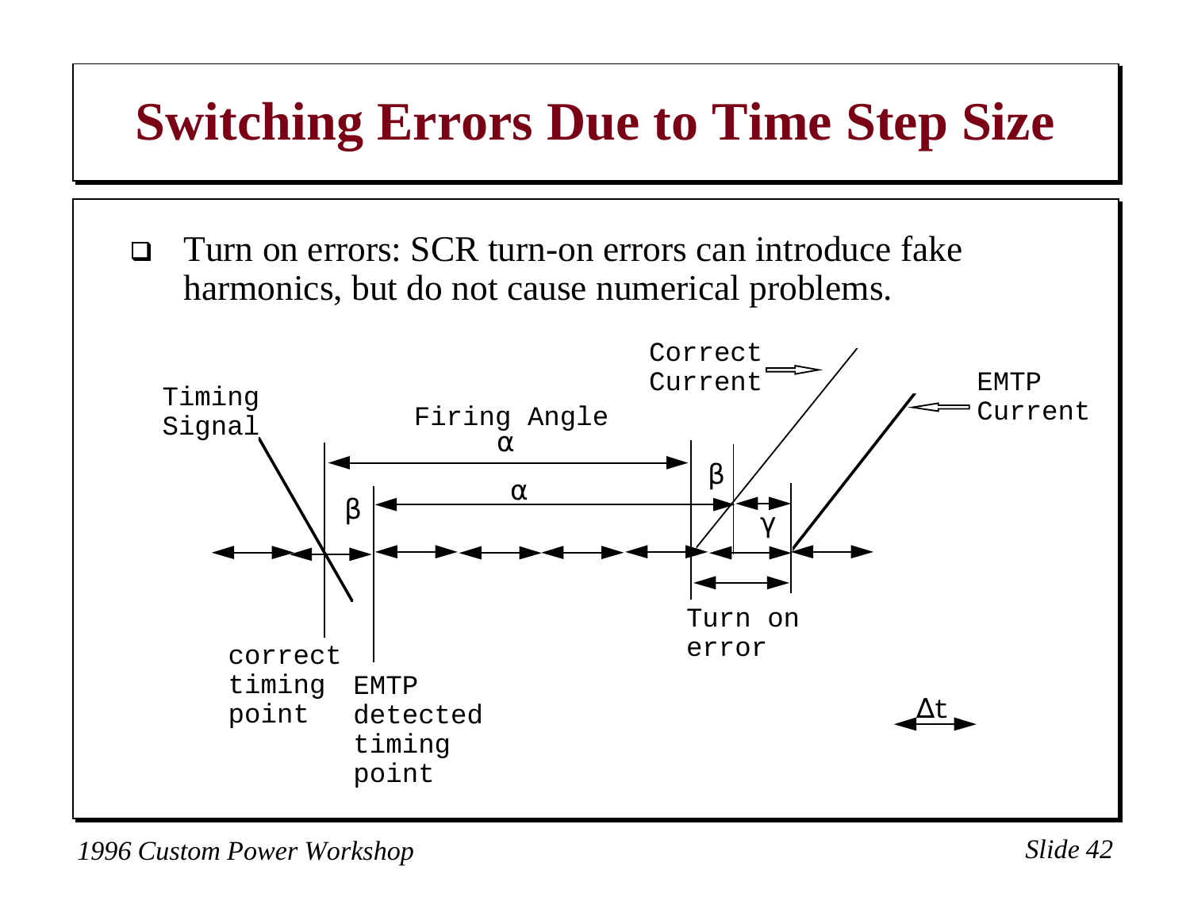# Switching Errors Due to Time Step Size

- Turn on errors: SCR turn-on errors can introduce fake harmonics, but do not cause numerical problems.

Timing Signal

Firing Angle $\alpha$

Correct Current

EMTP Current

$\beta$ $\alpha$ $\beta$ $\gamma$

correct timing point

EMTP detected timing point

Turn on error

$\Delta t$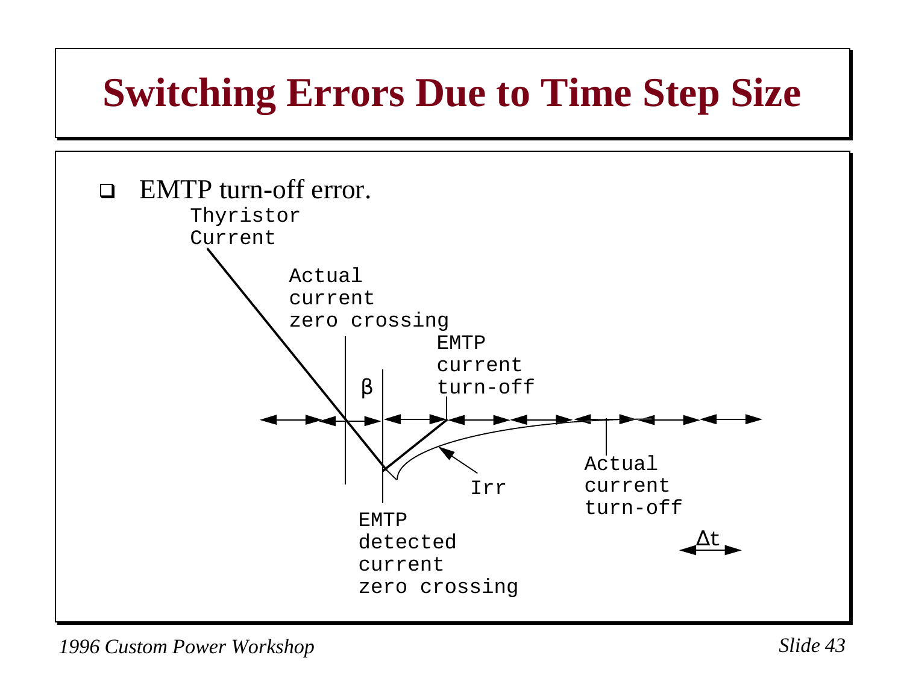# Switching Errors Due to Time Step Size

- EMTP turn-off error.

Thyristor Current

Actual current zero crossing

β

EMTP current turn-off

Irr

Actual current turn-off

EMTP detected current zero crossing

Δt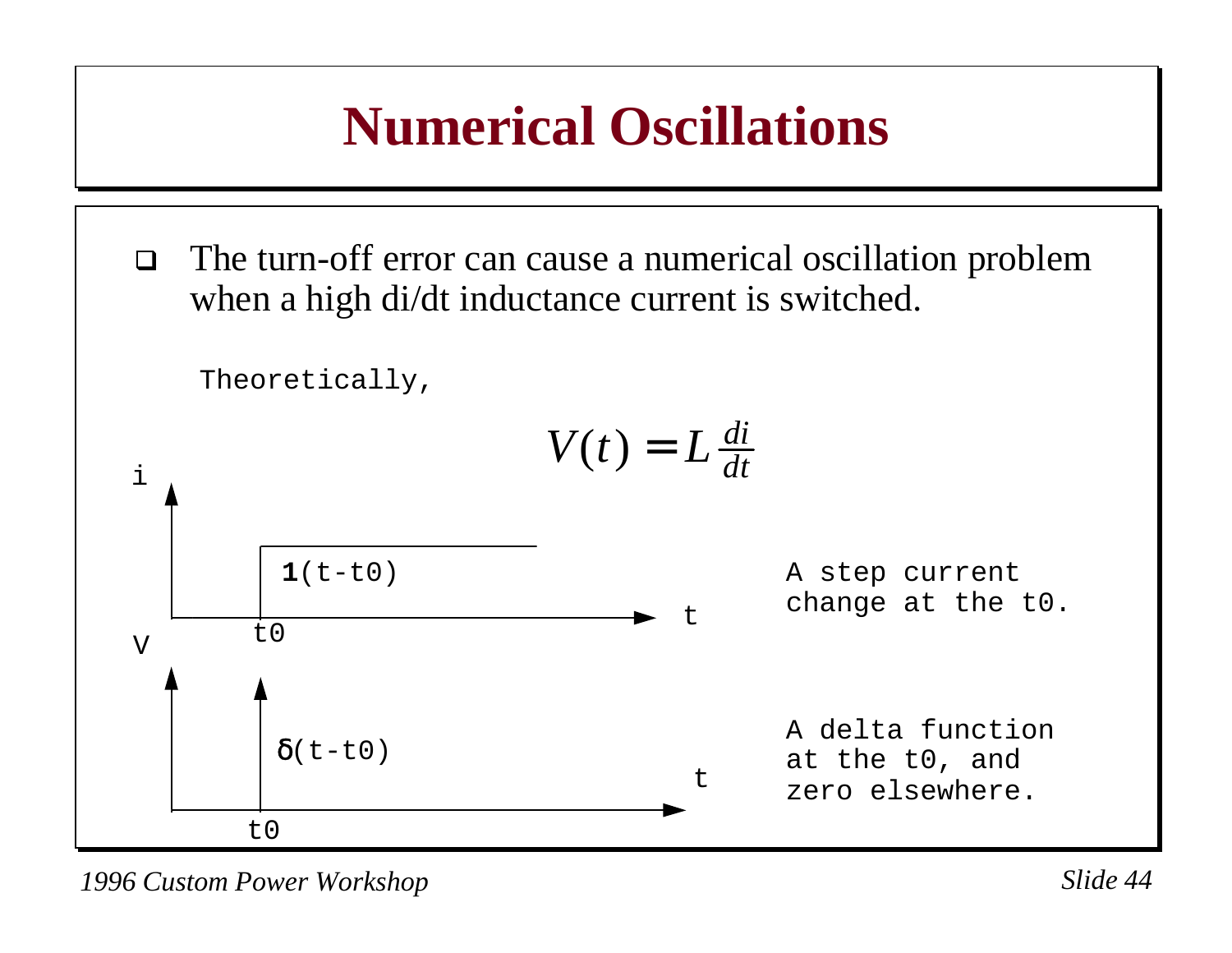# Numerical Oscillations

- The turn-off error can cause a numerical oscillation problem when a high di/dt inductance current is switched.

Theoretically,

$$V(t) = L\frac{di}{dt}$$

i

**1**(t-t0)

t0

t

A step current change at the t0.

V

δ(t-t0)

t0

t

A delta function at the t0, and zero elsewhere.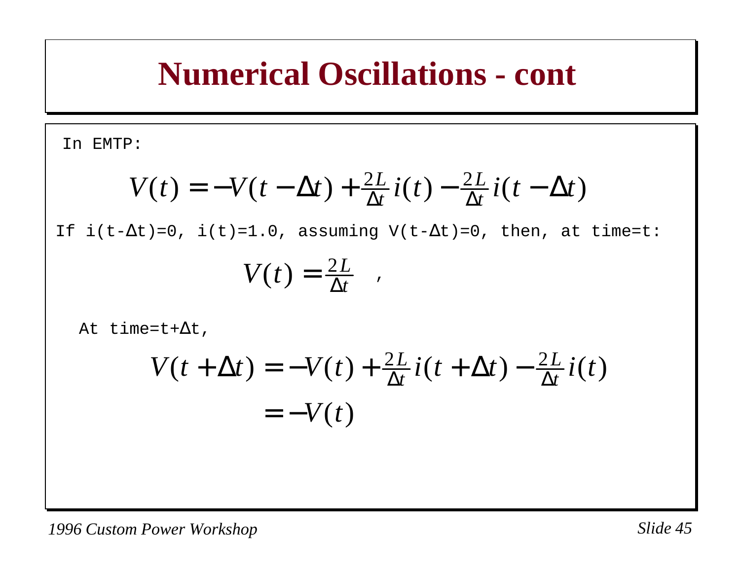# Numerical Oscillations - cont

In EMTP:

$$V(t) = -V(t-\Delta t) + \frac{2L}{\Delta t} i(t) - \frac{2L}{\Delta t} i(t-\Delta t)$$

If i(t-Δt)=0, i(t)=1.0, assuming V(t-Δt)=0, then, at time=t:

$$V(t) = \frac{2L}{\Delta t} \quad ,$$

At time=t+Δt,

$$V(t+\Delta t) = -V(t) + \frac{2L}{\Delta t} i(t+\Delta t) - \frac{2L}{\Delta t} i(t)$$

$$= -V(t)$$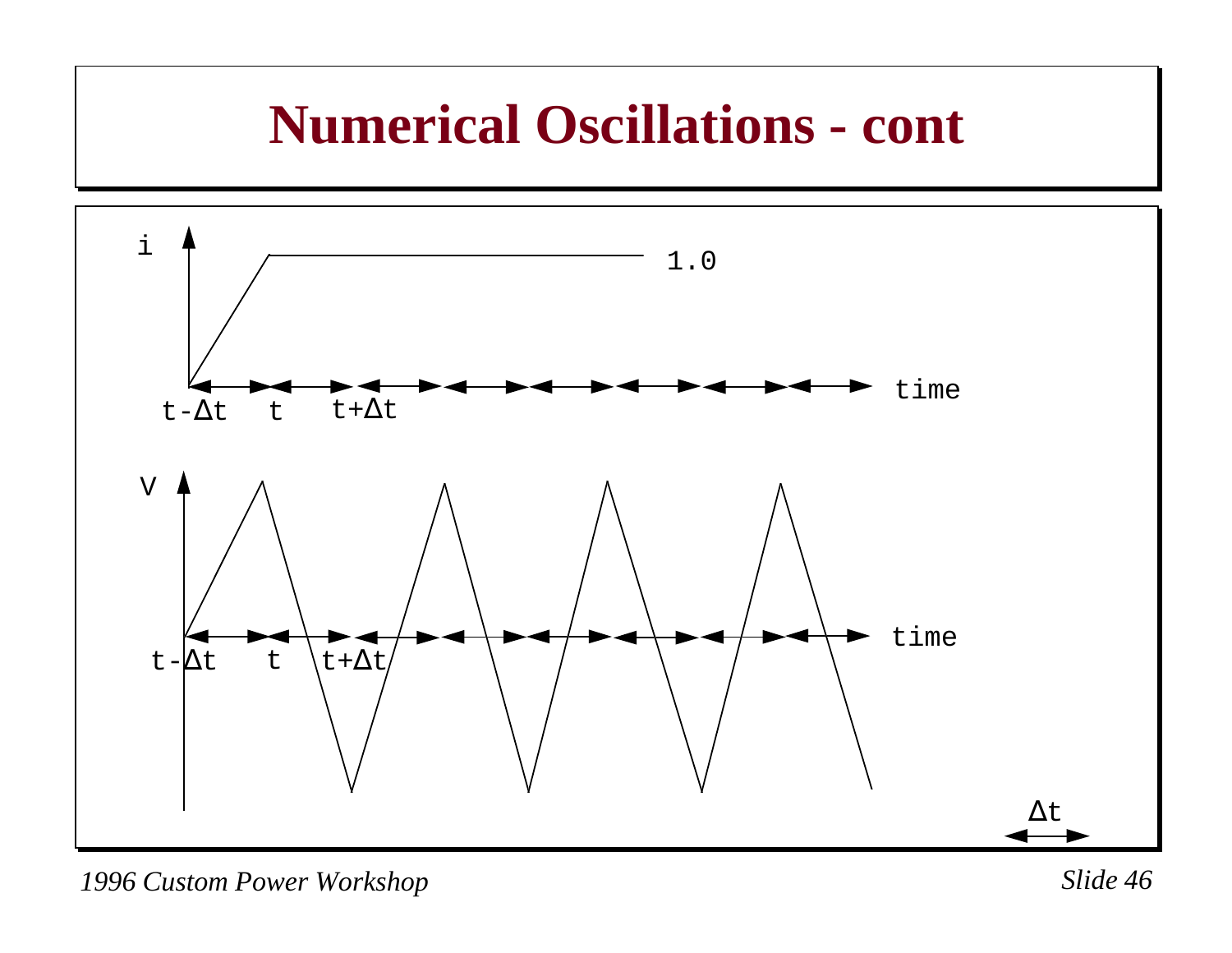# Numerical Oscillations - cont

i

1.0

time

t-Δt t t+Δt

V

time

t-Δt t t+Δt

Δt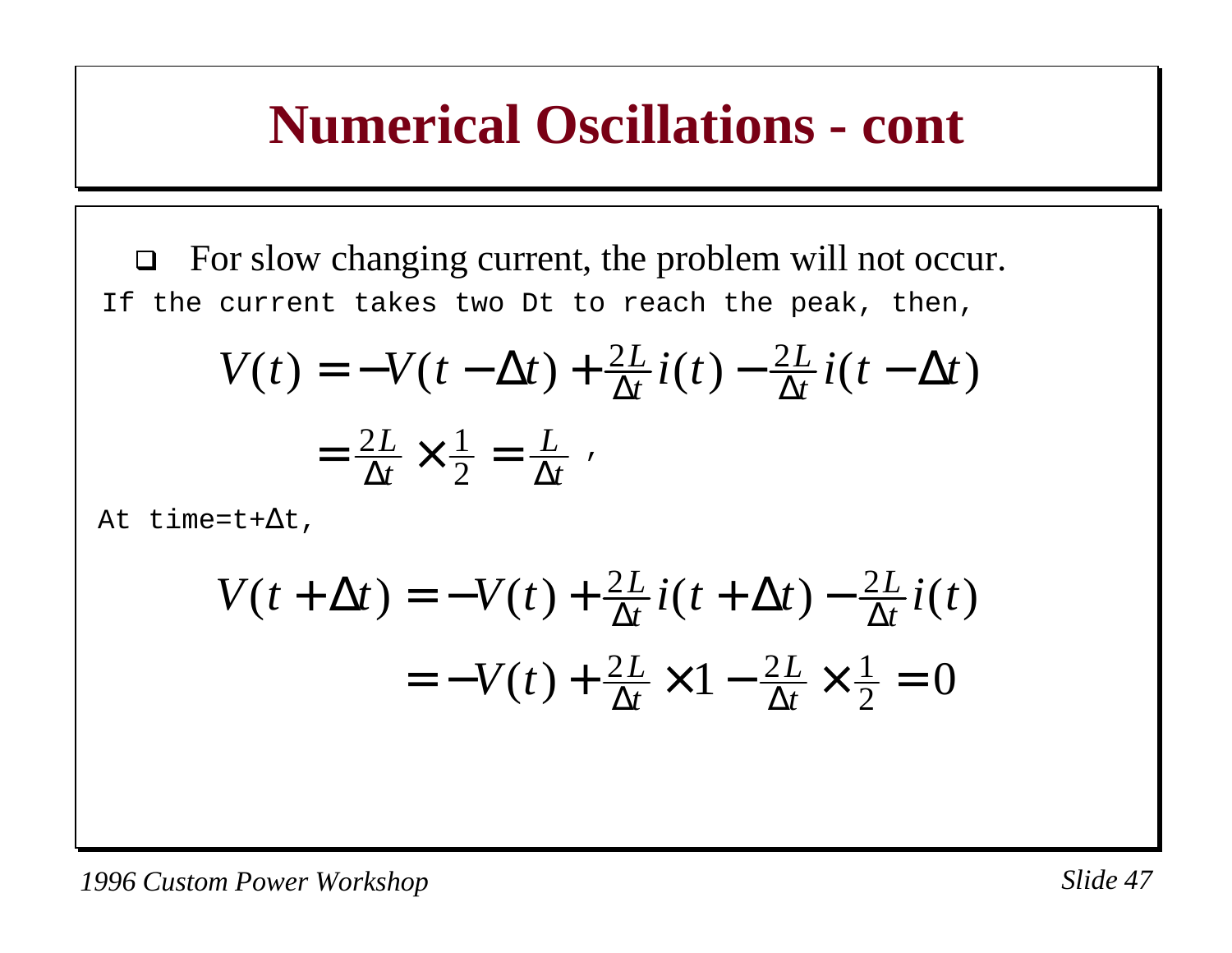# Numerical Oscillations - cont

- For slow changing current, the problem will not occur.

If the current takes two Dt to reach the peak, then,

$$V(t) = -V(t-\Delta t) + \frac{2L}{\Delta t} i(t) - \frac{2L}{\Delta t} i(t-\Delta t)$$

$$= \frac{2L}{\Delta t} \times \frac{1}{2} = \frac{L}{\Delta t} \ ,$$

At time=t+Δt,

$$V(t+\Delta t) = -V(t) + \frac{2L}{\Delta t} i(t+\Delta t) - \frac{2L}{\Delta t} i(t)$$

$$= -V(t) + \frac{2L}{\Delta t} \times 1 - \frac{2L}{\Delta t} \times \frac{1}{2} = 0$$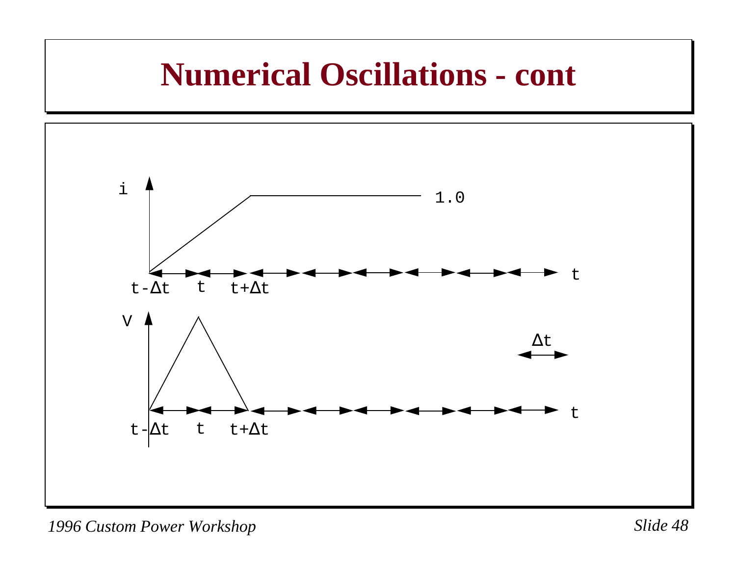# Numerical Oscillations - cont

i

1.0

$t-\Delta t$ $t$ $t+\Delta t$ t

V

$\Delta t$

$t-\Delta t$ $t$ $t+\Delta t$ t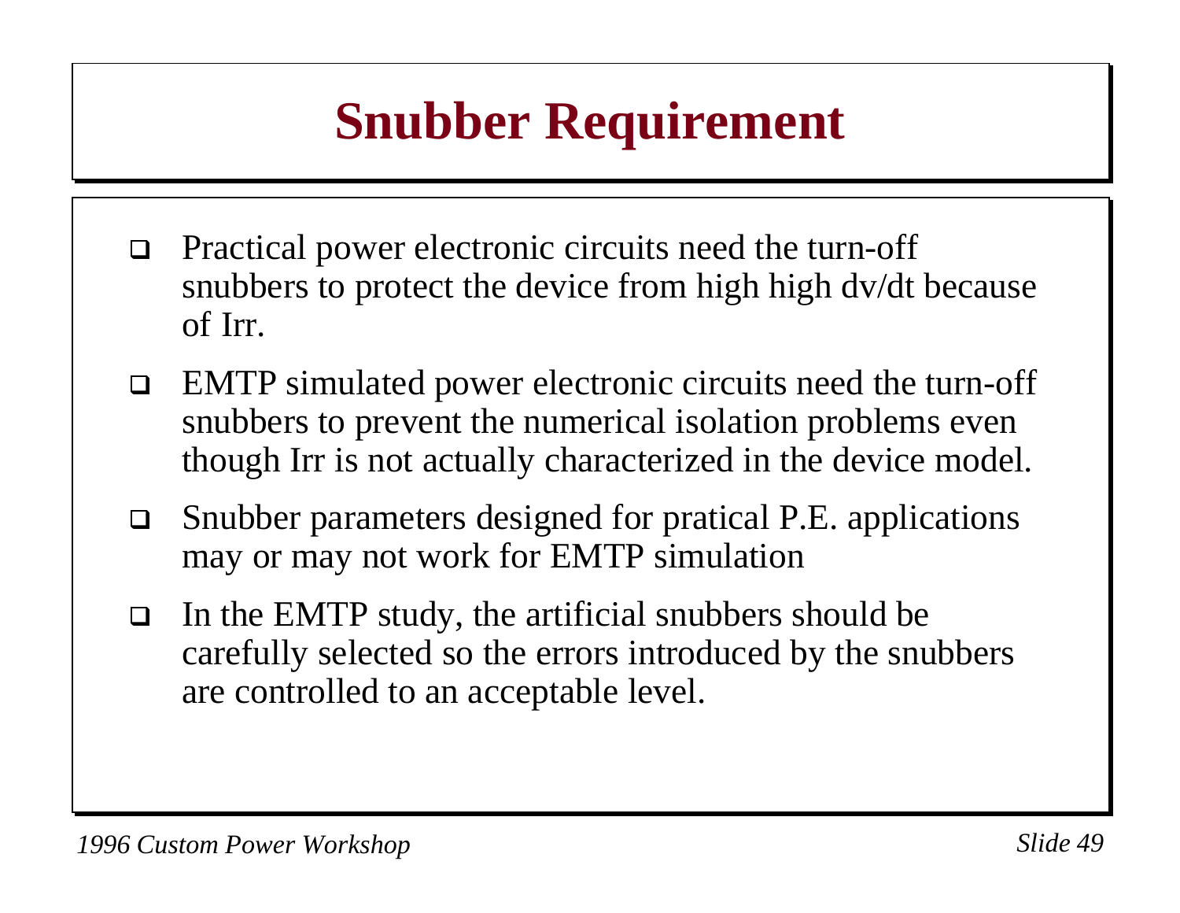# Snubber Requirement

- Practical power electronic circuits need the turn-off snubbers to protect the device from high high dv/dt because of Irr.
- EMTP simulated power electronic circuits need the turn-off snubbers to prevent the numerical isolation problems even though Irr is not actually characterized in the device model.
- Snubber parameters designed for pratical P.E. applications may or may not work for EMTP simulation
- In the EMTP study, the artificial snubbers should be carefully selected so the errors introduced by the snubbers are controlled to an acceptable level.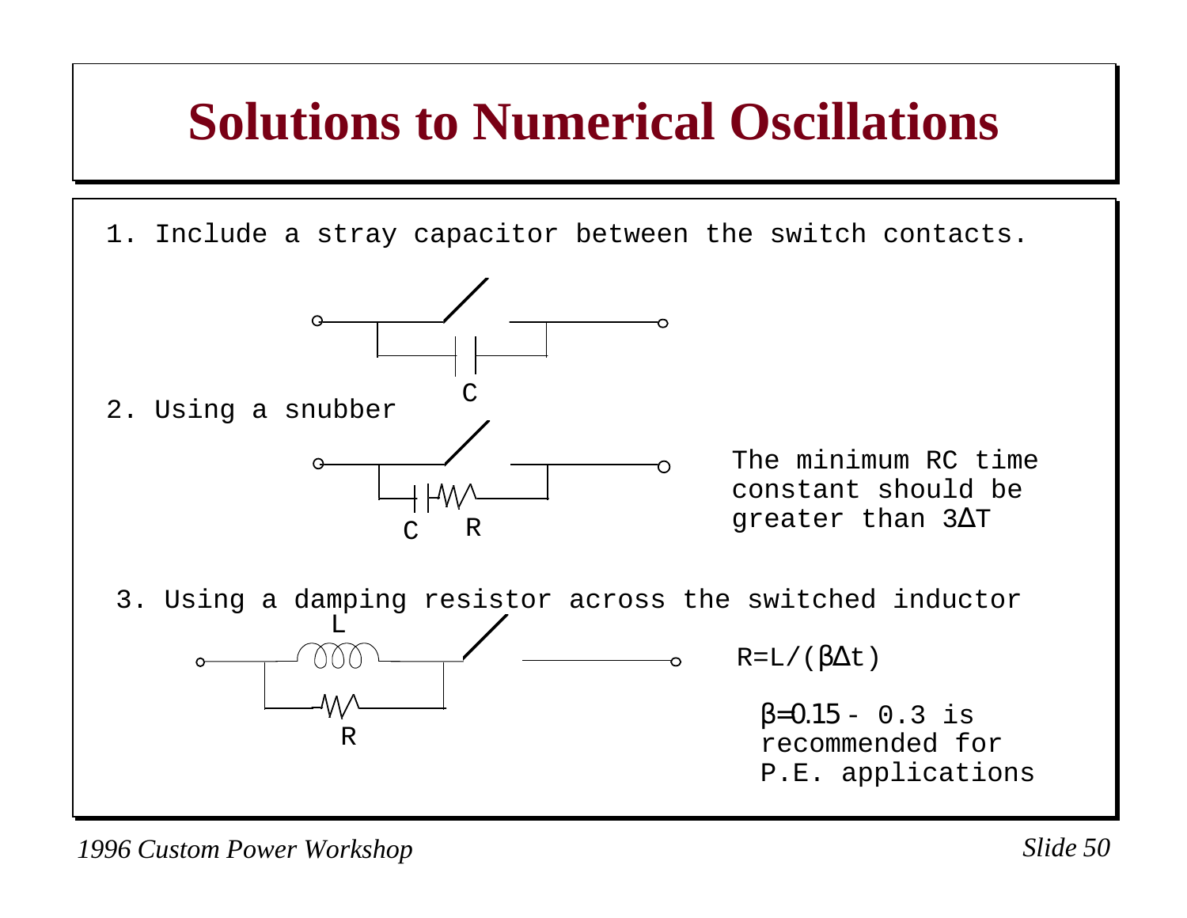# Solutions to Numerical Oscillations

1. Include a stray capacitor between the switch contacts.

C

2. Using a snubber

C R

The minimum RC time constant should be greater than $3\Delta T$

3. Using a damping resistor across the switched inductor

L

R

$R = L/(\beta \Delta t)$

$\beta = 0.15 - 0.3$ is recommended for P.E. applications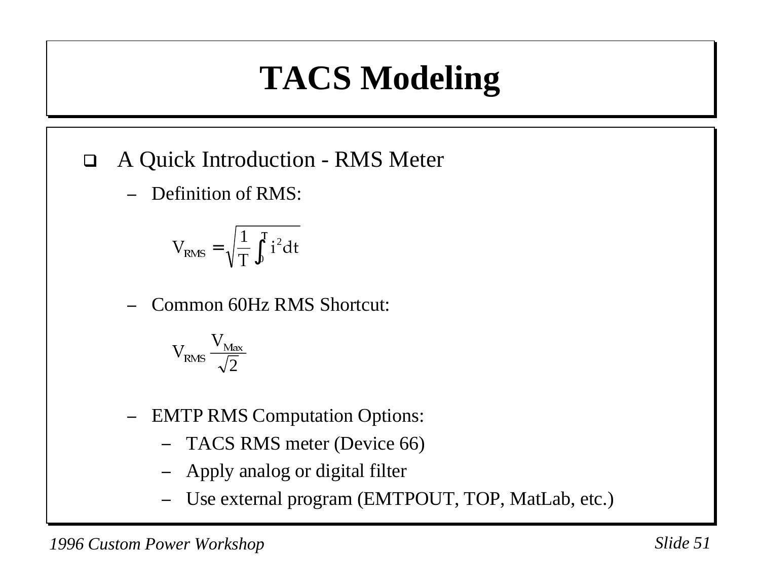# TACS Modeling

- A Quick Introduction - RMS Meter
  - Definition of RMS:

    $$V_{RMS} = \sqrt{\frac{1}{T}\int_0^T i^2 dt}$$

  - Common 60Hz RMS Shortcut:

    $$V_{RMS} \frac{V_{Max}}{\sqrt{2}}$$

  - EMTP RMS Computation Options:
    - TACS RMS meter (Device 66)
    - Apply analog or digital filter
    - Use external program (EMTPOUT, TOP, MatLab, etc.)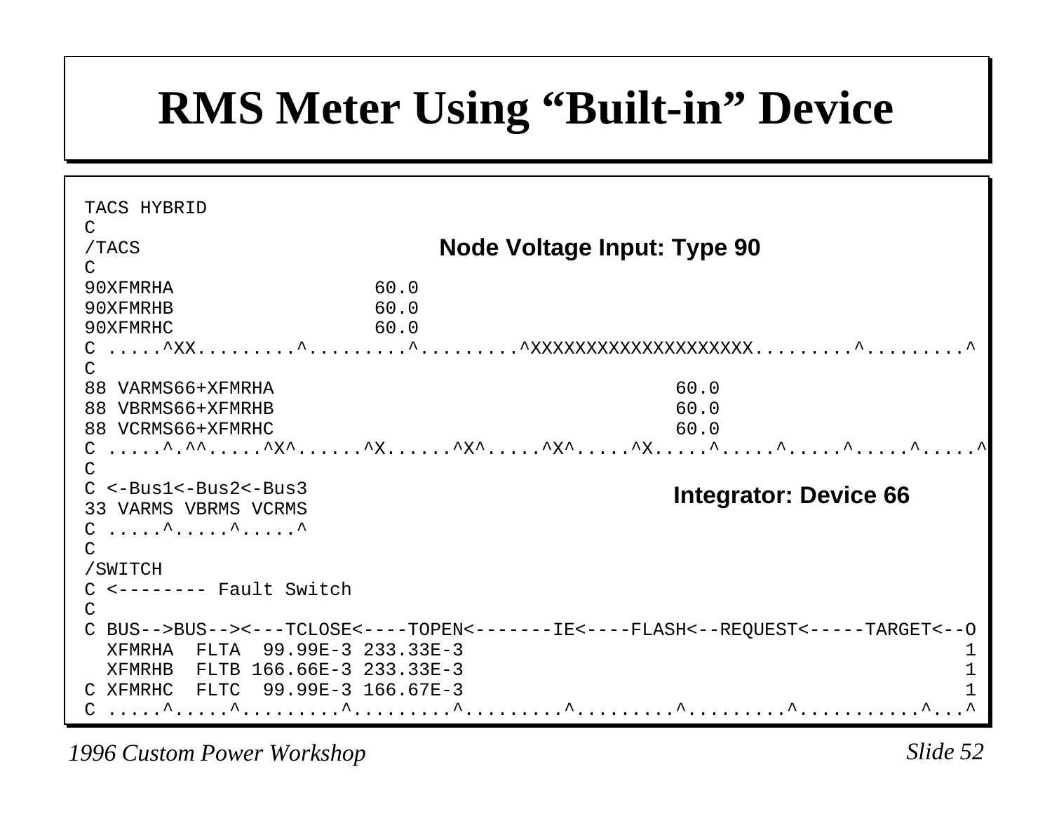# RMS Meter Using "Built-in" Device

**Node Voltage Input: Type 90**

**Integrator: Device 66**

```
TACS HYBRID
C
/TACS
C
90XFMRHA                 60.0
90XFMRHB                 60.0
90XFMRHC                 60.0
C .....^XX.........^.........^.........^XXXXXXXXXXXXXXXXXXXX.........^.........^
C
88 VARMS66+XFMRHA                                    60.0
88 VBRMS66+XFMRHB                                    60.0
88 VCRMS66+XFMRHC                                    60.0
C .....^.^^.....^X^......^X......^X^.....^X^.....^X.....^.....^.....^.....^.....^
C
C <-Bus1<-Bus2<-Bus3
33 VARMS VBRMS VCRMS
C .....^.....^.....^
C
/SWITCH
C <-------- Fault Switch
C
C BUS-->BUS--><---TCLOSE<----TOPEN<-------IE<----FLASH<--REQUEST<-----TARGET<--O
  XFMRHA  FLTA  99.99E-3 233.33E-3                                             1
  XFMRHB  FLTB 166.66E-3 233.33E-3                                             1
C XFMRHC  FLTC  99.99E-3 166.67E-3                                             1
C .....^.....^.........^.........^.........^.........^.........^..........^...^
```

*1996 Custom Power Workshop*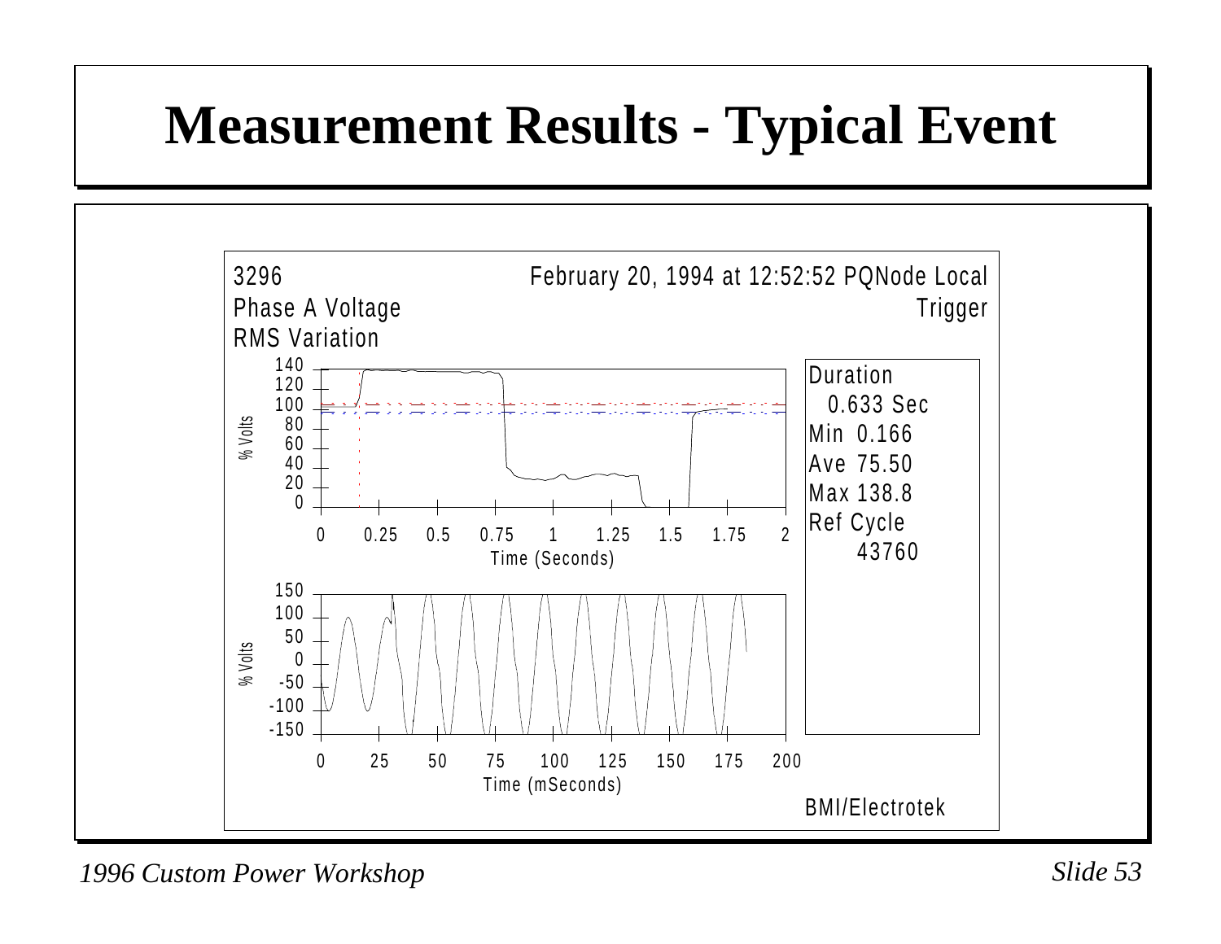# Measurement Results - Typical Event

3296 February 20, 1994 at 12:52:52 PQNode Local

Phase A Voltage Trigger

RMS Variation

Duration
0.633 Sec

Min 0.166

Ave 75.50

Max 138.8

Ref Cycle
43760

BMI/Electrotek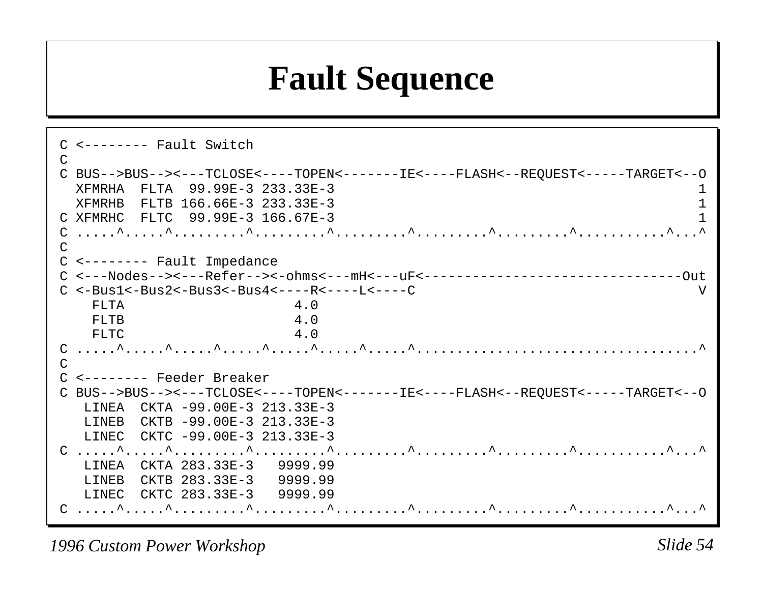# Fault Sequence

```
C <-------- Fault Switch
C
C BUS-->BUS--><---TCLOSE<----TOPEN<-------IE<----FLASH<--REQUEST<-----TARGET<--O
  XFMRHA  FLTA  99.99E-3 233.33E-3                                              1
  XFMRHB  FLTB 166.66E-3 233.33E-3                                              1
C XFMRHC  FLTC  99.99E-3 166.67E-3                                              1
C .....^.....^.........^.........^.........^.........^.........^...........^...^
C
C <-------- Fault Impedance
C <---Nodes--><---Refer--><-ohms<---mH<---uF<-------------------------------Out
C <-Bus1<-Bus2<-Bus3<-Bus4<----R<----L<----C                                   V
    FLTA                    4.0
    FLTB                    4.0
    FLTC                    4.0
C .....^.....^.....^.....^.....^.....^.....^..................................^
C
C <-------- Feeder Breaker
C BUS-->BUS--><---TCLOSE<----TOPEN<-------IE<----FLASH<--REQUEST<-----TARGET<--O
   LINEA  CKTA -99.00E-3 213.33E-3
   LINEB  CKTB -99.00E-3 213.33E-3
   LINEC  CKTC -99.00E-3 213.33E-3
C .....^.....^.........^.........^.........^.........^.........^...........^...^
   LINEA  CKTA 283.33E-3   9999.99
   LINEB  CKTB 283.33E-3   9999.99
   LINEC  CKTC 283.33E-3   9999.99
C .....^.....^.........^.........^.........^.........^.........^...........^...^
```

*1996 Custom Power Workshop*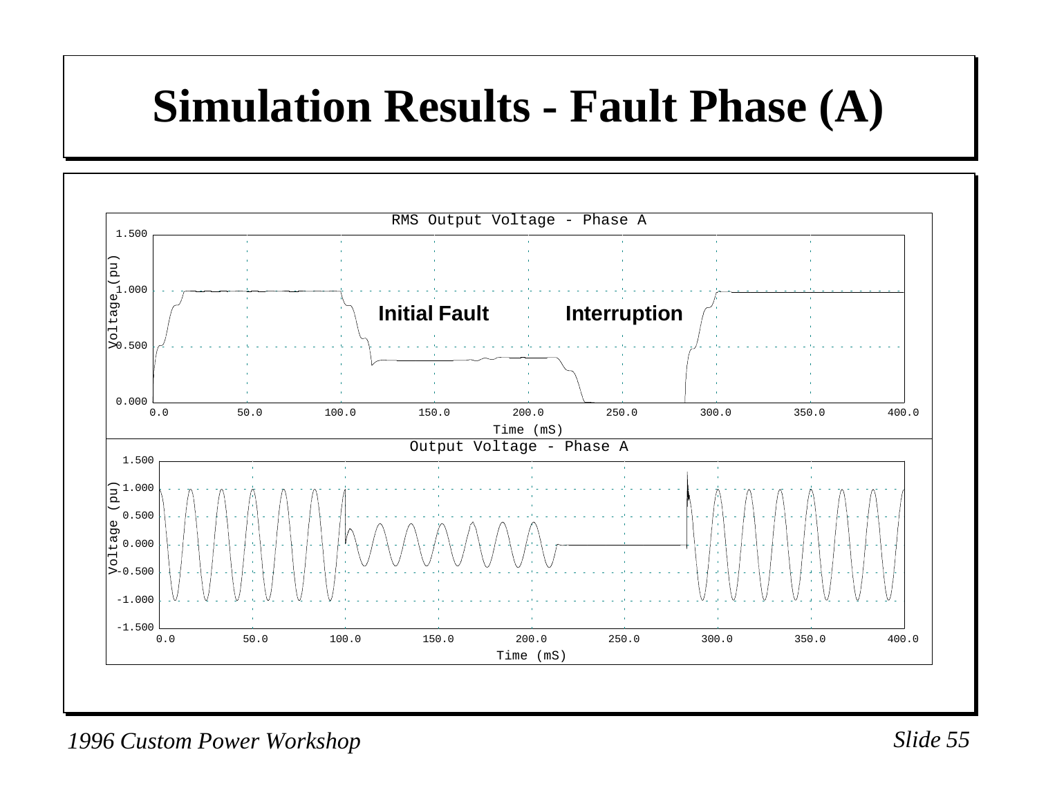# Simulation Results - Fault Phase (A)

RMS Output Voltage - Phase A

Initial Fault

Interruption

Output Voltage - Phase A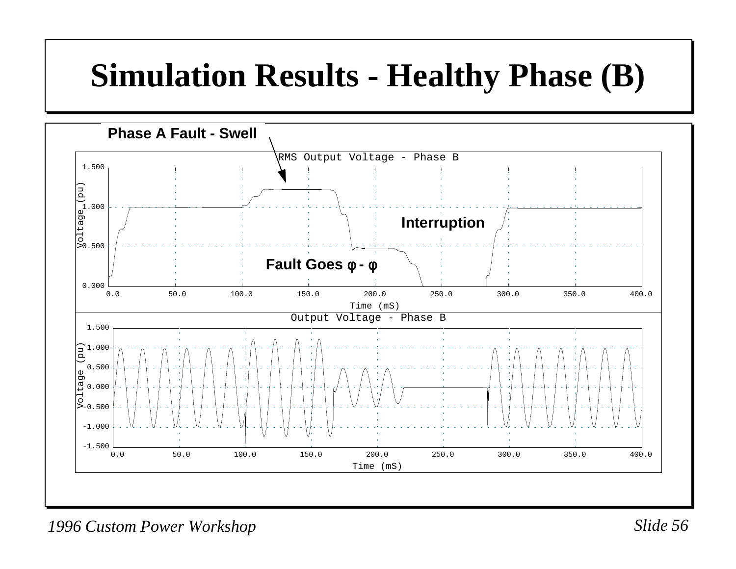# Simulation Results - Healthy Phase (B)

**Phase A Fault - Swell**

RMS Output Voltage - Phase B

**Interruption**

**Fault Goes φ - φ**

Output Voltage - Phase B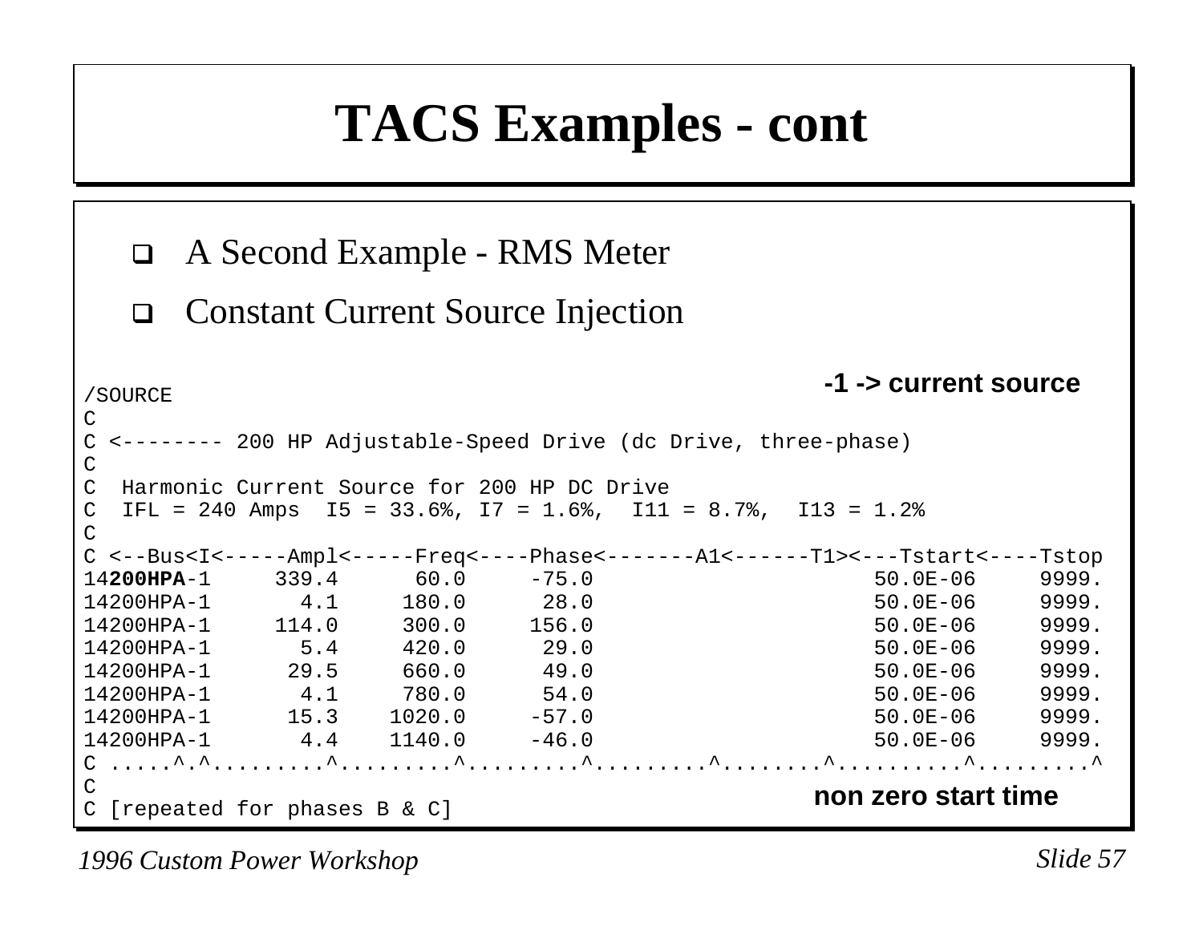# TACS Examples - cont

- A Second Example - RMS Meter
- Constant Current Source Injection

**-1 -> current source**

```
/SOURCE
C
C <-------- 200 HP Adjustable-Speed Drive (dc Drive, three-phase)
C
C  Harmonic Current Source for 200 HP DC Drive
C  IFL = 240 Amps  I5 = 33.6%, I7 = 1.6%,  I11 = 8.7%,  I13 = 1.2%
C
C <--Bus<I<-----Ampl<-----Freq<----Phase<-------A1<------T1><---Tstart<----Tstop
14200HPA-1     339.4      60.0     -75.0                        50.0E-06     9999.
14200HPA-1       4.1     180.0      28.0                        50.0E-06     9999.
14200HPA-1     114.0     300.0     156.0                        50.0E-06     9999.
14200HPA-1       5.4     420.0      29.0                        50.0E-06     9999.
14200HPA-1      29.5     660.0      49.0                        50.0E-06     9999.
14200HPA-1       4.1     780.0      54.0                        50.0E-06     9999.
14200HPA-1      15.3    1020.0     -57.0                        50.0E-06     9999.
14200HPA-1       4.4    1140.0     -46.0                        50.0E-06     9999.
C .....^.^.........^.........^.........^.........^........^..........^.........^
C
C [repeated for phases B & C]
```

**non zero start time**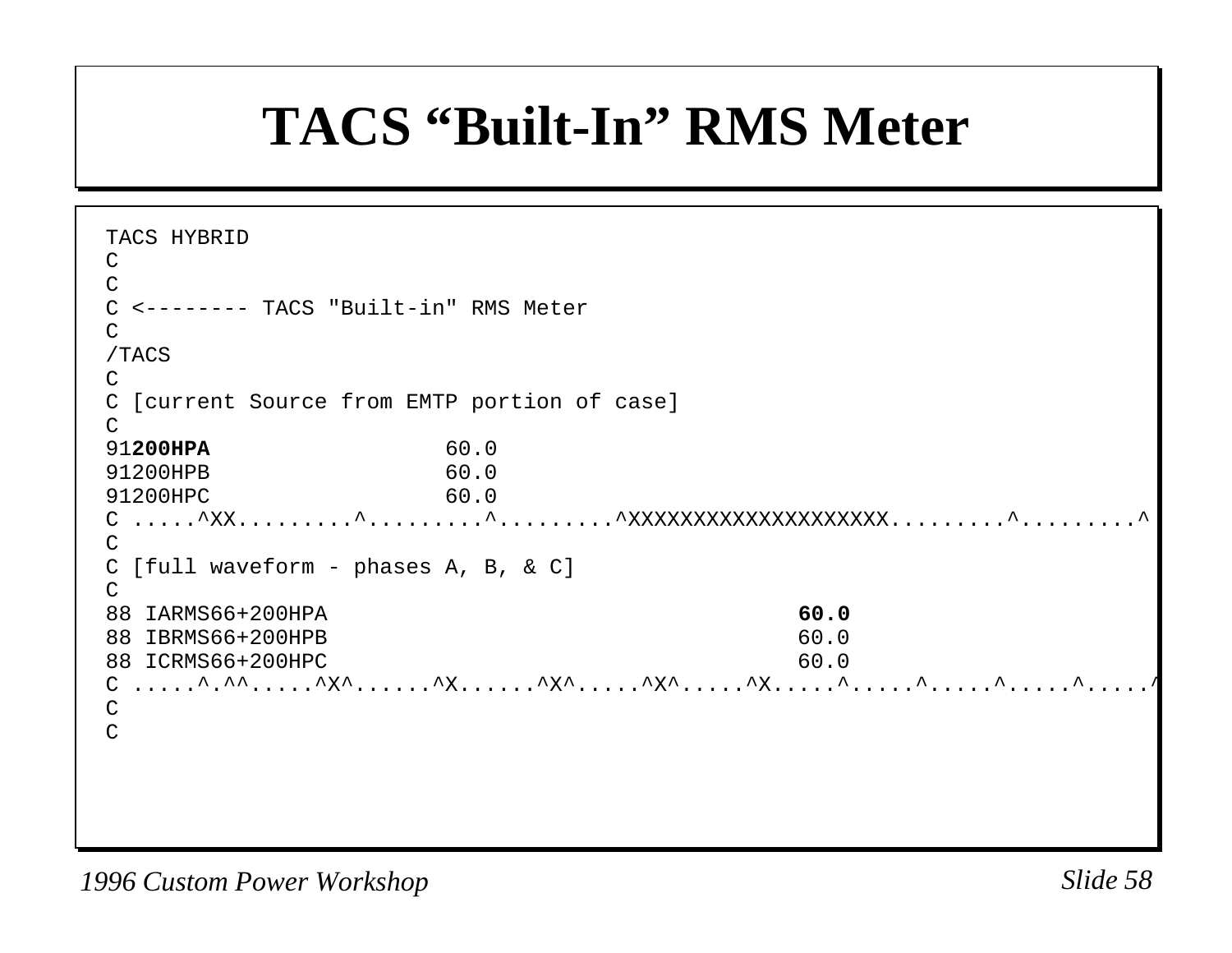# TACS "Built-In" RMS Meter

```
TACS HYBRID
C
C
C <-------- TACS "Built-in" RMS Meter
C
/TACS
C
C [current Source from EMTP portion of case]
C
91200HPA                 60.0
91200HPB                 60.0
91200HPC                 60.0
C .....^XX.........^.........^.........^XXXXXXXXXXXXXXXXXXXX.........^.........^
C
C [full waveform - phases A, B, & C]
C
88 IARMS66+200HPA                                    60.0
88 IBRMS66+200HPB                                    60.0
88 ICRMS66+200HPC                                    60.0
C .....^.^^.....^X^......^X......^X^.....^X^.....^X.....^.....^.....^.....^.....^
C
C
```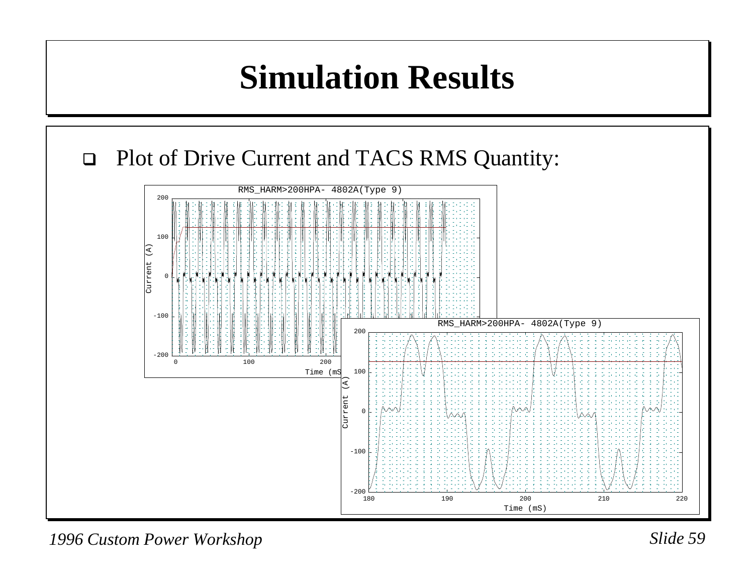# Simulation Results

- Plot of Drive Current and TACS RMS Quantity: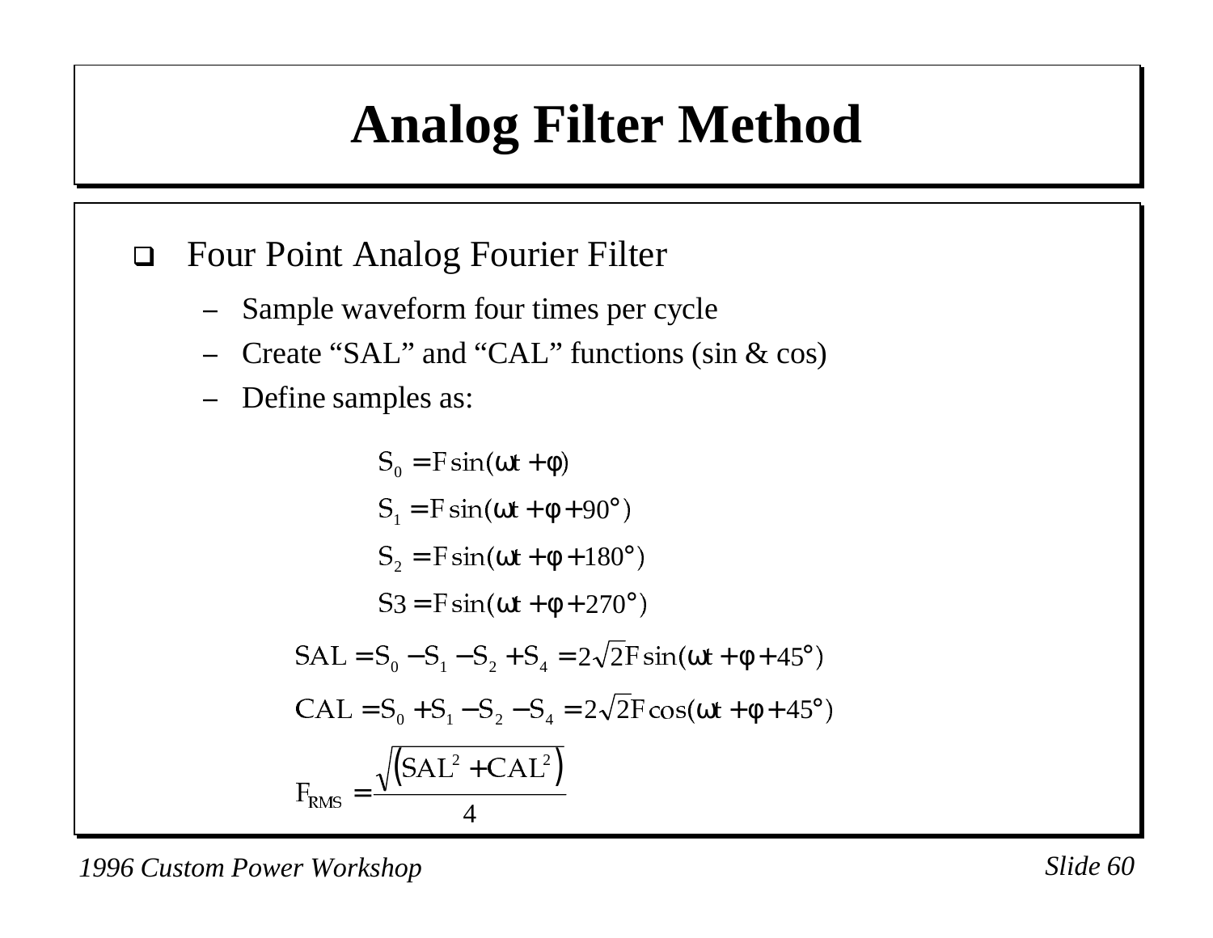# Analog Filter Method

- Four Point Analog Fourier Filter
  - Sample waveform four times per cycle
  - Create "SAL" and "CAL" functions (sin & cos)
  - Define samples as:

$$S_0 = F\sin(\omega t + \varphi)$$

$$S_1 = F\sin(\omega t + \varphi + 90°)$$

$$S_2 = F\sin(\omega t + \varphi + 180°)$$

$$S3 = F\sin(\omega t + \varphi + 270°)$$

$$SAL = S_0 - S_1 - S_2 + S_4 = 2\sqrt{2}F\sin(\omega t + \varphi + 45°)$$

$$CAL = S_0 + S_1 - S_2 - S_4 = 2\sqrt{2}F\cos(\omega t + \varphi + 45°)$$

$$F_{RMS} = \frac{\sqrt{\left(SAL^2 + CAL^2\right)}}{4}$$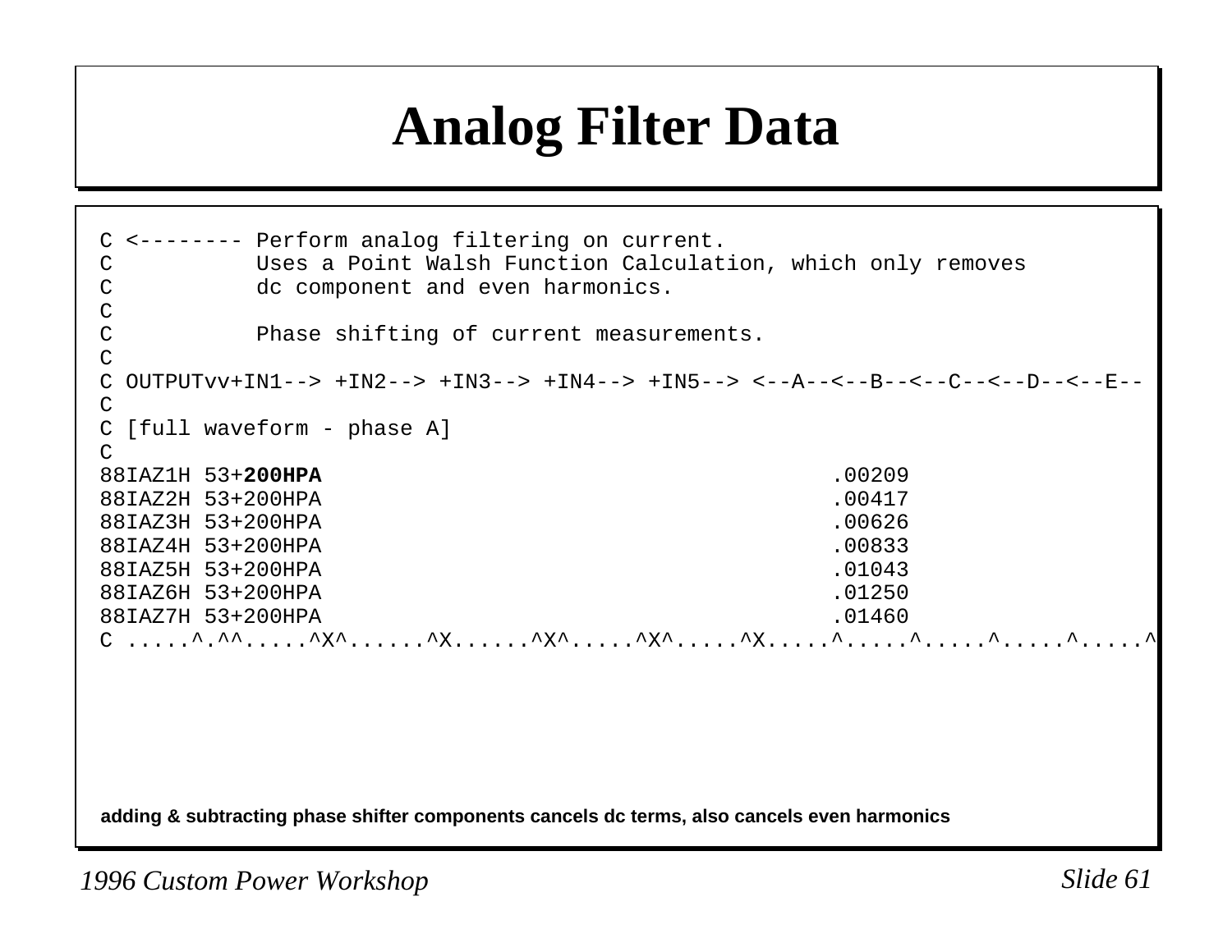# Analog Filter Data

```
C <-------- Perform analog filtering on current.
C           Uses a Point Walsh Function Calculation, which only removes
C           dc component and even harmonics.
C
C           Phase shifting of current measurements.
C
C OUTPUTvv+IN1--> +IN2--> +IN3--> +IN4--> +IN5--> <--A--<--B--<--C--<--D--<--E--
C
C [full waveform - phase A]
C
88IAZ1H 53+200HPA                                          .00209
88IAZ2H 53+200HPA                                          .00417
88IAZ3H 53+200HPA                                          .00626
88IAZ4H 53+200HPA                                          .00833
88IAZ5H 53+200HPA                                          .01043
88IAZ6H 53+200HPA                                          .01250
88IAZ7H 53+200HPA                                          .01460
C .....^.^^.....^X^......^X......^X^.....^X^.....^X.....^.....^.....^.....^.....^
```

**adding & subtracting phase shifter components cancels dc terms, also cancels even harmonics**

*1996 Custom Power Workshop*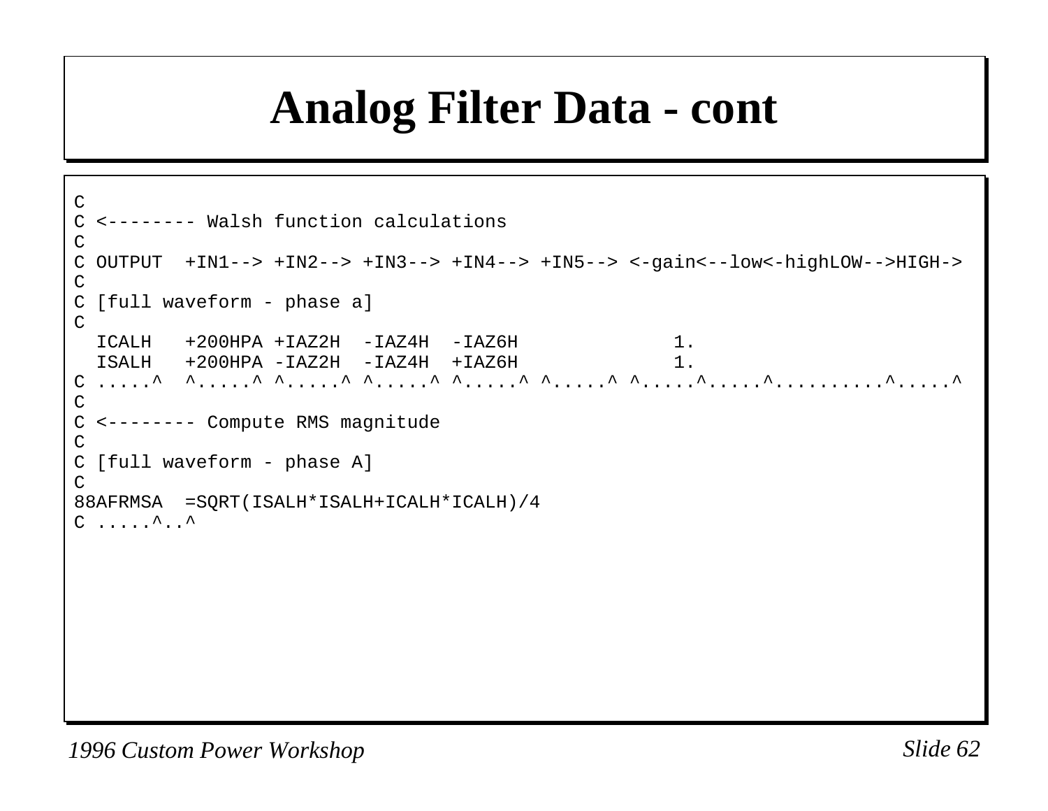# Analog Filter Data - cont

```
C
C <-------- Walsh function calculations
C
C OUTPUT  +IN1--> +IN2--> +IN3--> +IN4--> +IN5--> <-gain<--low<-highLOW-->HIGH->
C
C [full waveform - phase a]
C
  ICALH   +200HPA +IAZ2H  -IAZ4H  -IAZ6H              1.
  ISALH   +200HPA -IAZ2H  -IAZ4H  +IAZ6H              1.
C .....^  ^.....^ ^.....^ ^.....^ ^.....^ ^.....^ ^.....^.....^..........^.....^
C
C <-------- Compute RMS magnitude
C
C [full waveform - phase A]
C
88AFRMSA  =SQRT(ISALH*ISALH+ICALH*ICALH)/4
C .....^..^
```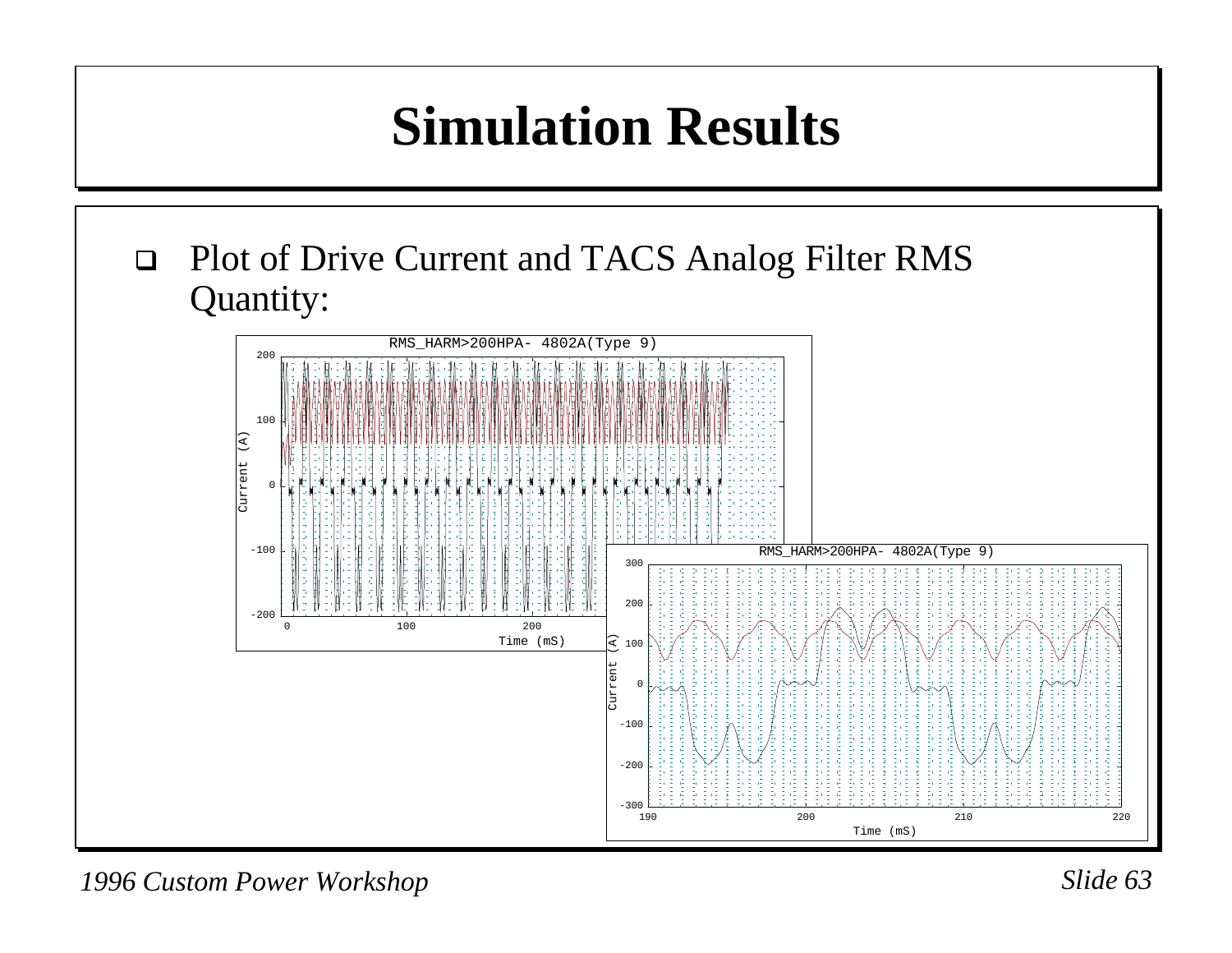# Simulation Results

- Plot of Drive Current and TACS Analog Filter RMS Quantity: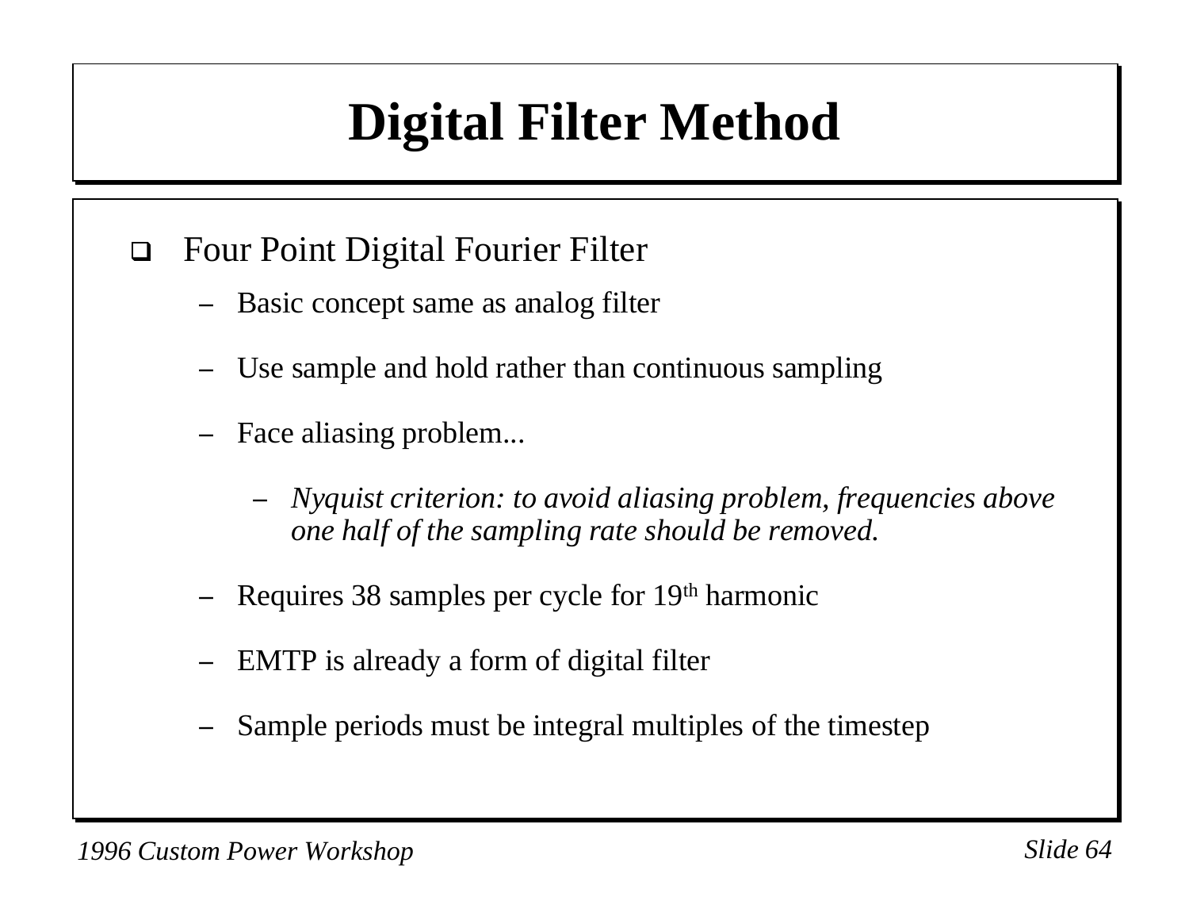# Digital Filter Method

- Four Point Digital Fourier Filter
  - Basic concept same as analog filter
  - Use sample and hold rather than continuous sampling
  - Face aliasing problem...
    - *Nyquist criterion: to avoid aliasing problem, frequencies above one half of the sampling rate should be removed.*
  - Requires 38 samples per cycle for 19$^{th}$ harmonic
  - EMTP is already a form of digital filter
  - Sample periods must be integral multiples of the timestep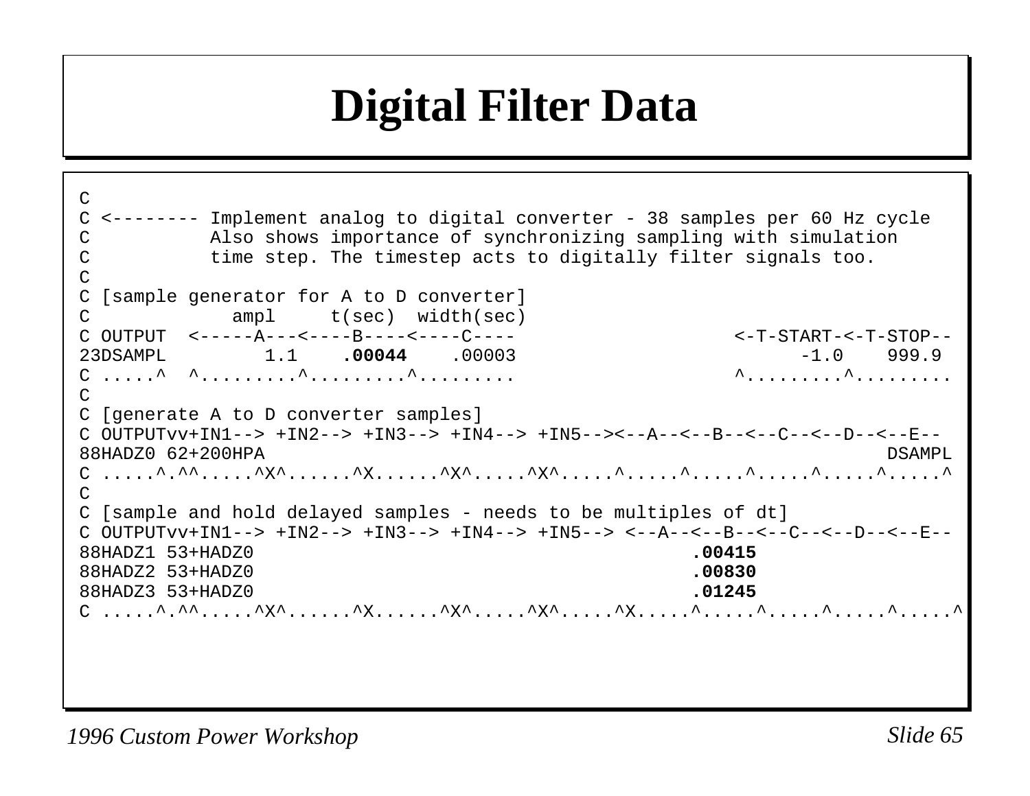# Digital Filter Data

```
C
C <-------- Implement analog to digital converter - 38 samples per 60 Hz cycle
C           Also shows importance of synchronizing sampling with simulation
C           time step. The timestep acts to digitally filter signals too.
C
C [sample generator for A to D converter]
C              ampl     t(sec)  width(sec)
C OUTPUT  <-----A---<----B----<----C----                    <-T-START-<-T-STOP--
23DSAMPL         1.1    .00044    .00003                          -1.0    999.9
C .....^  ^.........^.........^.........                    ^.........^.........
C
C [generate A to D converter samples]
C OUTPUTvv+IN1--> +IN2--> +IN3--> +IN4--> +IN5--><--A--<--B--<--C--<--D--<--E--
88HADZ0 62+200HPA                                                        DSAMPL
C .....^.^^.....^X^......^X......^X^.....^X^.....^.....^.....^.....^.....^.....^
C
C [sample and hold delayed samples - needs to be multiples of dt]
C OUTPUTvv+IN1--> +IN2--> +IN3--> +IN4--> +IN5--> <--A--<--B--<--C--<--D--<--E--
88HADZ1 53+HADZ0                                          .00415
88HADZ2 53+HADZ0                                          .00830
88HADZ3 53+HADZ0                                          .01245
C .....^.^^.....^X^......^X......^X^.....^X^.....^X.....^.....^.....^.....^.....^
```

*1996 Custom Power Workshop*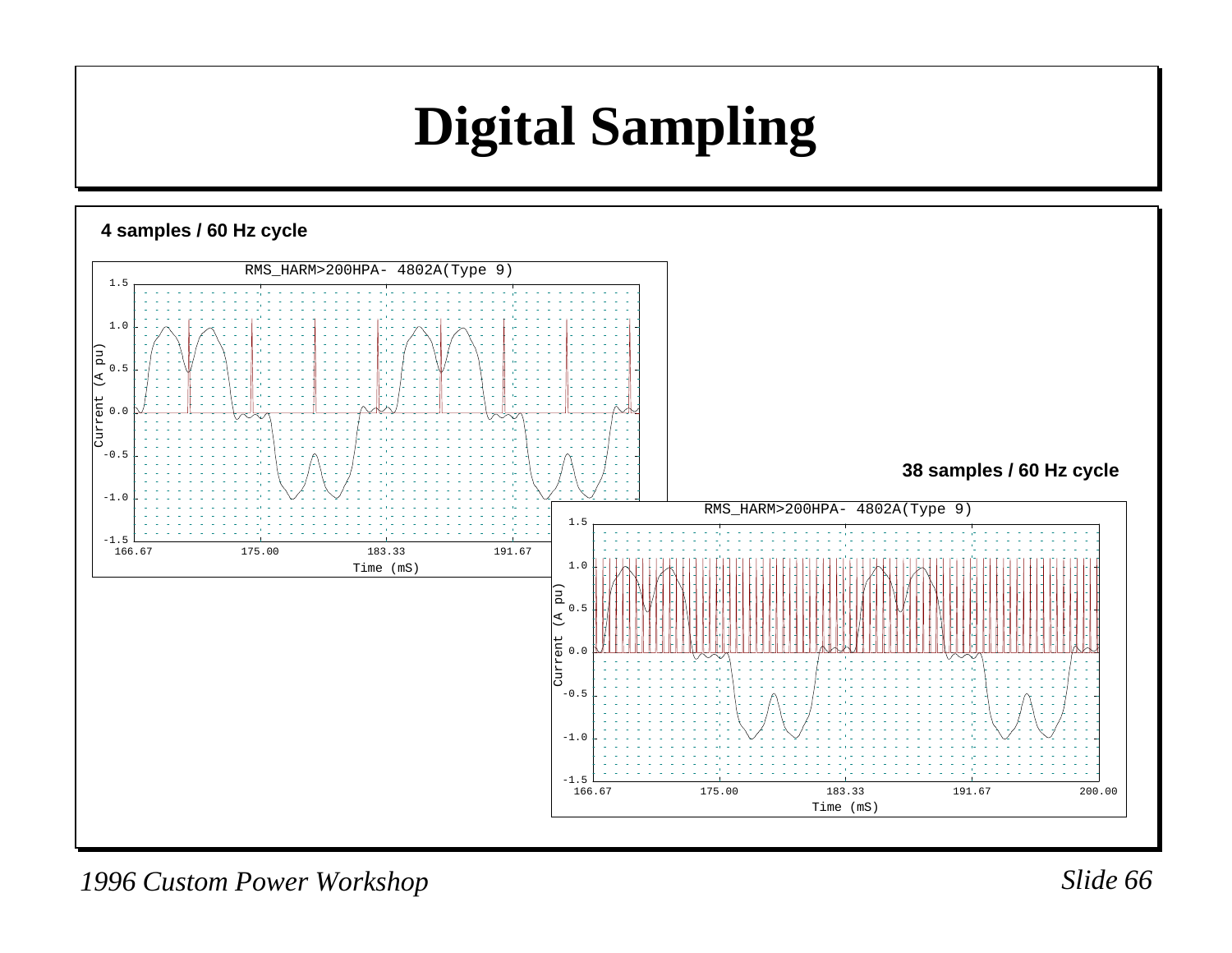# Digital Sampling

**4 samples / 60 Hz cycle**

RMS_HARM>200HPA- 4802A(Type 9)

Current (A pu)

Time (mS)

**38 samples / 60 Hz cycle**

RMS_HARM>200HPA- 4802A(Type 9)

Current (A pu)

Time (mS)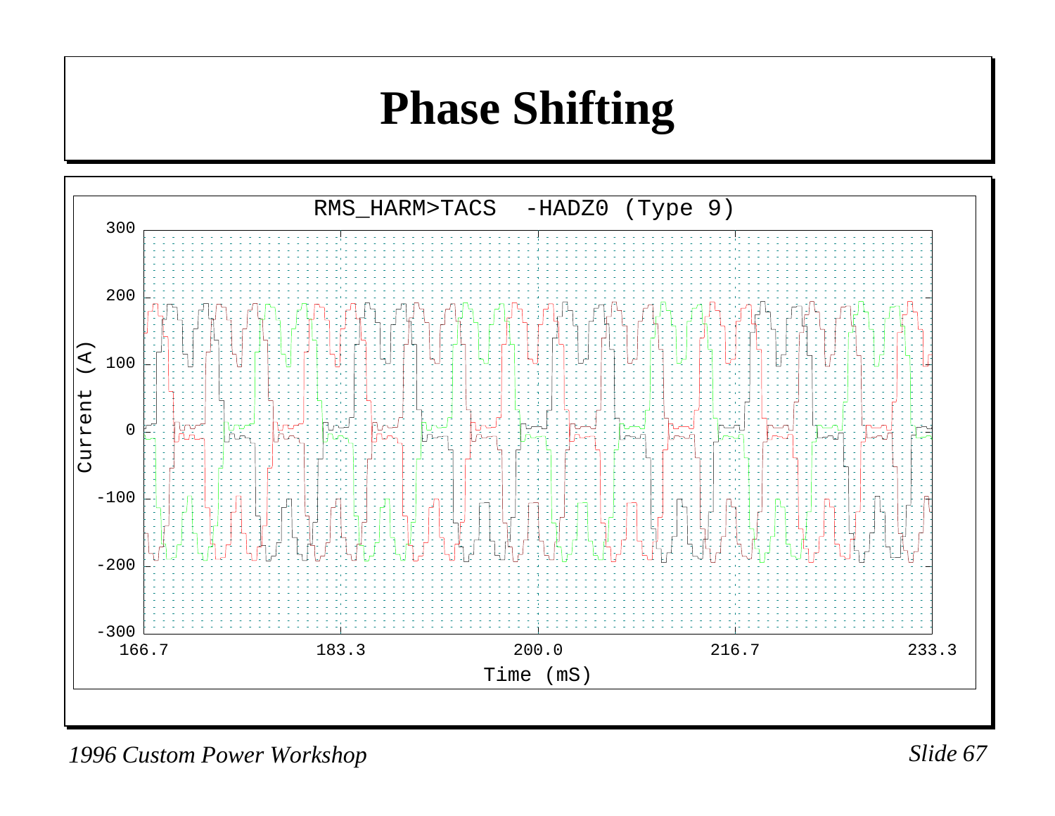# Phase Shifting

RMS_HARM>TACS -HADZ0 (Type 9)

Current (A)

300
200
100
0
-100
-200
-300

166.7 183.3 200.0 216.7 233.3

Time (mS)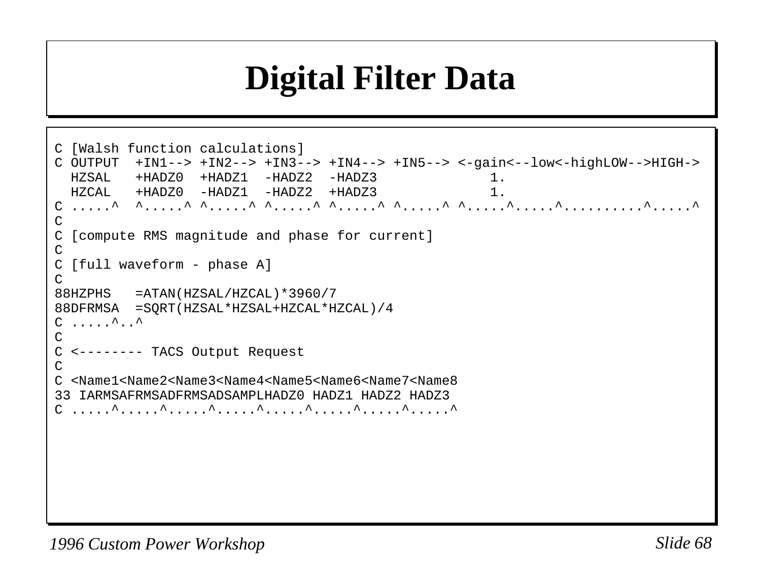# Digital Filter Data

```
C [Walsh function calculations]
C OUTPUT  +IN1--> +IN2--> +IN3--> +IN4--> +IN5--> <-gain<--low<-highLOW-->HIGH->
  HZSAL   +HADZ0  +HADZ1  -HADZ2  -HADZ3              1.
  HZCAL   +HADZ0  -HADZ1  -HADZ2  +HADZ3              1.
C .....^  ^.....^ ^.....^ ^.....^ ^.....^ ^.....^ ^.....^.....^..........^.....^
C
C [compute RMS magnitude and phase for current]
C
C [full waveform - phase A]
C
88HZPHS   =ATAN(HZSAL/HZCAL)*3960/7
88DFRMSA  =SQRT(HZSAL*HZSAL+HZCAL*HZCAL)/4
C .....^..^
C
C <-------- TACS Output Request
C
C <Name1<Name2<Name3<Name4<Name5<Name6<Name7<Name8
33 IARMSAFRMSADFRMSADSAMPLHADZ0 HADZ1 HADZ2 HADZ3
C .....^.....^.....^.....^.....^.....^.....^.....^
```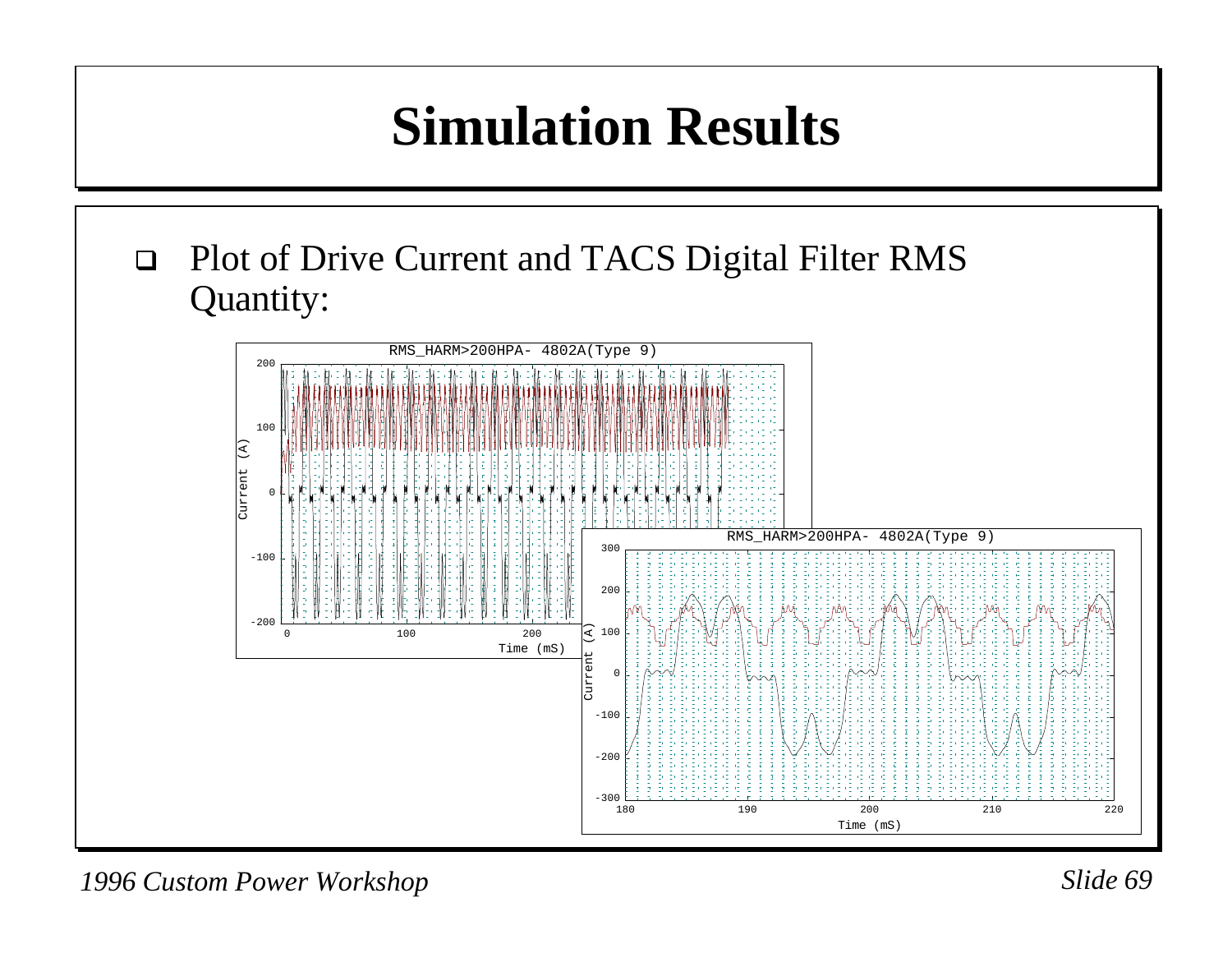# Simulation Results

- Plot of Drive Current and TACS Digital Filter RMS Quantity: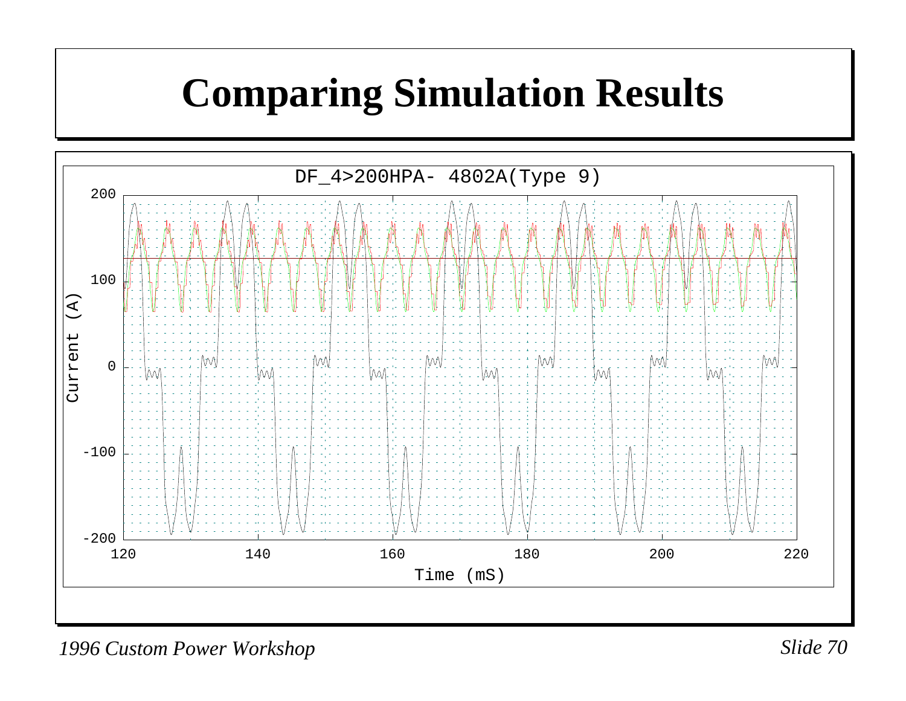# Comparing Simulation Results

DF_4>200HPA- 4802A(Type 9)

Current (A)

Time (mS)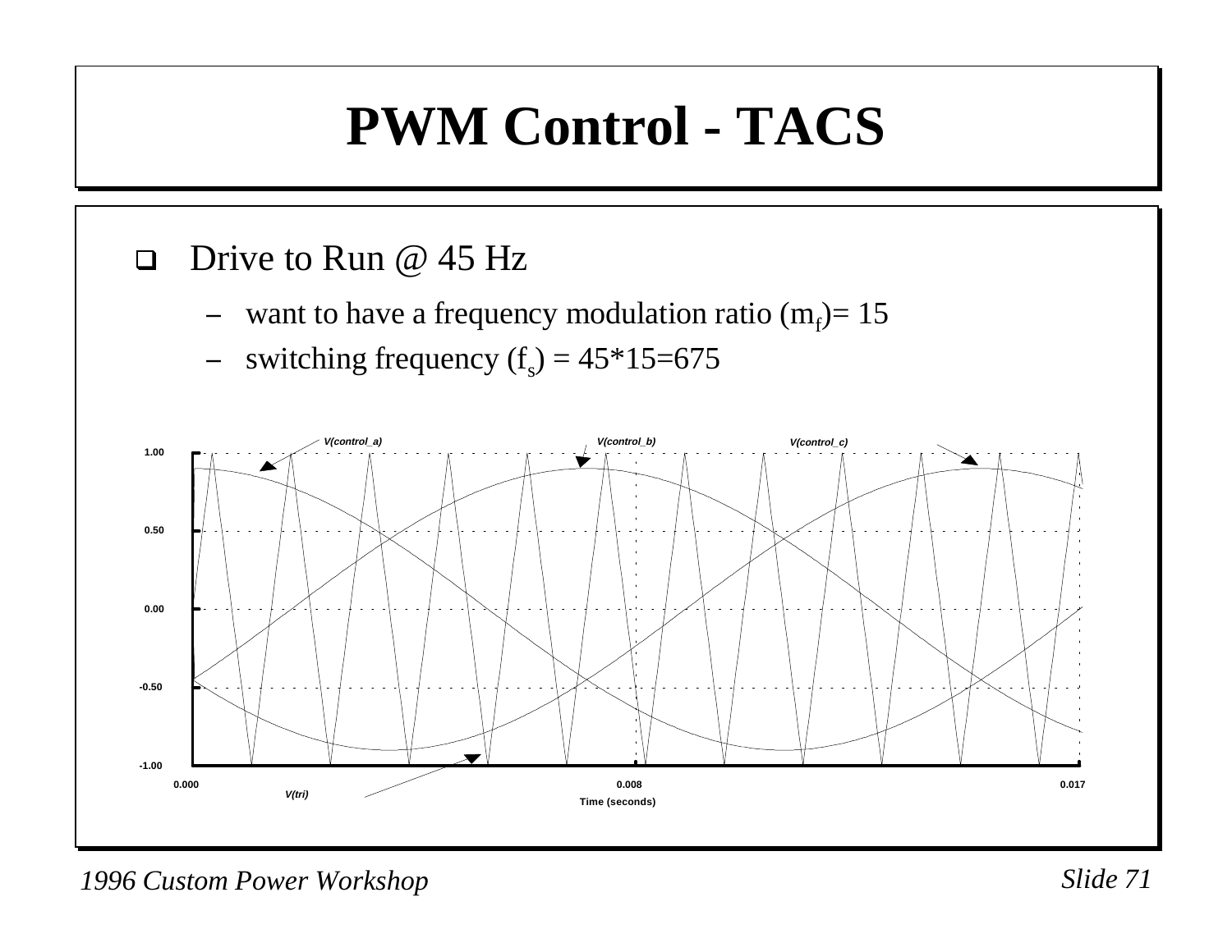# PWM Control - TACS

- Drive to Run @ 45 Hz
  - want to have a frequency modulation ratio ($m_f$)= 15
  - switching frequency ($f_s$) = 45*15=675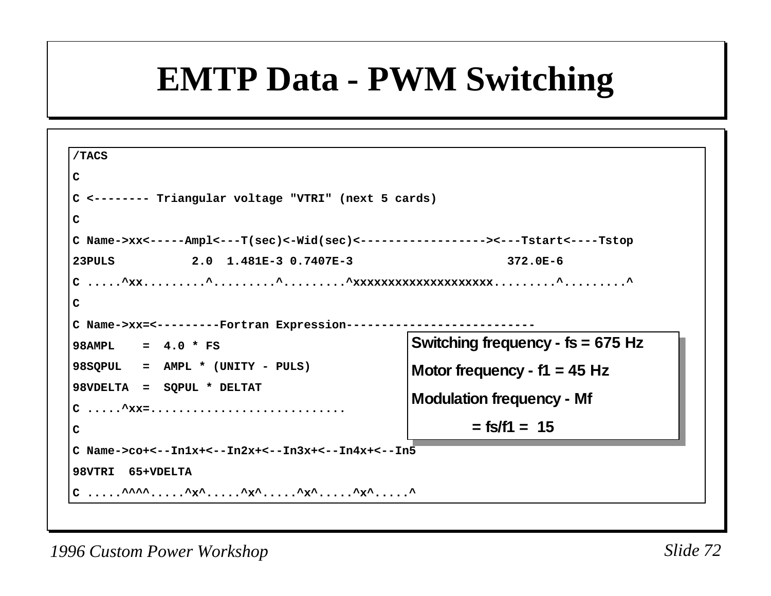# EMTP Data - PWM Switching

```
/TACS
C
C <-------- Triangular voltage "VTRI" (next 5 cards)
C
C Name->xx<-----Ampl<---T(sec)<-Wid(sec)<------------------><---Tstart<----Tstop
23PULS           2.0  1.481E-3 0.7407E-3                      372.0E-6
C .....^xx.........^.........^.........^xxxxxxxxxxxxxxxxxxxx.........^.........^
C
C Name->xx=<---------Fortran Expression--------------------------
98AMPL    =  4.0 * FS
98SQPUL   =  AMPL * (UNITY - PULS)
98VDELTA  =  SQPUL * DELTAT
C .....^xx=...........................
C
C Name->co+<--In1x+<--In2x+<--In3x+<--In4x+<--In5
98VTRI  65+VDELTA
C .....^^^^.....^x^.....^x^.....^x^.....^x^.....^
```

**Switching frequency - fs = 675 Hz**

**Motor frequency - f1 = 45 Hz**

**Modulation frequency - Mf**

**= fs/f1 = 15**

*1996 Custom Power Workshop*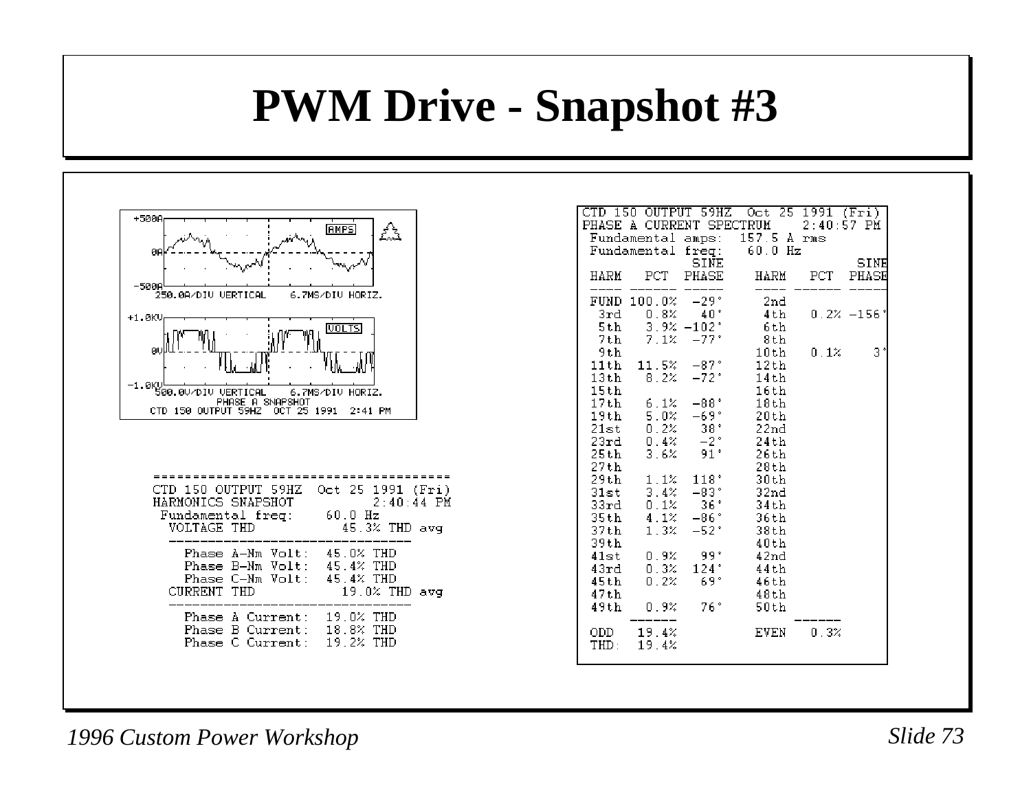# PWM Drive - Snapshot #3

+500A

0A

-500A

250.0A/DIV VERTICAL    6.7MS/DIV HORIZ.

AMPS

+1.0KV

0V

-1.0KV

500.0V/DIV VERTICAL    6.7MS/DIV HORIZ.

VOLTS

PHASE A SNAPSHOT

CTD 150 OUTPUT 59HZ  OCT 25 1991  2:41 PM

```
=======================================
CTD 150 OUTPUT 59HZ  Oct 25 1991 (Fri)
HARMONICS SNAPSHOT           2:40:44 PM
 Fundamental freq:    60.0 Hz
  VOLTAGE THD            45.3% THD avg
  -------------------------------
    Phase A-Nm Volt:  45.0% THD
    Phase B-Nm Volt:  45.4% THD
    Phase C-Nm Volt:  45.4% THD
  CURRENT THD            19.0% THD avg
  -------------------------------
    Phase A Current:  19.0% THD
    Phase B Current:  18.8% THD
    Phase C Current:  19.2% THD
```

CTD 150 OUTPUT 59HZ  Oct 25 1991 (Fri)
PHASE A CURRENT SPECTRUM    2:40:57 PM
Fundamental amps:  157.5 A rms
Fundamental freq:   60.0 Hz

| HARM | PCT | SINE PHASE | HARM | PCT | SINE PHASE |
|---|---|---|---|---|---|
| FUND | 100.0% | -29° | 2nd | | |
| 3rd | 0.8% | 40° | 4th | 0.2% | -156° |
| 5th | 3.9% | -102° | 6th | | |
| 7th | 7.1% | -77° | 8th | | |
| 9th | | | 10th | 0.1% | 3° |
| 11th | 11.5% | -87° | 12th | | |
| 13th | 8.2% | -72° | 14th | | |
| 15th | | | 16th | | |
| 17th | 6.1% | -88° | 18th | | |
| 19th | 5.0% | -69° | 20th | | |
| 21st | 0.2% | 38° | 22nd | | |
| 23rd | 0.4% | -2° | 24th | | |
| 25th | 3.6% | 91° | 26th | | |
| 27th | | | 28th | | |
| 29th | 1.1% | 118° | 30th | | |
| 31st | 3.4% | -83° | 32nd | | |
| 33rd | 0.1% | 36° | 34th | | |
| 35th | 4.1% | -86° | 36th | | |
| 37th | 1.3% | -52° | 38th | | |
| 39th | | | 40th | | |
| 41st | 0.9% | 99° | 42nd | | |
| 43rd | 0.3% | 124° | 44th | | |
| 45th | 0.2% | 69° | 46th | | |
| 47th | | | 48th | | |
| 49th | 0.9% | 76° | 50th | | |
| ODD | 19.4% | | EVEN | 0.3% | |
| THD: | 19.4% | | | | |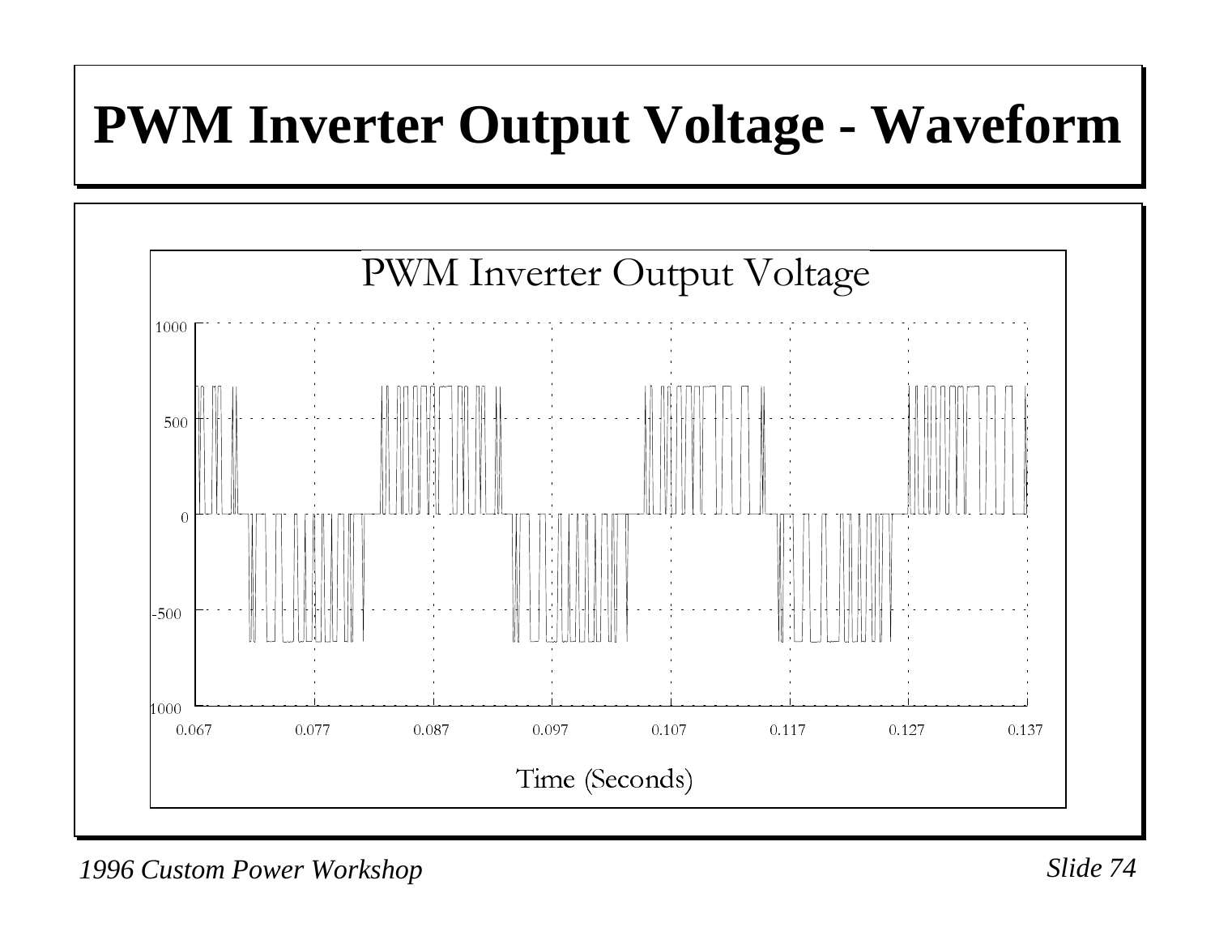# PWM Inverter Output Voltage - Waveform

PWM Inverter Output Voltage

1000

500

0

-500

1000

0.067 0.077 0.087 0.097 0.107 0.117 0.127 0.137

Time (Seconds)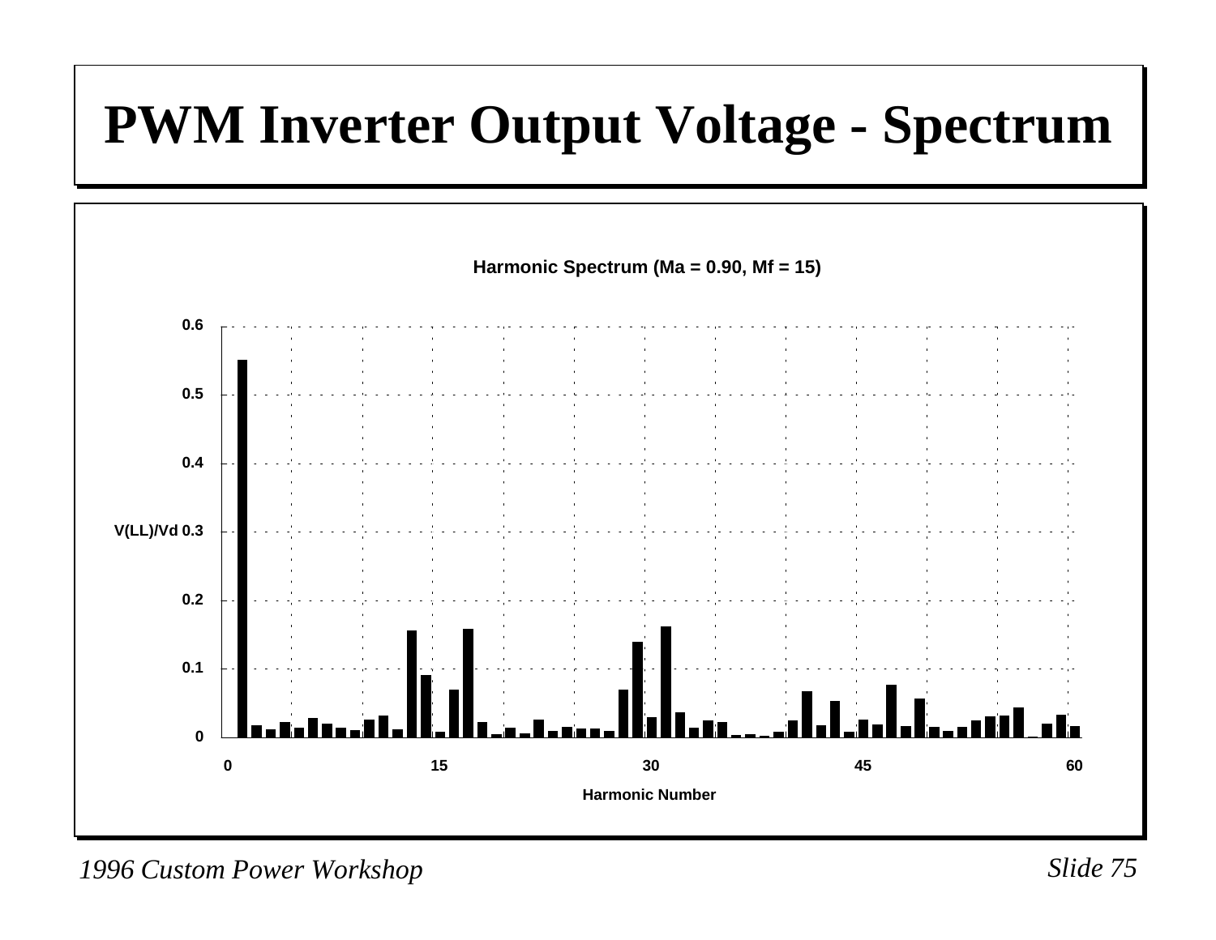# PWM Inverter Output Voltage - Spectrum

**Harmonic Spectrum (Ma = 0.90, Mf = 15)**

V(LL)/Vd

0.6
0.5
0.4
0.3
0.2
0.1
0

0 15 30 45 60

Harmonic Number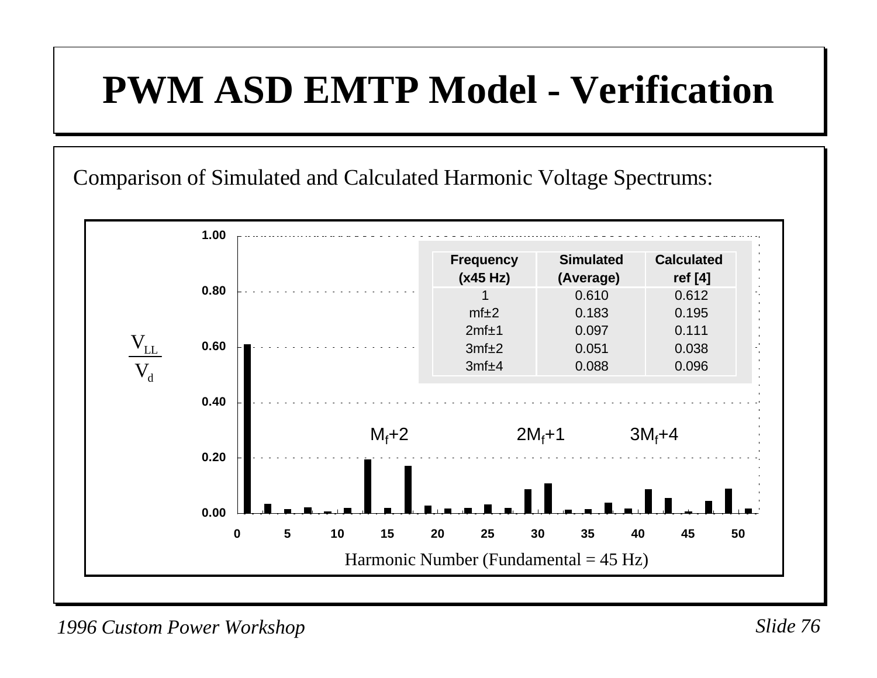# PWM ASD EMTP Model - Verification

Comparison of Simulated and Calculated Harmonic Voltage Spectrums:

| Frequency (x45 Hz) | Simulated (Average) | Calculated ref [4] |
|---|---|---|
| 1 | 0.610 | 0.612 |
| mf±2 | 0.183 | 0.195 |
| 2mf±1 | 0.097 | 0.111 |
| 3mf±2 | 0.051 | 0.038 |
| 3mf±4 | 0.088 | 0.096 |

$\frac{V_{LL}}{V_d}$

$M_f$+2 &nbsp;&nbsp; $2M_f$+1 &nbsp;&nbsp; $3M_f$+4

Harmonic Number (Fundamental = 45 Hz)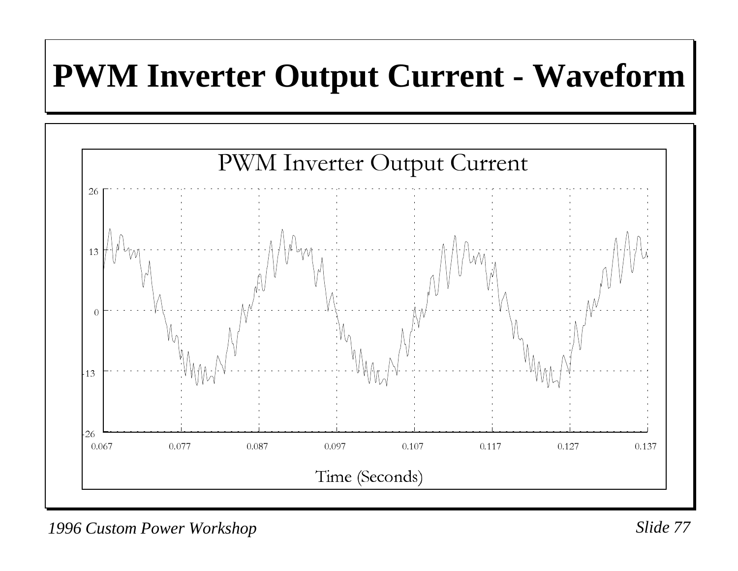# PWM Inverter Output Current - Waveform

PWM Inverter Output Current

26

13

0

-13

-26

0.067 0.077 0.087 0.097 0.107 0.117 0.127 0.137

Time (Seconds)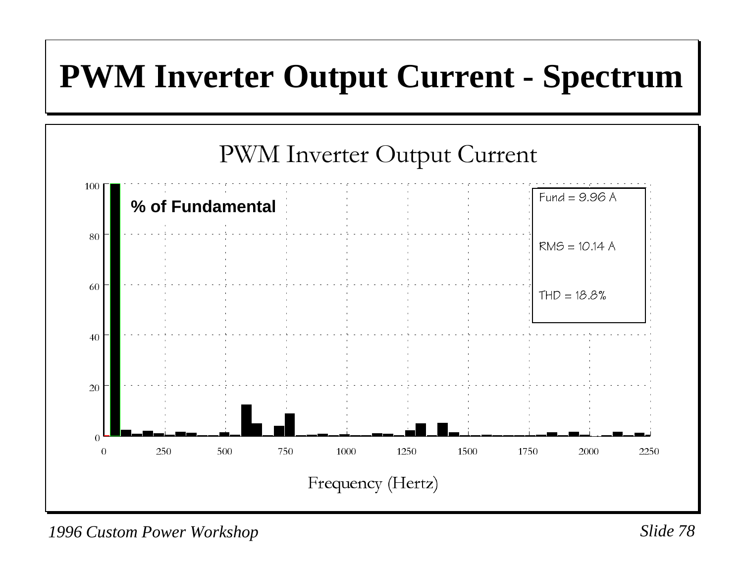# PWM Inverter Output Current - Spectrum

PWM Inverter Output Current

% of Fundamental

Fund = 9.96 A

RMS = 10.14 A

THD = 18.8%

Frequency (Hertz)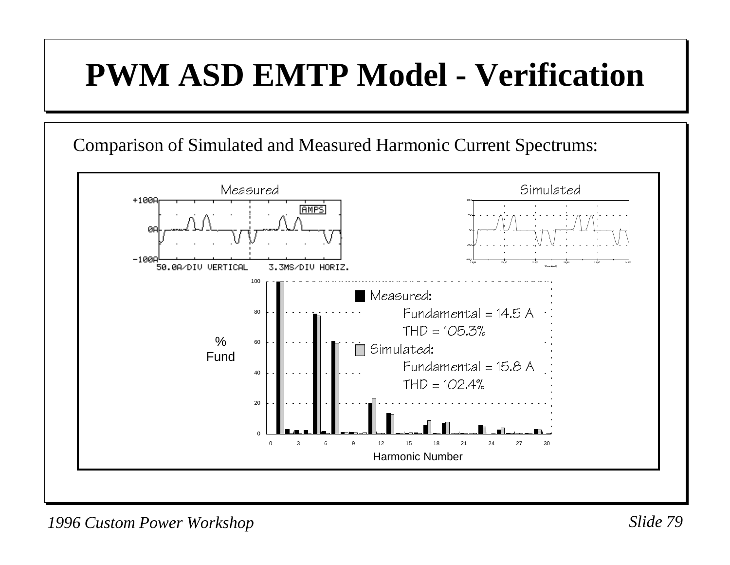# PWM ASD EMTP Model - Verification

Comparison of Simulated and Measured Harmonic Current Spectrums:

Measured

+100A

0A

−100A

50.0A/DIV VERTICAL   3.3MS/DIV HORIZ.

AMPS

Simulated

% Fund

■ Measured:
Fundamental = 14.5 A
THD = 105.3%

□ Simulated:
Fundamental = 15.8 A
THD = 102.4%

Harmonic Number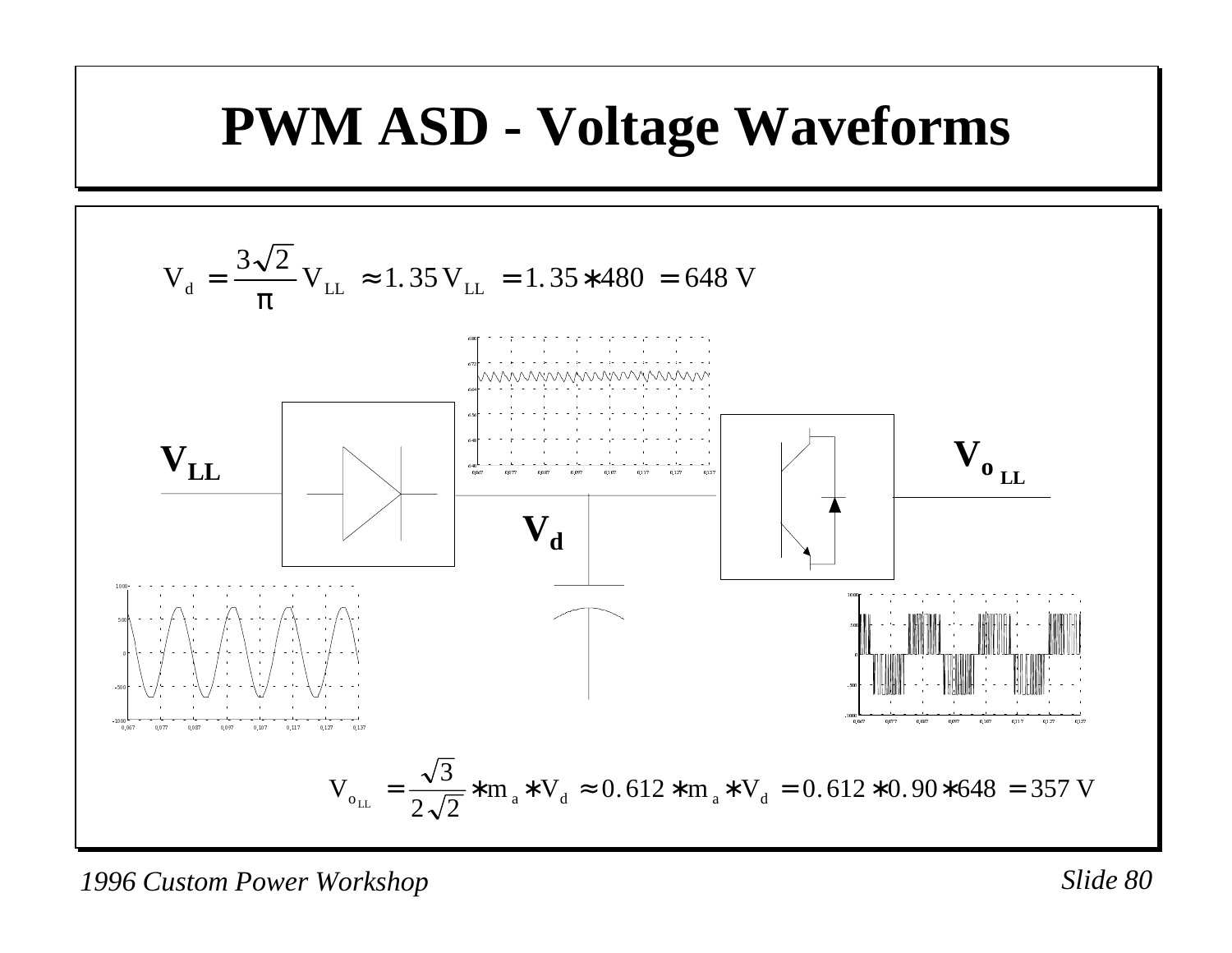# PWM ASD - Voltage Waveforms

$$V_d = \frac{3\sqrt{2}}{\pi} V_{LL} \approx 1.35\, V_{LL} = 1.35 * 480 = 648 \text{ V}$$

$V_{LL}$

$V_d$

$V_{o\,LL}$

$$V_{o_{LL}} = \frac{\sqrt{3}}{2\sqrt{2}} * m_a * V_d \approx 0.612 * m_a * V_d = 0.612 * 0.90 * 648 = 357 \text{ V}$$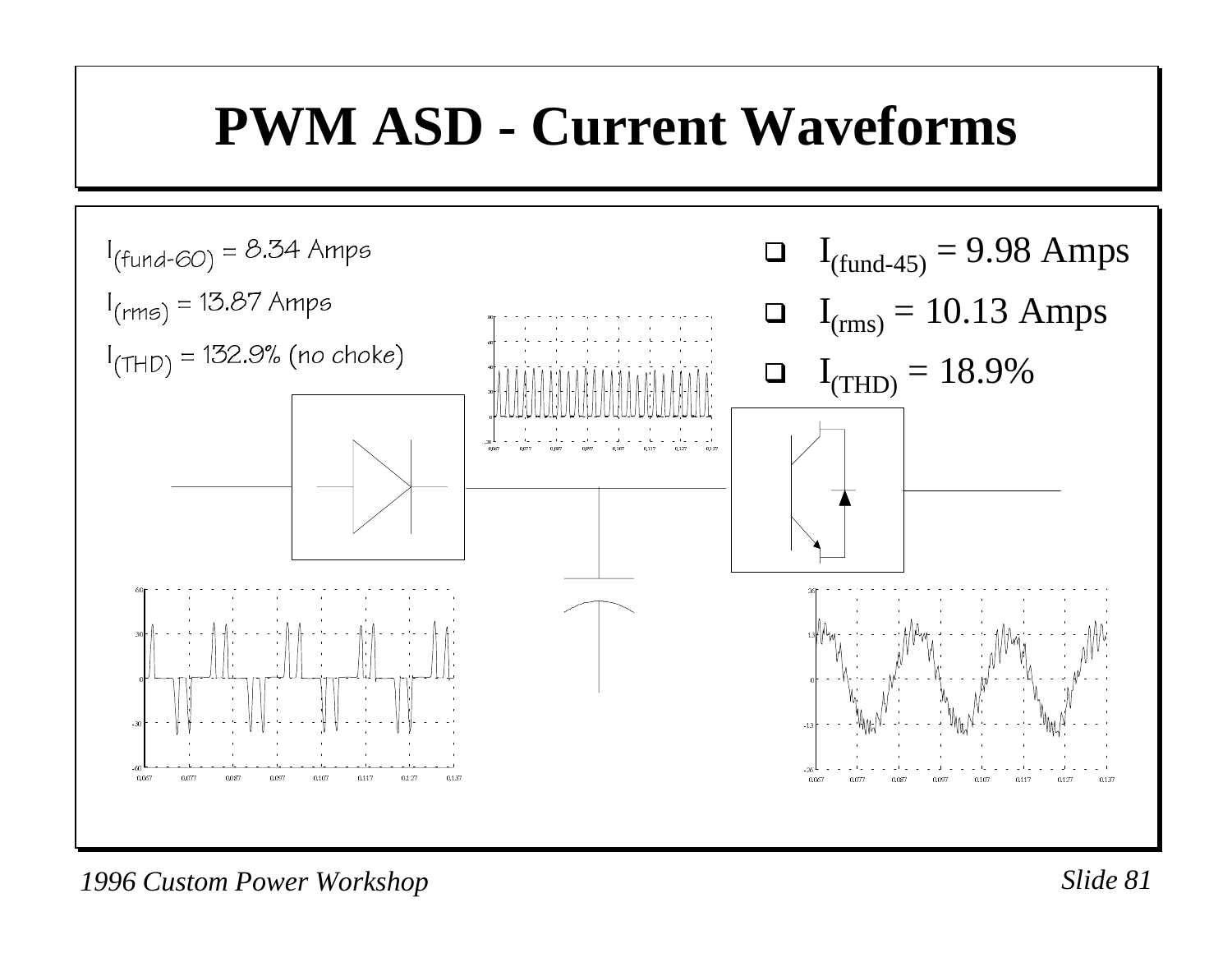# PWM ASD - Current Waveforms

$I_{(fund\text{-}60)}$ = 8.34 Amps

$I_{(rms)}$ = 13.87 Amps

$I_{(THD)}$ = 132.9% (no choke)

- $I_{(fund\text{-}45)}$ = 9.98 Amps
- $I_{(rms)}$ = 10.13 Amps
- $I_{(THD)}$ = 18.9%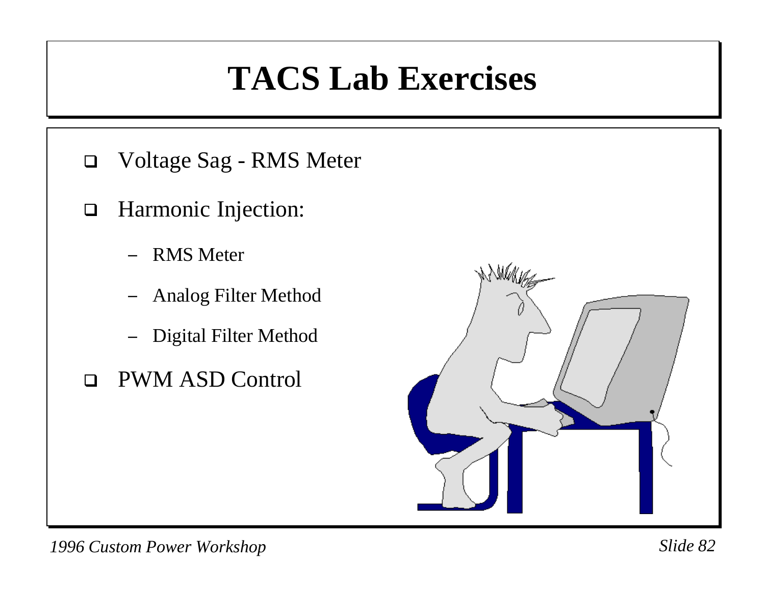# TACS Lab Exercises

- Voltage Sag - RMS Meter
- Harmonic Injection:
  - RMS Meter
  - Analog Filter Method
  - Digital Filter Method
- PWM ASD Control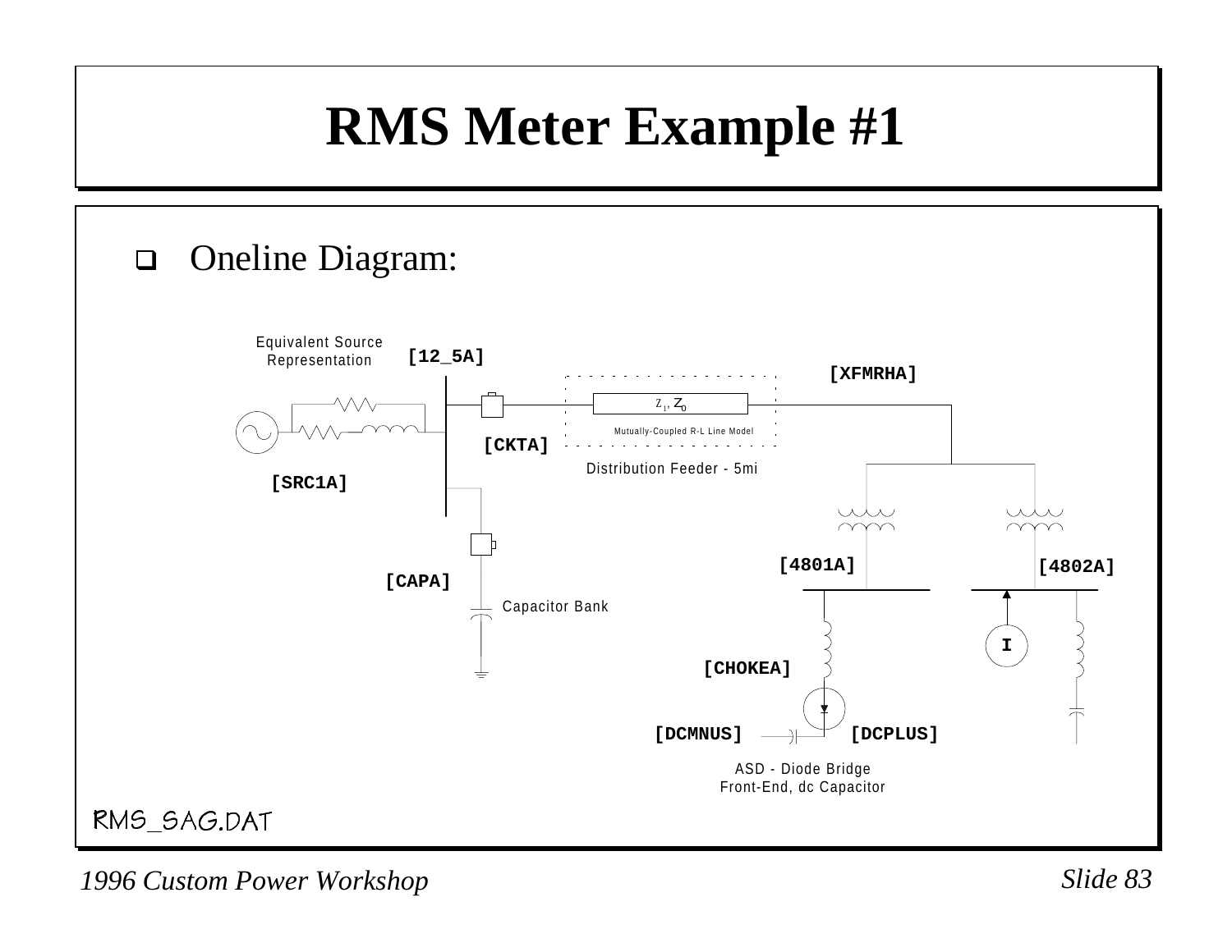# RMS Meter Example #1

- Oneline Diagram:

Equivalent Source Representation

[12_5A]

[XFMRHA]

$Z_1$, $Z_0$

Mutually-Coupled R-L Line Model

[CKTA]

Distribution Feeder - 5mi

[SRC1A]

[4801A]

[4802A]

[CAPA]

Capacitor Bank

I

[CHOKEA]

[DCMNUS]

[DCPLUS]

ASD - Diode Bridge Front-End, dc Capacitor

RMS_SAG.DAT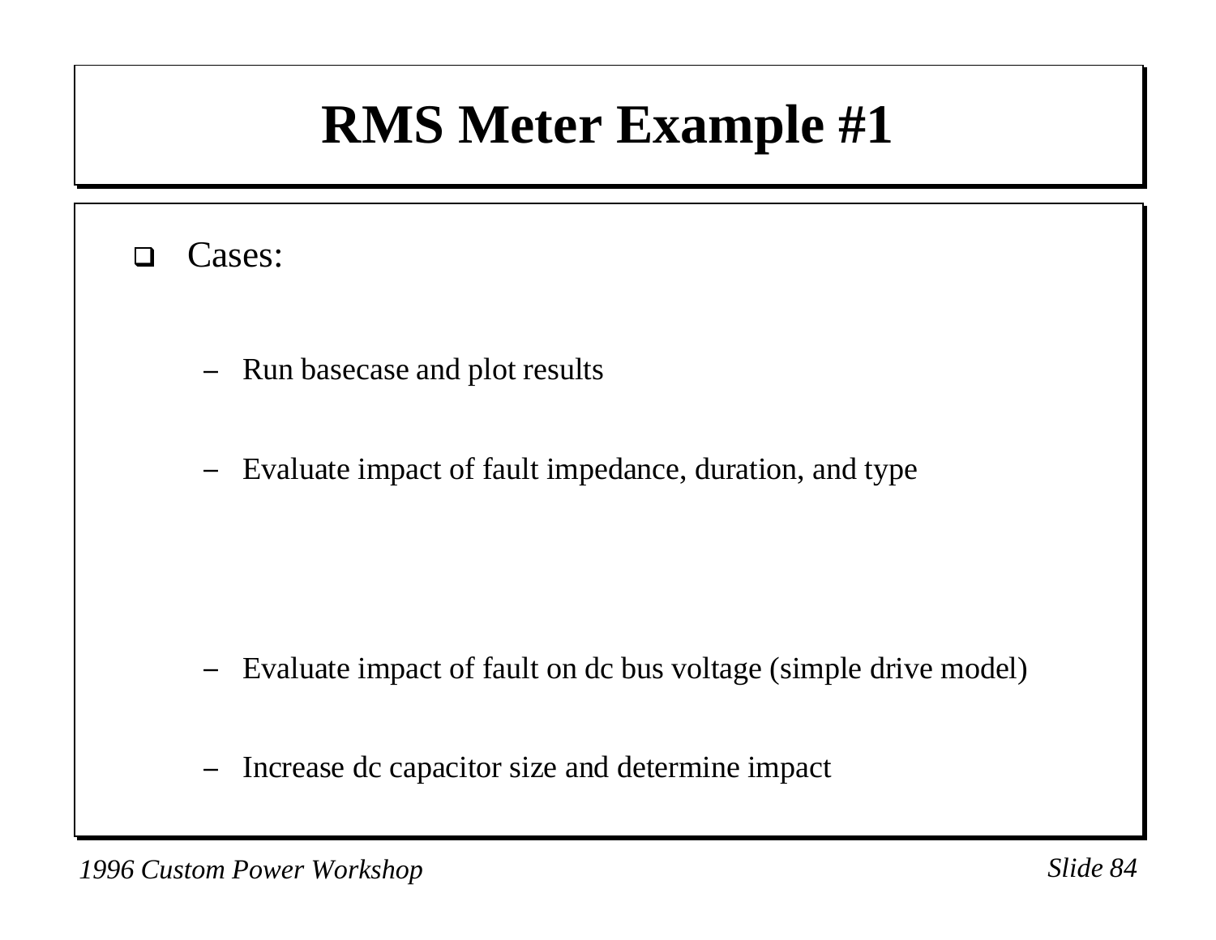# RMS Meter Example #1

- Cases:
  - Run basecase and plot results
  - Evaluate impact of fault impedance, duration, and type
  - Evaluate impact of fault on dc bus voltage (simple drive model)
  - Increase dc capacitor size and determine impact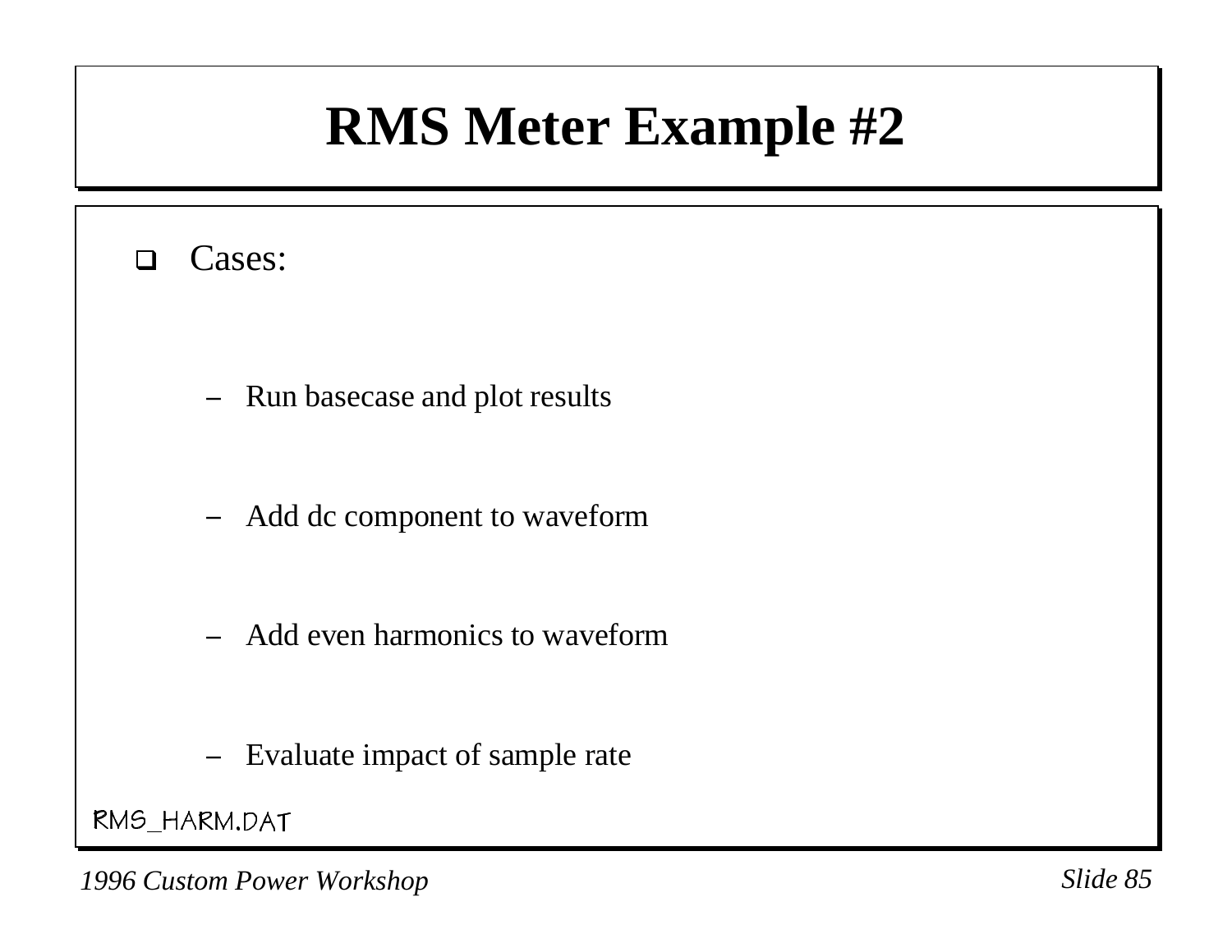# RMS Meter Example #2

- Cases:
  - Run basecase and plot results
  - Add dc component to waveform
  - Add even harmonics to waveform
  - Evaluate impact of sample rate

RMS_HARM.DAT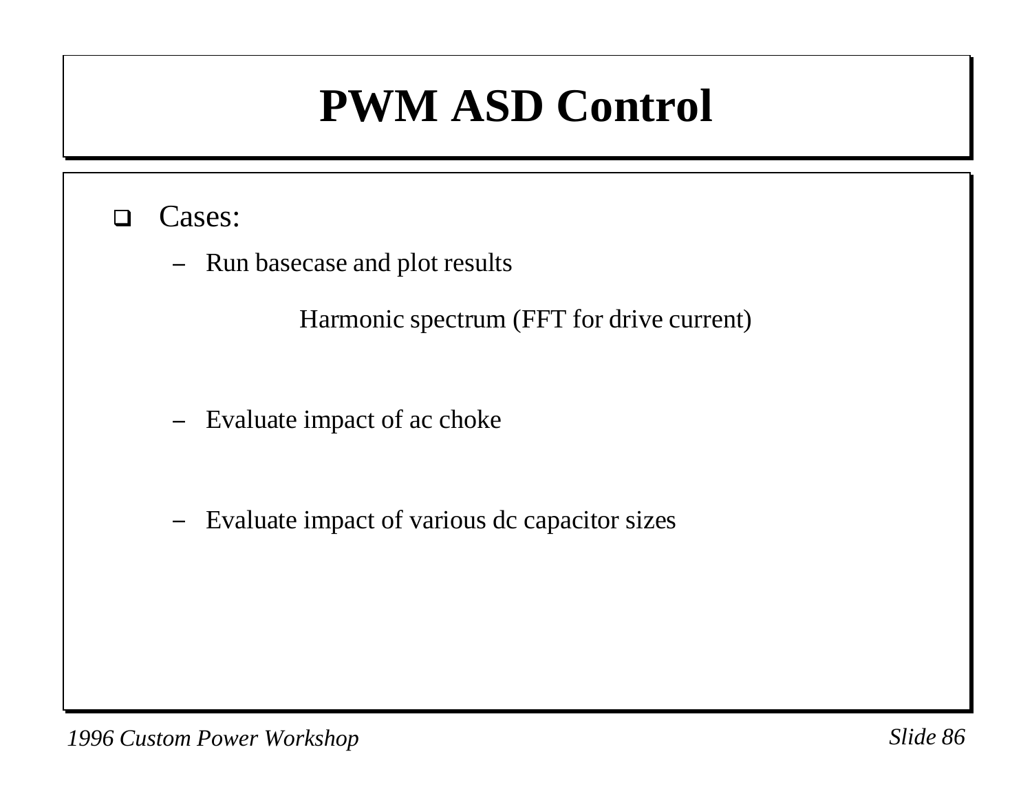# PWM ASD Control

- Cases:
  - Run basecase and plot results

    Harmonic spectrum (FFT for drive current)

  - Evaluate impact of ac choke
  - Evaluate impact of various dc capacitor sizes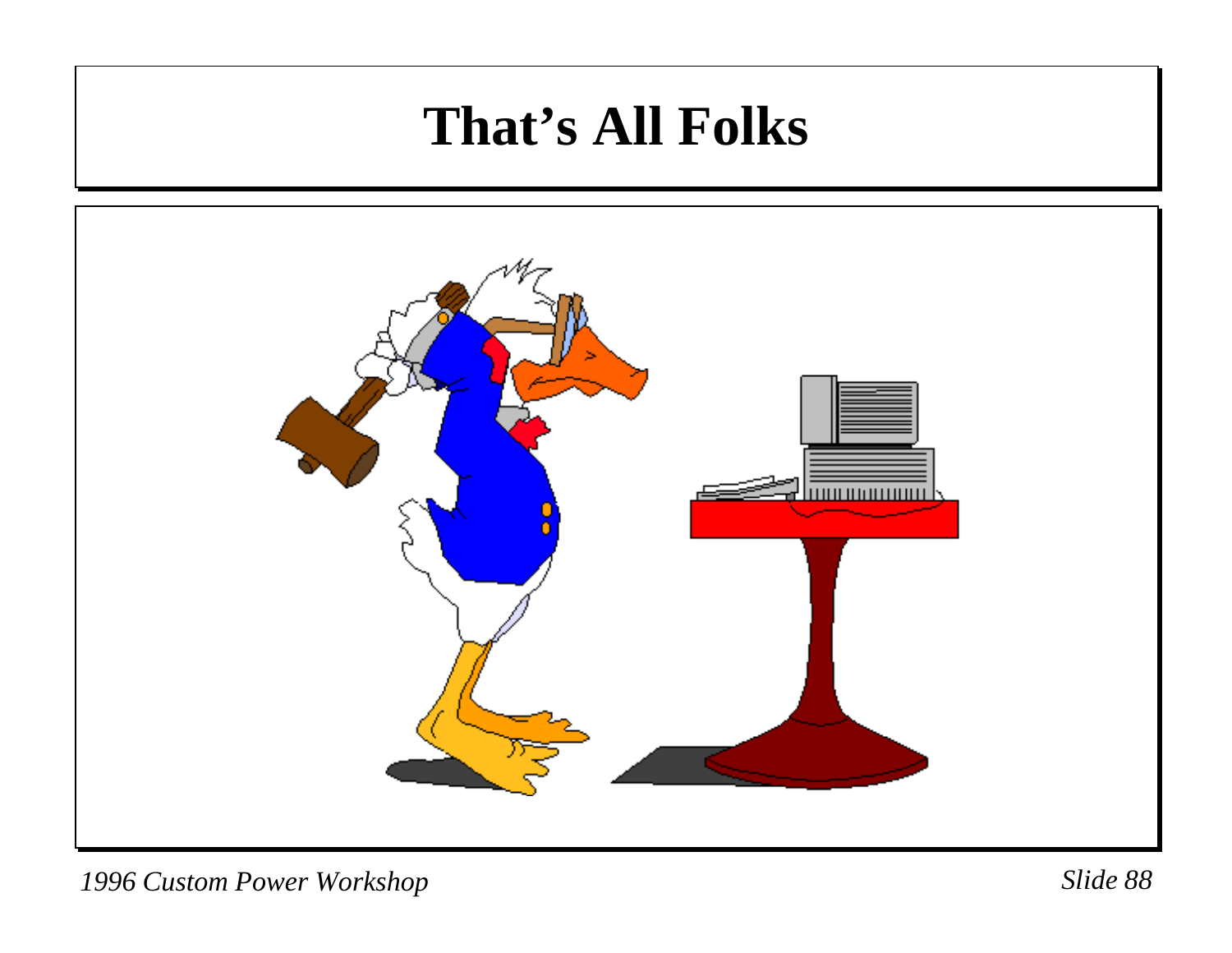# That's All Folks